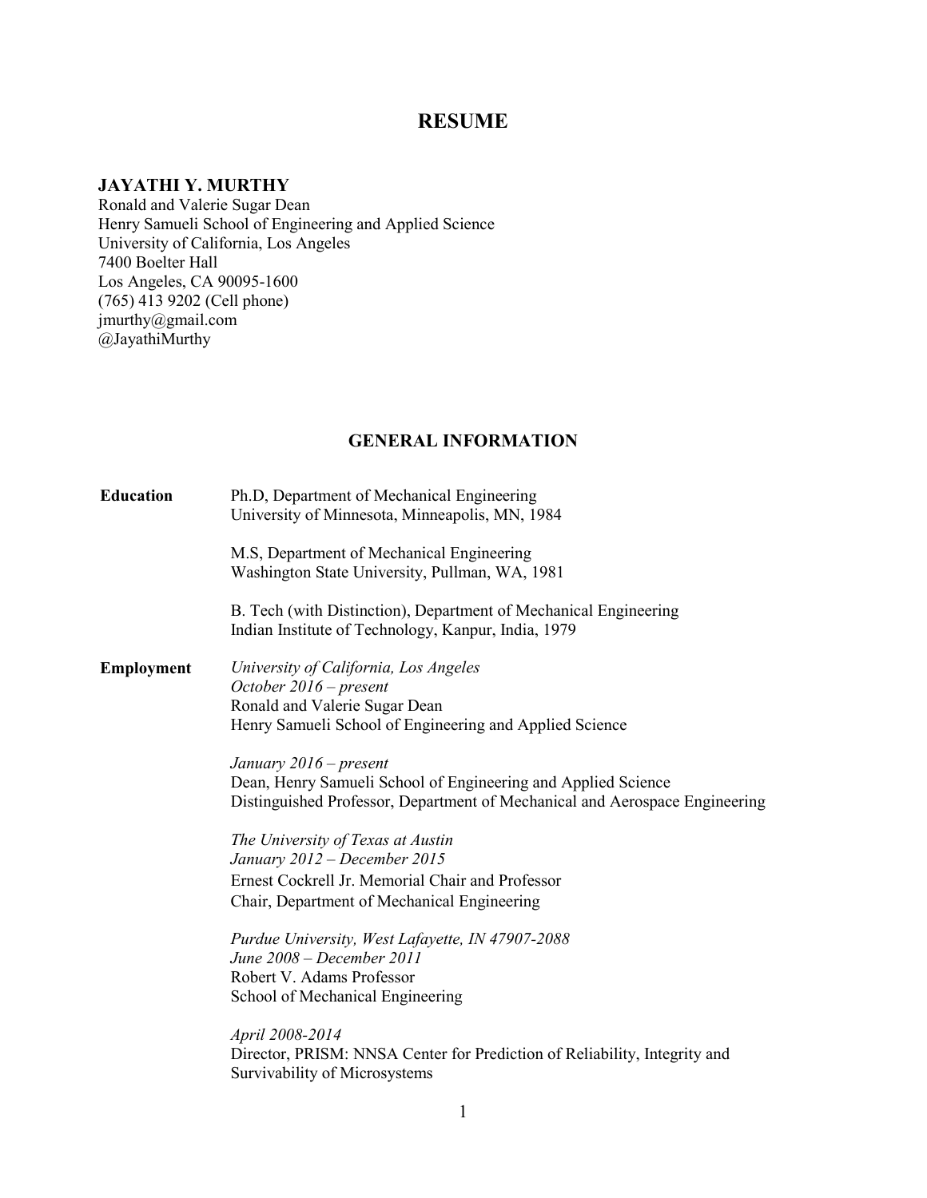# RESUME

**JAYATHI Y. MURTHY**
Ronald and Valerie Sugar Dean
Henry Samueli School of Engineering and Applied Science
University of California, Los Angeles
7400 Boelter Hall
Los Angeles, CA 90095-1600
(765) 413 9202 (Cell phone)
jmurthy@gmail.com
@JayathiMurthy

## GENERAL INFORMATION

**Education**

Ph.D, Department of Mechanical Engineering
University of Minnesota, Minneapolis, MN, 1984

M.S, Department of Mechanical Engineering
Washington State University, Pullman, WA, 1981

B. Tech (with Distinction), Department of Mechanical Engineering
Indian Institute of Technology, Kanpur, India, 1979

**Employment**

*University of California, Los Angeles*
*October 2016 – present*
Ronald and Valerie Sugar Dean
Henry Samueli School of Engineering and Applied Science

*January 2016 – present*
Dean, Henry Samueli School of Engineering and Applied Science
Distinguished Professor, Department of Mechanical and Aerospace Engineering

*The University of Texas at Austin*
*January 2012 – December 2015*
Ernest Cockrell Jr. Memorial Chair and Professor
Chair, Department of Mechanical Engineering

*Purdue University, West Lafayette, IN 47907-2088*
*June 2008 – December 2011*
Robert V. Adams Professor
School of Mechanical Engineering

*April 2008-2014*
Director, PRISM: NNSA Center for Prediction of Reliability, Integrity and Survivability of Microsystems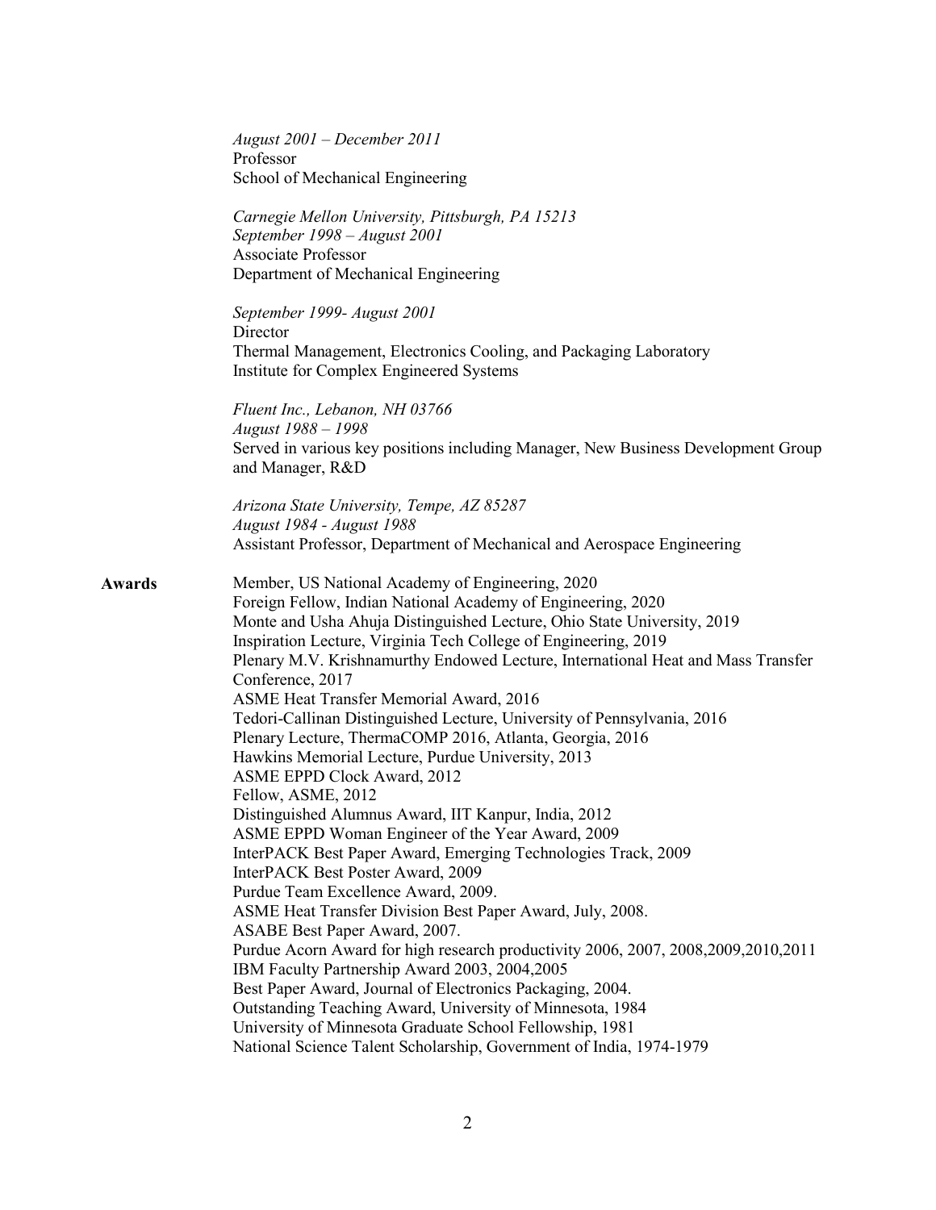*August 2001 – December 2011*
Professor
School of Mechanical Engineering

*Carnegie Mellon University, Pittsburgh, PA 15213*
*September 1998 – August 2001*
Associate Professor
Department of Mechanical Engineering

*September 1999- August 2001*
Director
Thermal Management, Electronics Cooling, and Packaging Laboratory
Institute for Complex Engineered Systems

*Fluent Inc., Lebanon, NH 03766*
*August 1988 – 1998*
Served in various key positions including Manager, New Business Development Group and Manager, R&D

*Arizona State University, Tempe, AZ 85287*
*August 1984 - August 1988*
Assistant Professor, Department of Mechanical and Aerospace Engineering

**Awards**

Member, US National Academy of Engineering, 2020
Foreign Fellow, Indian National Academy of Engineering, 2020
Monte and Usha Ahuja Distinguished Lecture, Ohio State University, 2019
Inspiration Lecture, Virginia Tech College of Engineering, 2019
Plenary M.V. Krishnamurthy Endowed Lecture, International Heat and Mass Transfer Conference, 2017
ASME Heat Transfer Memorial Award, 2016
Tedori-Callinan Distinguished Lecture, University of Pennsylvania, 2016
Plenary Lecture, ThermaCOMP 2016, Atlanta, Georgia, 2016
Hawkins Memorial Lecture, Purdue University, 2013
ASME EPPD Clock Award, 2012
Fellow, ASME, 2012
Distinguished Alumnus Award, IIT Kanpur, India, 2012
ASME EPPD Woman Engineer of the Year Award, 2009
InterPACK Best Paper Award, Emerging Technologies Track, 2009
InterPACK Best Poster Award, 2009
Purdue Team Excellence Award, 2009.
ASME Heat Transfer Division Best Paper Award, July, 2008.
ASABE Best Paper Award, 2007.
Purdue Acorn Award for high research productivity 2006, 2007, 2008,2009,2010,2011
IBM Faculty Partnership Award 2003, 2004,2005
Best Paper Award, Journal of Electronics Packaging, 2004.
Outstanding Teaching Award, University of Minnesota, 1984
University of Minnesota Graduate School Fellowship, 1981
National Science Talent Scholarship, Government of India, 1974-1979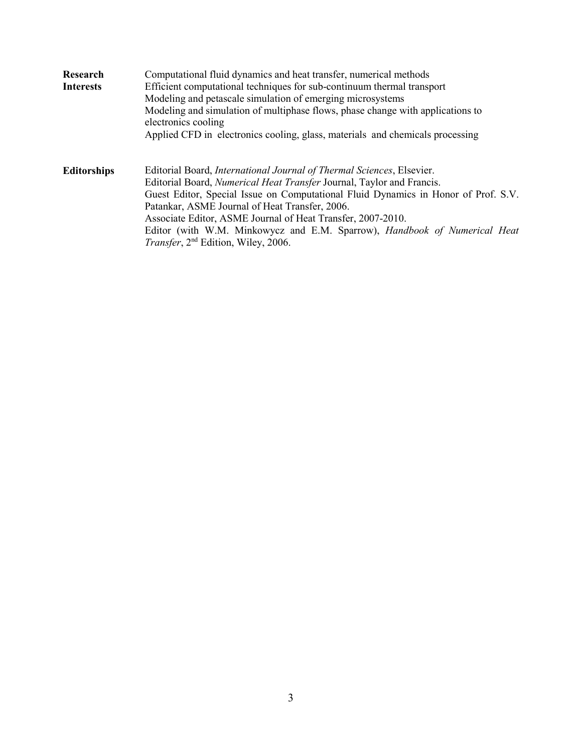**Research Interests**

Computational fluid dynamics and heat transfer, numerical methods
Efficient computational techniques for sub-continuum thermal transport
Modeling and petascale simulation of emerging microsystems
Modeling and simulation of multiphase flows, phase change with applications to electronics cooling
Applied CFD in electronics cooling, glass, materials and chemicals processing

**Editorships**

Editorial Board, *International Journal of Thermal Sciences*, Elsevier.
Editorial Board, *Numerical Heat Transfer* Journal, Taylor and Francis.
Guest Editor, Special Issue on Computational Fluid Dynamics in Honor of Prof. S.V. Patankar, ASME Journal of Heat Transfer, 2006.
Associate Editor, ASME Journal of Heat Transfer, 2007-2010.
Editor (with W.M. Minkowycz and E.M. Sparrow), *Handbook of Numerical Heat Transfer*, 2nd Edition, Wiley, 2006.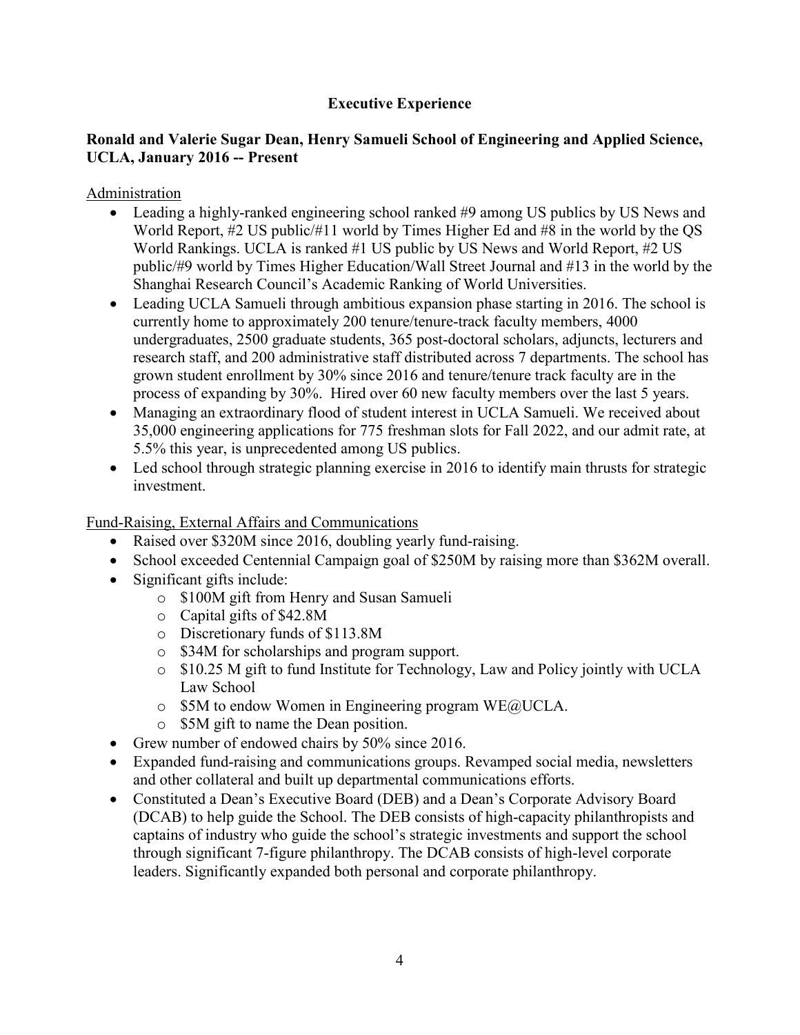## Executive Experience

**Ronald and Valerie Sugar Dean, Henry Samueli School of Engineering and Applied Science, UCLA, January 2016 -- Present**

<u>Administration</u>

- Leading a highly-ranked engineering school ranked #9 among US publics by US News and World Report, #2 US public/#11 world by Times Higher Ed and #8 in the world by the QS World Rankings. UCLA is ranked #1 US public by US News and World Report, #2 US public/#9 world by Times Higher Education/Wall Street Journal and #13 in the world by the Shanghai Research Council's Academic Ranking of World Universities.
- Leading UCLA Samueli through ambitious expansion phase starting in 2016. The school is currently home to approximately 200 tenure/tenure-track faculty members, 4000 undergraduates, 2500 graduate students, 365 post-doctoral scholars, adjuncts, lecturers and research staff, and 200 administrative staff distributed across 7 departments. The school has grown student enrollment by 30% since 2016 and tenure/tenure track faculty are in the process of expanding by 30%. Hired over 60 new faculty members over the last 5 years.
- Managing an extraordinary flood of student interest in UCLA Samueli. We received about 35,000 engineering applications for 775 freshman slots for Fall 2022, and our admit rate, at 5.5% this year, is unprecedented among US publics.
- Led school through strategic planning exercise in 2016 to identify main thrusts for strategic investment.

<u>Fund-Raising, External Affairs and Communications</u>

- Raised over $320M since 2016, doubling yearly fund-raising.
- School exceeded Centennial Campaign goal of $250M by raising more than $362M overall.
- Significant gifts include:
  - $100M gift from Henry and Susan Samueli
  - Capital gifts of $42.8M
  - Discretionary funds of $113.8M
  - $34M for scholarships and program support.
  - $10.25 M gift to fund Institute for Technology, Law and Policy jointly with UCLA Law School
  - $5M to endow Women in Engineering program WE@UCLA.
  - $5M gift to name the Dean position.
- Grew number of endowed chairs by 50% since 2016.
- Expanded fund-raising and communications groups. Revamped social media, newsletters and other collateral and built up departmental communications efforts.
- Constituted a Dean's Executive Board (DEB) and a Dean's Corporate Advisory Board (DCAB) to help guide the School. The DEB consists of high-capacity philanthropists and captains of industry who guide the school's strategic investments and support the school through significant 7-figure philanthropy. The DCAB consists of high-level corporate leaders. Significantly expanded both personal and corporate philanthropy.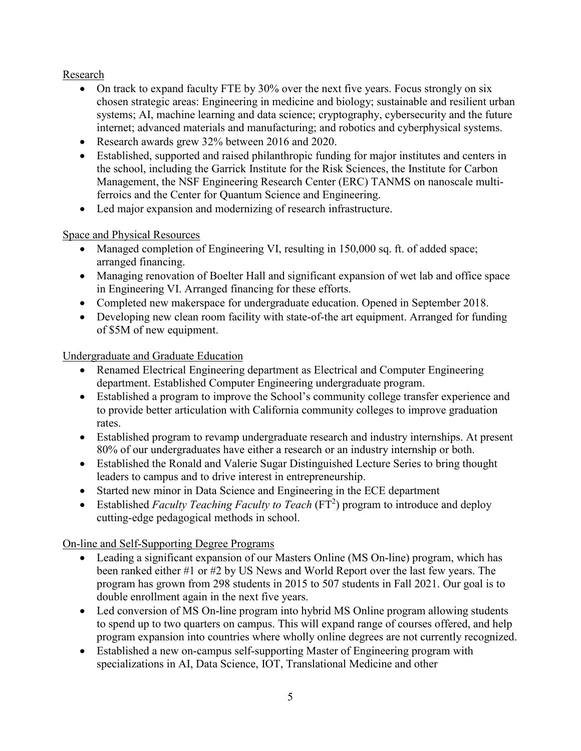Research

- On track to expand faculty FTE by 30% over the next five years. Focus strongly on six chosen strategic areas: Engineering in medicine and biology; sustainable and resilient urban systems; AI, machine learning and data science; cryptography, cybersecurity and the future internet; advanced materials and manufacturing; and robotics and cyberphysical systems.
- Research awards grew 32% between 2016 and 2020.
- Established, supported and raised philanthropic funding for major institutes and centers in the school, including the Garrick Institute for the Risk Sciences, the Institute for Carbon Management, the NSF Engineering Research Center (ERC) TANMS on nanoscale multi-ferroics and the Center for Quantum Science and Engineering.
- Led major expansion and modernizing of research infrastructure.

Space and Physical Resources

- Managed completion of Engineering VI, resulting in 150,000 sq. ft. of added space; arranged financing.
- Managing renovation of Boelter Hall and significant expansion of wet lab and office space in Engineering VI. Arranged financing for these efforts.
- Completed new makerspace for undergraduate education. Opened in September 2018.
- Developing new clean room facility with state-of-the art equipment. Arranged for funding of $5M of new equipment.

Undergraduate and Graduate Education

- Renamed Electrical Engineering department as Electrical and Computer Engineering department. Established Computer Engineering undergraduate program.
- Established a program to improve the School's community college transfer experience and to provide better articulation with California community colleges to improve graduation rates.
- Established program to revamp undergraduate research and industry internships. At present 80% of our undergraduates have either a research or an industry internship or both.
- Established the Ronald and Valerie Sugar Distinguished Lecture Series to bring thought leaders to campus and to drive interest in entrepreneurship.
- Started new minor in Data Science and Engineering in the ECE department
- Established *Faculty Teaching Faculty to Teach* ($FT^2$) program to introduce and deploy cutting-edge pedagogical methods in school.

On-line and Self-Supporting Degree Programs

- Leading a significant expansion of our Masters Online (MS On-line) program, which has been ranked either #1 or #2 by US News and World Report over the last few years. The program has grown from 298 students in 2015 to 507 students in Fall 2021. Our goal is to double enrollment again in the next five years.
- Led conversion of MS On-line program into hybrid MS Online program allowing students to spend up to two quarters on campus. This will expand range of courses offered, and help program expansion into countries where wholly online degrees are not currently recognized.
- Established a new on-campus self-supporting Master of Engineering program with specializations in AI, Data Science, IOT, Translational Medicine and other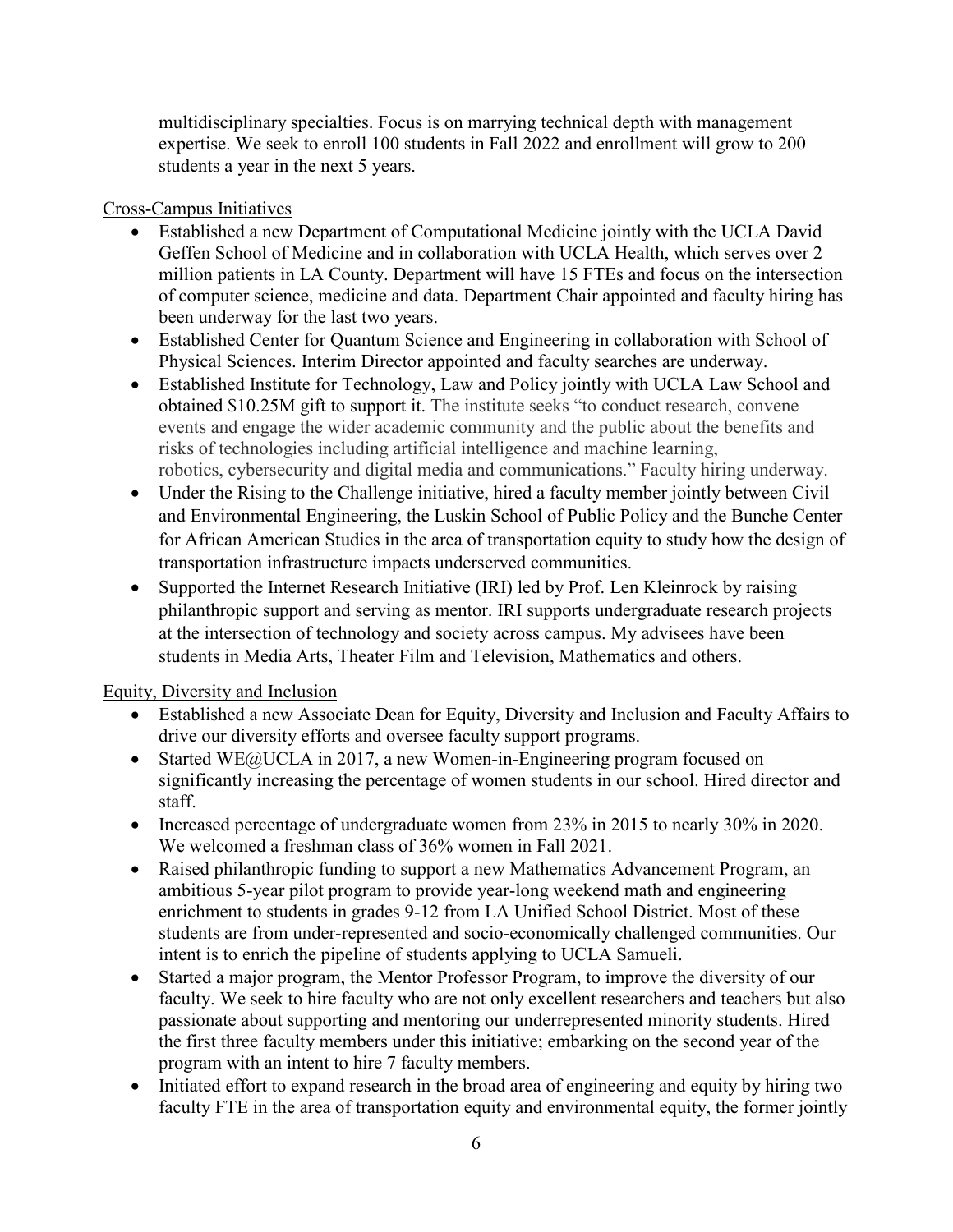multidisciplinary specialties. Focus is on marrying technical depth with management expertise. We seek to enroll 100 students in Fall 2022 and enrollment will grow to 200 students a year in the next 5 years.

Cross-Campus Initiatives

- Established a new Department of Computational Medicine jointly with the UCLA David Geffen School of Medicine and in collaboration with UCLA Health, which serves over 2 million patients in LA County. Department will have 15 FTEs and focus on the intersection of computer science, medicine and data. Department Chair appointed and faculty hiring has been underway for the last two years.
- Established Center for Quantum Science and Engineering in collaboration with School of Physical Sciences. Interim Director appointed and faculty searches are underway.
- Established Institute for Technology, Law and Policy jointly with UCLA Law School and obtained $10.25M gift to support it. The institute seeks "to conduct research, convene events and engage the wider academic community and the public about the benefits and risks of technologies including artificial intelligence and machine learning, robotics, cybersecurity and digital media and communications." Faculty hiring underway.
- Under the Rising to the Challenge initiative, hired a faculty member jointly between Civil and Environmental Engineering, the Luskin School of Public Policy and the Bunche Center for African American Studies in the area of transportation equity to study how the design of transportation infrastructure impacts underserved communities.
- Supported the Internet Research Initiative (IRI) led by Prof. Len Kleinrock by raising philanthropic support and serving as mentor. IRI supports undergraduate research projects at the intersection of technology and society across campus. My advisees have been students in Media Arts, Theater Film and Television, Mathematics and others.

Equity, Diversity and Inclusion

- Established a new Associate Dean for Equity, Diversity and Inclusion and Faculty Affairs to drive our diversity efforts and oversee faculty support programs.
- Started WE@UCLA in 2017, a new Women-in-Engineering program focused on significantly increasing the percentage of women students in our school. Hired director and staff.
- Increased percentage of undergraduate women from 23% in 2015 to nearly 30% in 2020. We welcomed a freshman class of 36% women in Fall 2021.
- Raised philanthropic funding to support a new Mathematics Advancement Program, an ambitious 5-year pilot program to provide year-long weekend math and engineering enrichment to students in grades 9-12 from LA Unified School District. Most of these students are from under-represented and socio-economically challenged communities. Our intent is to enrich the pipeline of students applying to UCLA Samueli.
- Started a major program, the Mentor Professor Program, to improve the diversity of our faculty. We seek to hire faculty who are not only excellent researchers and teachers but also passionate about supporting and mentoring our underrepresented minority students. Hired the first three faculty members under this initiative; embarking on the second year of the program with an intent to hire 7 faculty members.
- Initiated effort to expand research in the broad area of engineering and equity by hiring two faculty FTE in the area of transportation equity and environmental equity, the former jointly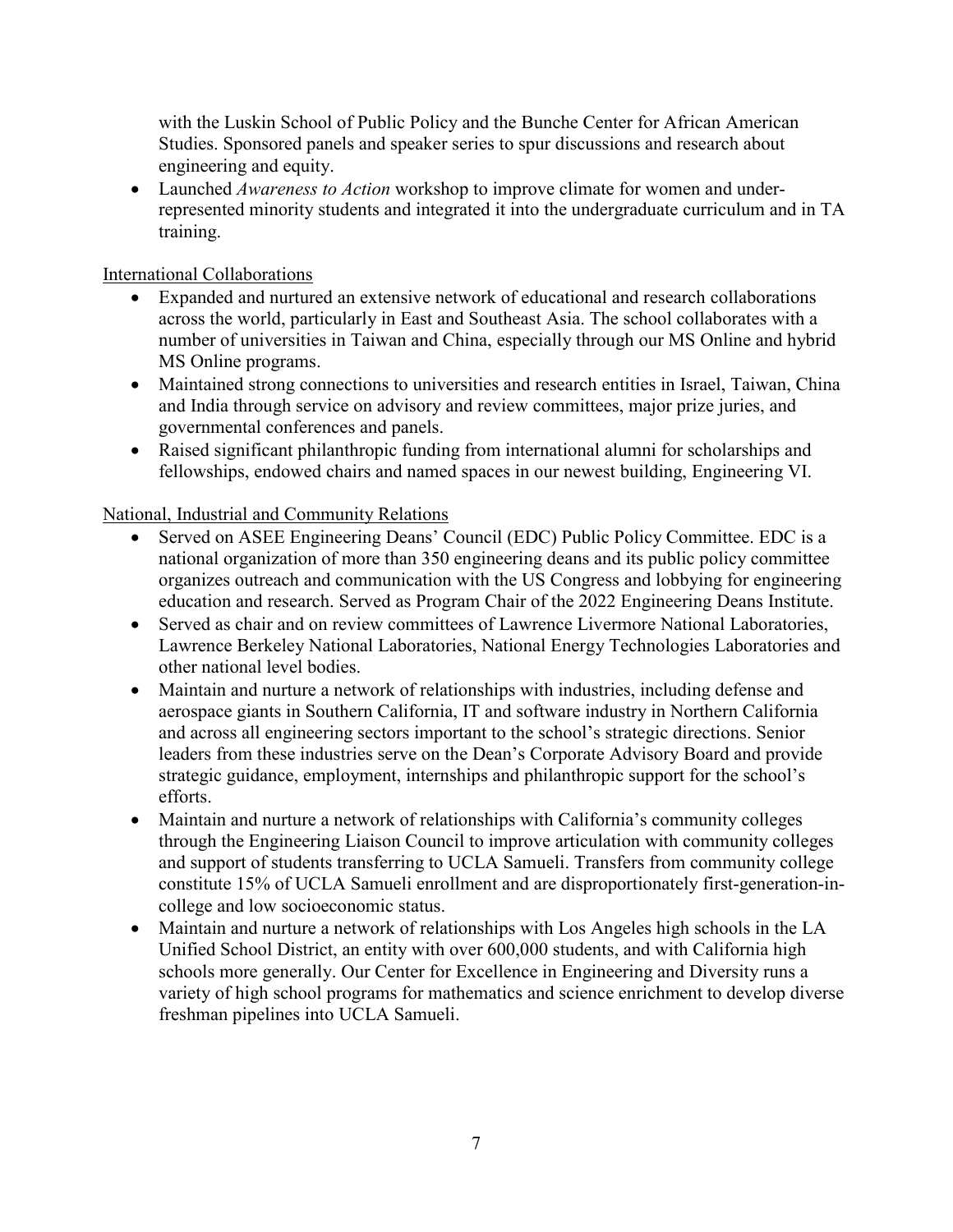with the Luskin School of Public Policy and the Bunche Center for African American Studies. Sponsored panels and speaker series to spur discussions and research about engineering and equity.

- Launched *Awareness to Action* workshop to improve climate for women and under-represented minority students and integrated it into the undergraduate curriculum and in TA training.

<u>International Collaborations</u>

- Expanded and nurtured an extensive network of educational and research collaborations across the world, particularly in East and Southeast Asia. The school collaborates with a number of universities in Taiwan and China, especially through our MS Online and hybrid MS Online programs.
- Maintained strong connections to universities and research entities in Israel, Taiwan, China and India through service on advisory and review committees, major prize juries, and governmental conferences and panels.
- Raised significant philanthropic funding from international alumni for scholarships and fellowships, endowed chairs and named spaces in our newest building, Engineering VI.

<u>National, Industrial and Community Relations</u>

- Served on ASEE Engineering Deans' Council (EDC) Public Policy Committee. EDC is a national organization of more than 350 engineering deans and its public policy committee organizes outreach and communication with the US Congress and lobbying for engineering education and research. Served as Program Chair of the 2022 Engineering Deans Institute.
- Served as chair and on review committees of Lawrence Livermore National Laboratories, Lawrence Berkeley National Laboratories, National Energy Technologies Laboratories and other national level bodies.
- Maintain and nurture a network of relationships with industries, including defense and aerospace giants in Southern California, IT and software industry in Northern California and across all engineering sectors important to the school's strategic directions. Senior leaders from these industries serve on the Dean's Corporate Advisory Board and provide strategic guidance, employment, internships and philanthropic support for the school's efforts.
- Maintain and nurture a network of relationships with California's community colleges through the Engineering Liaison Council to improve articulation with community colleges and support of students transferring to UCLA Samueli. Transfers from community college constitute 15% of UCLA Samueli enrollment and are disproportionately first-generation-in-college and low socioeconomic status.
- Maintain and nurture a network of relationships with Los Angeles high schools in the LA Unified School District, an entity with over 600,000 students, and with California high schools more generally. Our Center for Excellence in Engineering and Diversity runs a variety of high school programs for mathematics and science enrichment to develop diverse freshman pipelines into UCLA Samueli.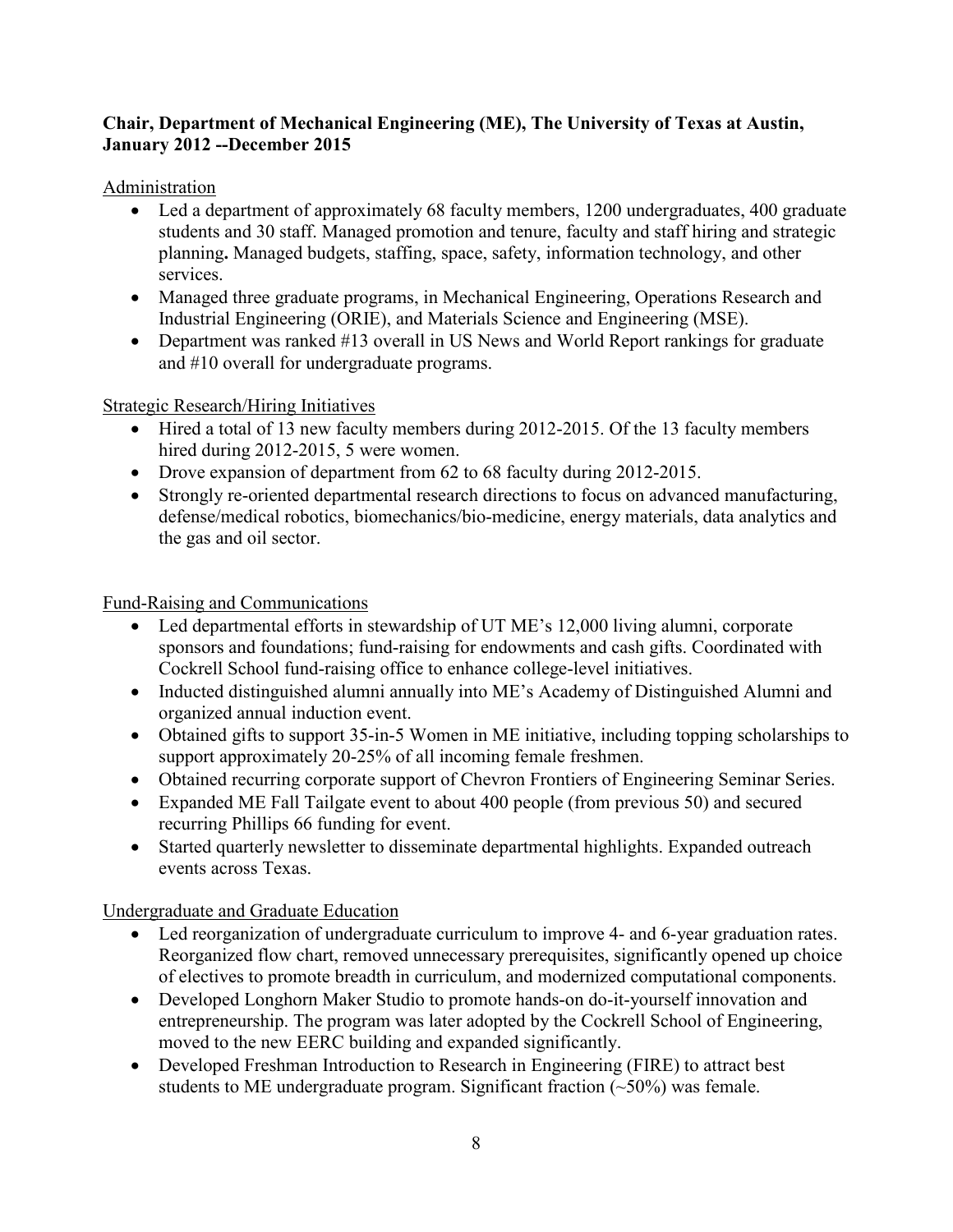**Chair, Department of Mechanical Engineering (ME), The University of Texas at Austin, January 2012 --December 2015**

Administration

- Led a department of approximately 68 faculty members, 1200 undergraduates, 400 graduate students and 30 staff. Managed promotion and tenure, faculty and staff hiring and strategic planning**.** Managed budgets, staffing, space, safety, information technology, and other services.
- Managed three graduate programs, in Mechanical Engineering, Operations Research and Industrial Engineering (ORIE), and Materials Science and Engineering (MSE).
- Department was ranked #13 overall in US News and World Report rankings for graduate and #10 overall for undergraduate programs.

Strategic Research/Hiring Initiatives

- Hired a total of 13 new faculty members during 2012-2015. Of the 13 faculty members hired during 2012-2015, 5 were women.
- Drove expansion of department from 62 to 68 faculty during 2012-2015.
- Strongly re-oriented departmental research directions to focus on advanced manufacturing, defense/medical robotics, biomechanics/bio-medicine, energy materials, data analytics and the gas and oil sector.

Fund-Raising and Communications

- Led departmental efforts in stewardship of UT ME's 12,000 living alumni, corporate sponsors and foundations; fund-raising for endowments and cash gifts. Coordinated with Cockrell School fund-raising office to enhance college-level initiatives.
- Inducted distinguished alumni annually into ME's Academy of Distinguished Alumni and organized annual induction event.
- Obtained gifts to support 35-in-5 Women in ME initiative, including topping scholarships to support approximately 20-25% of all incoming female freshmen.
- Obtained recurring corporate support of Chevron Frontiers of Engineering Seminar Series.
- Expanded ME Fall Tailgate event to about 400 people (from previous 50) and secured recurring Phillips 66 funding for event.
- Started quarterly newsletter to disseminate departmental highlights. Expanded outreach events across Texas.

Undergraduate and Graduate Education

- Led reorganization of undergraduate curriculum to improve 4- and 6-year graduation rates. Reorganized flow chart, removed unnecessary prerequisites, significantly opened up choice of electives to promote breadth in curriculum, and modernized computational components.
- Developed Longhorn Maker Studio to promote hands-on do-it-yourself innovation and entrepreneurship. The program was later adopted by the Cockrell School of Engineering, moved to the new EERC building and expanded significantly.
- Developed Freshman Introduction to Research in Engineering (FIRE) to attract best students to ME undergraduate program. Significant fraction (~50%) was female.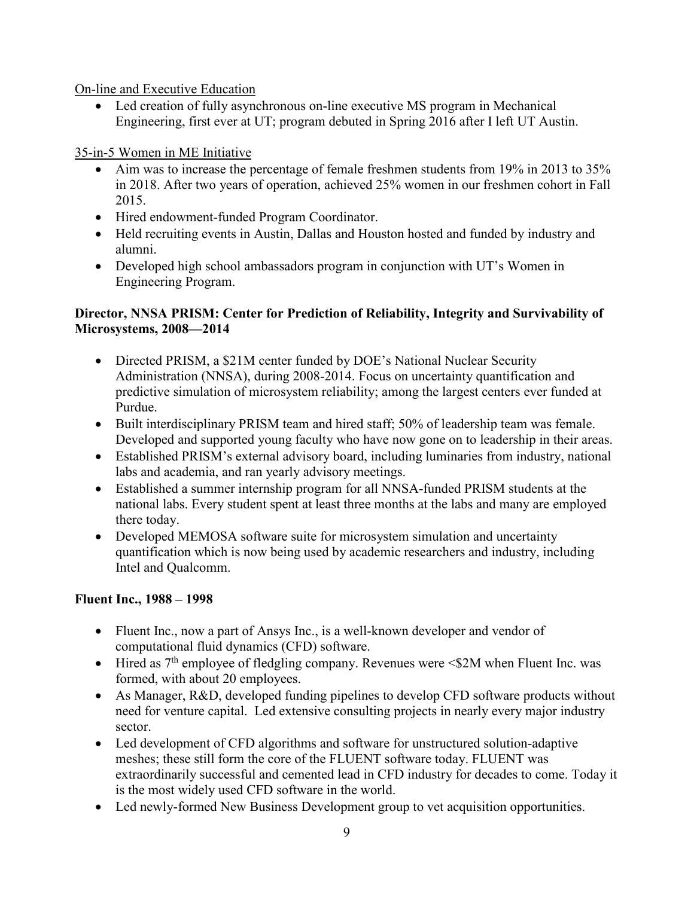On-line and Executive Education

- Led creation of fully asynchronous on-line executive MS program in Mechanical Engineering, first ever at UT; program debuted in Spring 2016 after I left UT Austin.

35-in-5 Women in ME Initiative

- Aim was to increase the percentage of female freshmen students from 19% in 2013 to 35% in 2018. After two years of operation, achieved 25% women in our freshmen cohort in Fall 2015.
- Hired endowment-funded Program Coordinator.
- Held recruiting events in Austin, Dallas and Houston hosted and funded by industry and alumni.
- Developed high school ambassadors program in conjunction with UT's Women in Engineering Program.

**Director, NNSA PRISM: Center for Prediction of Reliability, Integrity and Survivability of Microsystems, 2008—2014**

- Directed PRISM, a $21M center funded by DOE's National Nuclear Security Administration (NNSA), during 2008-2014. Focus on uncertainty quantification and predictive simulation of microsystem reliability; among the largest centers ever funded at Purdue.
- Built interdisciplinary PRISM team and hired staff; 50% of leadership team was female. Developed and supported young faculty who have now gone on to leadership in their areas.
- Established PRISM's external advisory board, including luminaries from industry, national labs and academia, and ran yearly advisory meetings.
- Established a summer internship program for all NNSA-funded PRISM students at the national labs. Every student spent at least three months at the labs and many are employed there today.
- Developed MEMOSA software suite for microsystem simulation and uncertainty quantification which is now being used by academic researchers and industry, including Intel and Qualcomm.

**Fluent Inc., 1988 – 1998**

- Fluent Inc., now a part of Ansys Inc., is a well-known developer and vendor of computational fluid dynamics (CFD) software.
- Hired as 7th employee of fledgling company. Revenues were <$2M when Fluent Inc. was formed, with about 20 employees.
- As Manager, R&D, developed funding pipelines to develop CFD software products without need for venture capital. Led extensive consulting projects in nearly every major industry sector.
- Led development of CFD algorithms and software for unstructured solution-adaptive meshes; these still form the core of the FLUENT software today. FLUENT was extraordinarily successful and cemented lead in CFD industry for decades to come. Today it is the most widely used CFD software in the world.
- Led newly-formed New Business Development group to vet acquisition opportunities.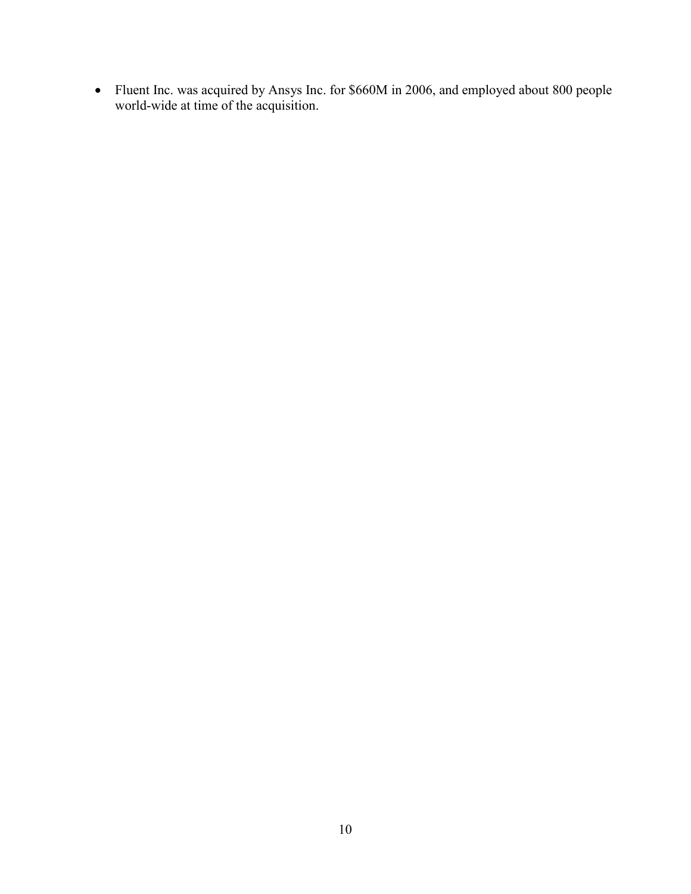- Fluent Inc. was acquired by Ansys Inc. for $660M in 2006, and employed about 800 people world-wide at time of the acquisition.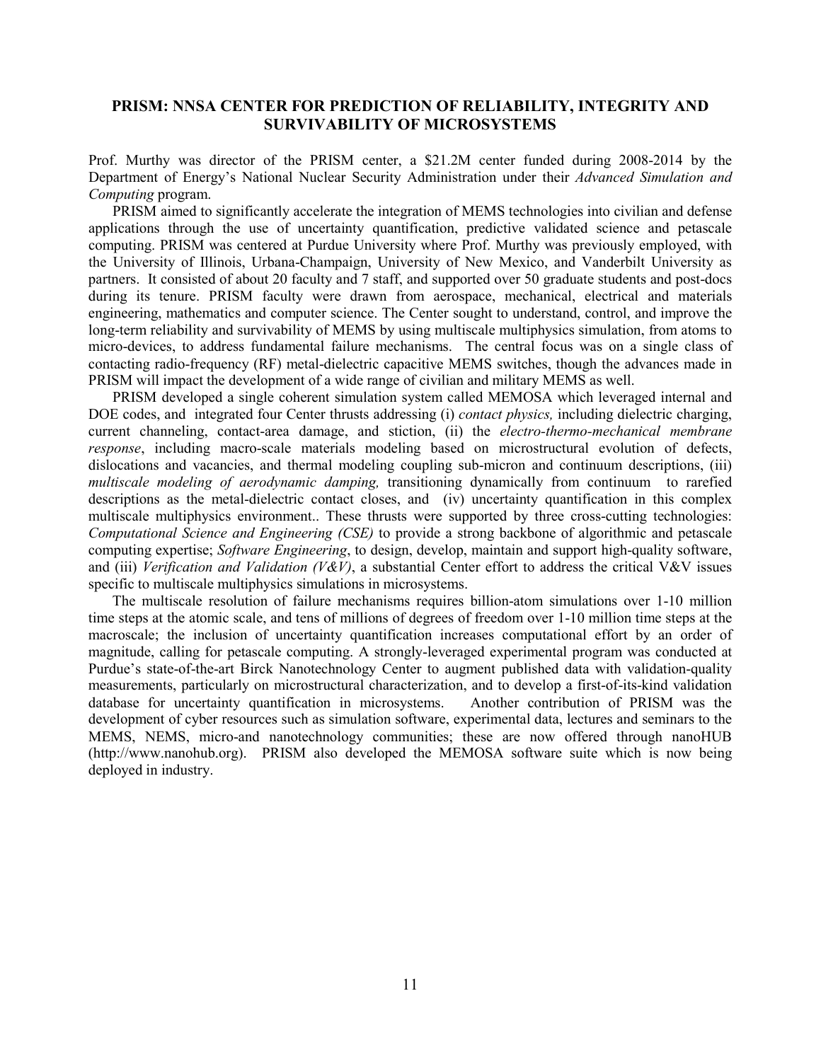## PRISM: NNSA CENTER FOR PREDICTION OF RELIABILITY, INTEGRITY AND SURVIVABILITY OF MICROSYSTEMS

Prof. Murthy was director of the PRISM center, a $21.2M center funded during 2008-2014 by the Department of Energy's National Nuclear Security Administration under their *Advanced Simulation and Computing* program.

PRISM aimed to significantly accelerate the integration of MEMS technologies into civilian and defense applications through the use of uncertainty quantification, predictive validated science and petascale computing. PRISM was centered at Purdue University where Prof. Murthy was previously employed, with the University of Illinois, Urbana-Champaign, University of New Mexico, and Vanderbilt University as partners. It consisted of about 20 faculty and 7 staff, and supported over 50 graduate students and post-docs during its tenure. PRISM faculty were drawn from aerospace, mechanical, electrical and materials engineering, mathematics and computer science. The Center sought to understand, control, and improve the long-term reliability and survivability of MEMS by using multiscale multiphysics simulation, from atoms to micro-devices, to address fundamental failure mechanisms. The central focus was on a single class of contacting radio-frequency (RF) metal-dielectric capacitive MEMS switches, though the advances made in PRISM will impact the development of a wide range of civilian and military MEMS as well.

PRISM developed a single coherent simulation system called MEMOSA which leveraged internal and DOE codes, and integrated four Center thrusts addressing (i) *contact physics,* including dielectric charging, current channeling, contact-area damage, and stiction, (ii) the *electro-thermo-mechanical membrane response*, including macro-scale materials modeling based on microstructural evolution of defects, dislocations and vacancies, and thermal modeling coupling sub-micron and continuum descriptions, (iii) *multiscale modeling of aerodynamic damping,* transitioning dynamically from continuum to rarefied descriptions as the metal-dielectric contact closes, and (iv) uncertainty quantification in this complex multiscale multiphysics environment.. These thrusts were supported by three cross-cutting technologies: *Computational Science and Engineering (CSE)* to provide a strong backbone of algorithmic and petascale computing expertise; *Software Engineering*, to design, develop, maintain and support high-quality software, and (iii) *Verification and Validation (V&V)*, a substantial Center effort to address the critical V&V issues specific to multiscale multiphysics simulations in microsystems.

The multiscale resolution of failure mechanisms requires billion-atom simulations over 1-10 million time steps at the atomic scale, and tens of millions of degrees of freedom over 1-10 million time steps at the macroscale; the inclusion of uncertainty quantification increases computational effort by an order of magnitude, calling for petascale computing. A strongly-leveraged experimental program was conducted at Purdue's state-of-the-art Birck Nanotechnology Center to augment published data with validation-quality measurements, particularly on microstructural characterization, and to develop a first-of-its-kind validation database for uncertainty quantification in microsystems. Another contribution of PRISM was the development of cyber resources such as simulation software, experimental data, lectures and seminars to the MEMS, NEMS, micro-and nanotechnology communities; these are now offered through nanoHUB (http://www.nanohub.org). PRISM also developed the MEMOSA software suite which is now being deployed in industry.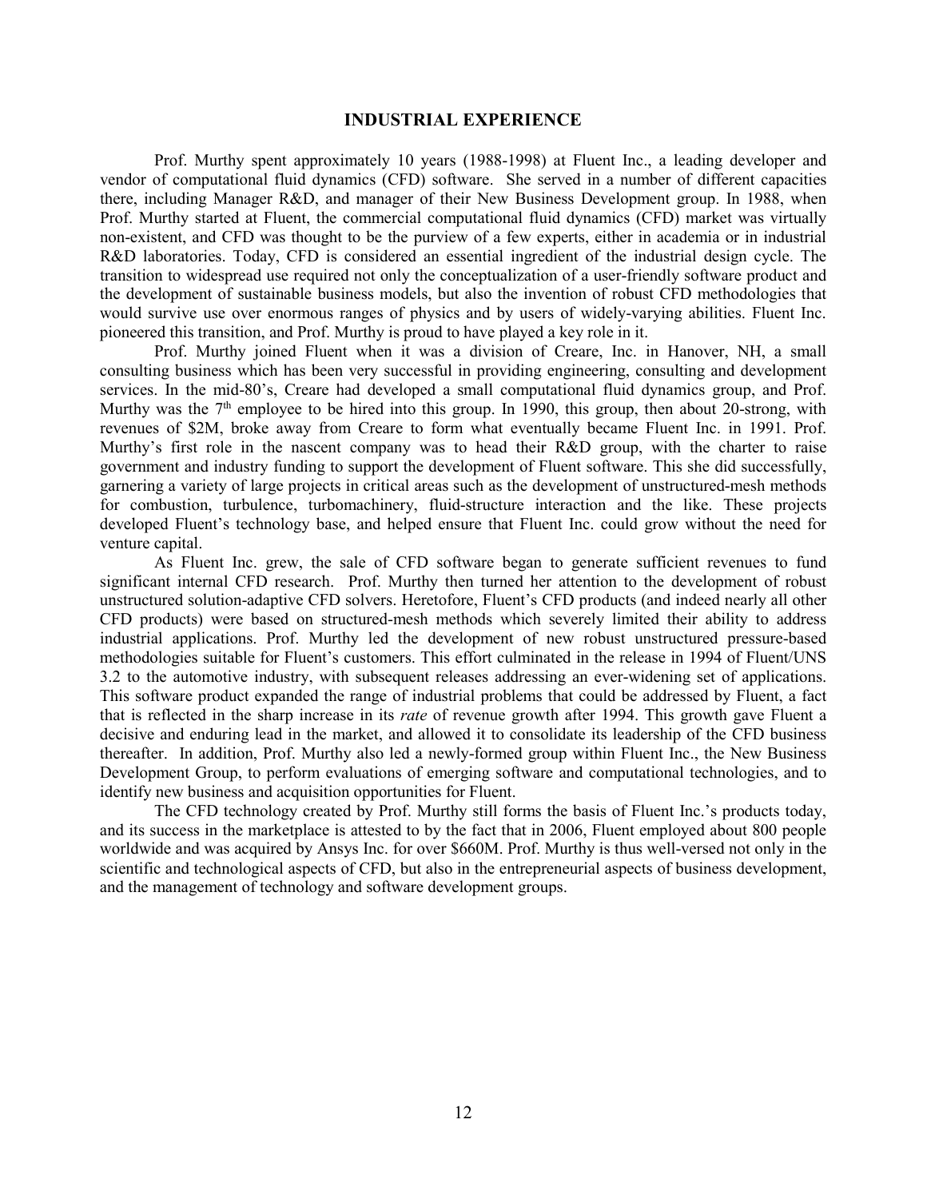## INDUSTRIAL EXPERIENCE

Prof. Murthy spent approximately 10 years (1988-1998) at Fluent Inc., a leading developer and vendor of computational fluid dynamics (CFD) software. She served in a number of different capacities there, including Manager R&D, and manager of their New Business Development group. In 1988, when Prof. Murthy started at Fluent, the commercial computational fluid dynamics (CFD) market was virtually non-existent, and CFD was thought to be the purview of a few experts, either in academia or in industrial R&D laboratories. Today, CFD is considered an essential ingredient of the industrial design cycle. The transition to widespread use required not only the conceptualization of a user-friendly software product and the development of sustainable business models, but also the invention of robust CFD methodologies that would survive use over enormous ranges of physics and by users of widely-varying abilities. Fluent Inc. pioneered this transition, and Prof. Murthy is proud to have played a key role in it.

Prof. Murthy joined Fluent when it was a division of Creare, Inc. in Hanover, NH, a small consulting business which has been very successful in providing engineering, consulting and development services. In the mid-80's, Creare had developed a small computational fluid dynamics group, and Prof. Murthy was the 7th employee to be hired into this group. In 1990, this group, then about 20-strong, with revenues of $2M, broke away from Creare to form what eventually became Fluent Inc. in 1991. Prof. Murthy's first role in the nascent company was to head their R&D group, with the charter to raise government and industry funding to support the development of Fluent software. This she did successfully, garnering a variety of large projects in critical areas such as the development of unstructured-mesh methods for combustion, turbulence, turbomachinery, fluid-structure interaction and the like. These projects developed Fluent's technology base, and helped ensure that Fluent Inc. could grow without the need for venture capital.

As Fluent Inc. grew, the sale of CFD software began to generate sufficient revenues to fund significant internal CFD research. Prof. Murthy then turned her attention to the development of robust unstructured solution-adaptive CFD solvers. Heretofore, Fluent's CFD products (and indeed nearly all other CFD products) were based on structured-mesh methods which severely limited their ability to address industrial applications. Prof. Murthy led the development of new robust unstructured pressure-based methodologies suitable for Fluent's customers. This effort culminated in the release in 1994 of Fluent/UNS 3.2 to the automotive industry, with subsequent releases addressing an ever-widening set of applications. This software product expanded the range of industrial problems that could be addressed by Fluent, a fact that is reflected in the sharp increase in its *rate* of revenue growth after 1994. This growth gave Fluent a decisive and enduring lead in the market, and allowed it to consolidate its leadership of the CFD business thereafter. In addition, Prof. Murthy also led a newly-formed group within Fluent Inc., the New Business Development Group, to perform evaluations of emerging software and computational technologies, and to identify new business and acquisition opportunities for Fluent.

The CFD technology created by Prof. Murthy still forms the basis of Fluent Inc.'s products today, and its success in the marketplace is attested to by the fact that in 2006, Fluent employed about 800 people worldwide and was acquired by Ansys Inc. for over $660M. Prof. Murthy is thus well-versed not only in the scientific and technological aspects of CFD, but also in the entrepreneurial aspects of business development, and the management of technology and software development groups.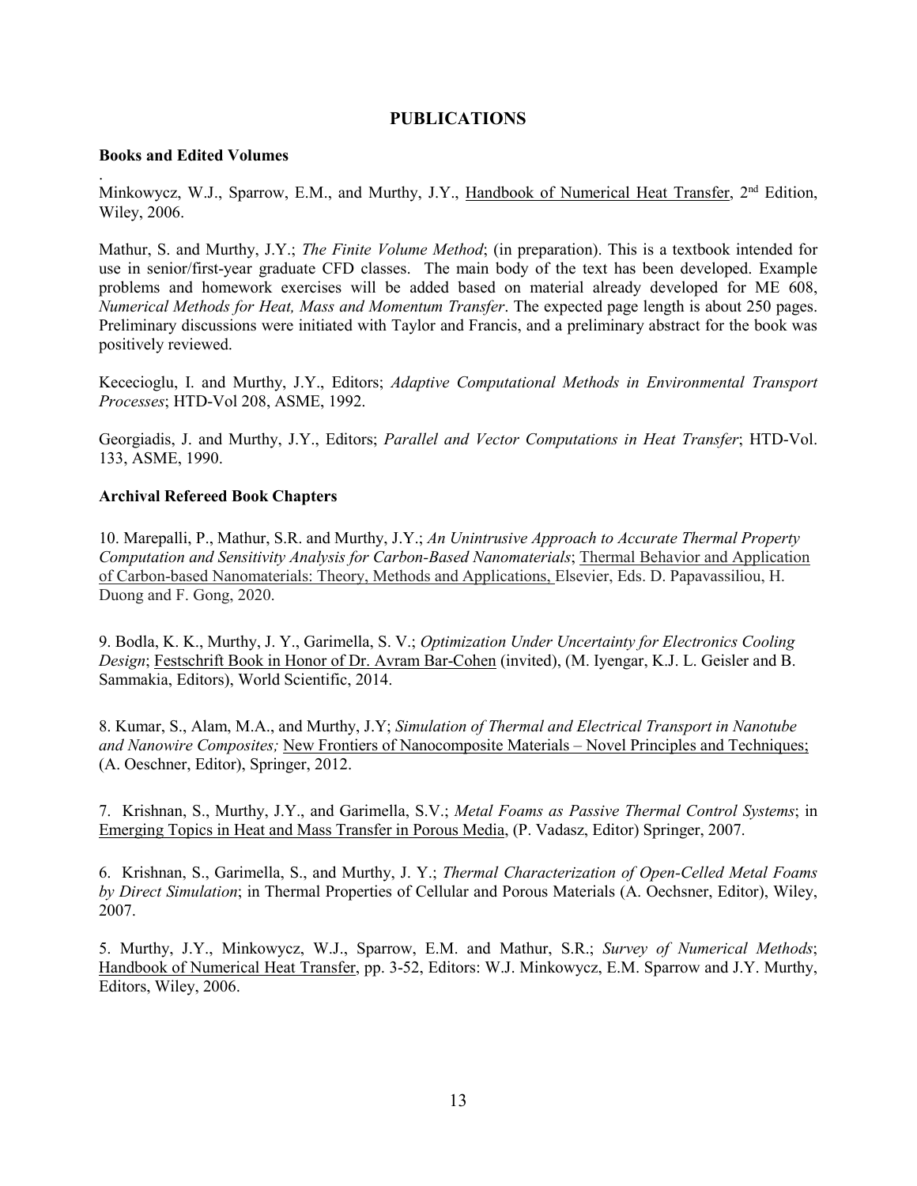# PUBLICATIONS

## Books and Edited Volumes

.
Minkowycz, W.J., Sparrow, E.M., and Murthy, J.Y., Handbook of Numerical Heat Transfer, 2nd Edition, Wiley, 2006.

Mathur, S. and Murthy, J.Y.; *The Finite Volume Method*; (in preparation). This is a textbook intended for use in senior/first-year graduate CFD classes. The main body of the text has been developed. Example problems and homework exercises will be added based on material already developed for ME 608, *Numerical Methods for Heat, Mass and Momentum Transfer*. The expected page length is about 250 pages. Preliminary discussions were initiated with Taylor and Francis, and a preliminary abstract for the book was positively reviewed.

Kececioglu, I. and Murthy, J.Y., Editors; *Adaptive Computational Methods in Environmental Transport Processes*; HTD-Vol 208, ASME, 1992.

Georgiadis, J. and Murthy, J.Y., Editors; *Parallel and Vector Computations in Heat Transfer*; HTD-Vol. 133, ASME, 1990.

## Archival Refereed Book Chapters

10. Marepalli, P., Mathur, S.R. and Murthy, J.Y.; *An Unintrusive Approach to Accurate Thermal Property Computation and Sensitivity Analysis for Carbon-Based Nanomaterials*; Thermal Behavior and Application of Carbon-based Nanomaterials: Theory, Methods and Applications, Elsevier, Eds. D. Papavassiliou, H. Duong and F. Gong, 2020.

9. Bodla, K. K., Murthy, J. Y., Garimella, S. V.; *Optimization Under Uncertainty for Electronics Cooling Design*; Festschrift Book in Honor of Dr. Avram Bar-Cohen (invited), (M. Iyengar, K.J. L. Geisler and B. Sammakia, Editors), World Scientific, 2014.

8. Kumar, S., Alam, M.A., and Murthy, J.Y; *Simulation of Thermal and Electrical Transport in Nanotube and Nanowire Composites;* New Frontiers of Nanocomposite Materials – Novel Principles and Techniques; (A. Oeschner, Editor), Springer, 2012.

7. Krishnan, S., Murthy, J.Y., and Garimella, S.V.; *Metal Foams as Passive Thermal Control Systems*; in Emerging Topics in Heat and Mass Transfer in Porous Media, (P. Vadasz, Editor) Springer, 2007.

6. Krishnan, S., Garimella, S., and Murthy, J. Y.; *Thermal Characterization of Open-Celled Metal Foams by Direct Simulation*; in Thermal Properties of Cellular and Porous Materials (A. Oechsner, Editor), Wiley, 2007.

5. Murthy, J.Y., Minkowycz, W.J., Sparrow, E.M. and Mathur, S.R.; *Survey of Numerical Methods*; Handbook of Numerical Heat Transfer, pp. 3-52, Editors: W.J. Minkowycz, E.M. Sparrow and J.Y. Murthy, Editors, Wiley, 2006.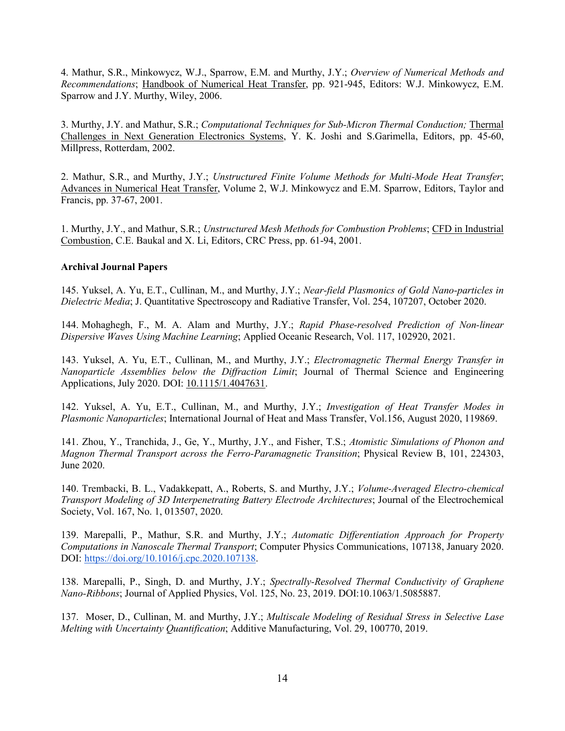4. Mathur, S.R., Minkowycz, W.J., Sparrow, E.M. and Murthy, J.Y.; *Overview of Numerical Methods and Recommendations*; Handbook of Numerical Heat Transfer, pp. 921-945, Editors: W.J. Minkowycz, E.M. Sparrow and J.Y. Murthy, Wiley, 2006.

3. Murthy, J.Y. and Mathur, S.R.; *Computational Techniques for Sub-Micron Thermal Conduction;* Thermal Challenges in Next Generation Electronics Systems, Y. K. Joshi and S.Garimella, Editors, pp. 45-60, Millpress, Rotterdam, 2002.

2. Mathur, S.R., and Murthy, J.Y.; *Unstructured Finite Volume Methods for Multi-Mode Heat Transfer*; Advances in Numerical Heat Transfer, Volume 2, W.J. Minkowycz and E.M. Sparrow, Editors, Taylor and Francis, pp. 37-67, 2001.

1. Murthy, J.Y., and Mathur, S.R.; *Unstructured Mesh Methods for Combustion Problems*; CFD in Industrial Combustion, C.E. Baukal and X. Li, Editors, CRC Press, pp. 61-94, 2001.

**Archival Journal Papers**

145. Yuksel, A. Yu, E.T., Cullinan, M., and Murthy, J.Y.; *Near-field Plasmonics of Gold Nano-particles in Dielectric Media*; J. Quantitative Spectroscopy and Radiative Transfer, Vol. 254, 107207, October 2020.

144. Mohaghegh, F., M. A. Alam and Murthy, J.Y.; *Rapid Phase-resolved Prediction of Non-linear Dispersive Waves Using Machine Learning*; Applied Oceanic Research, Vol. 117, 102920, 2021.

143. Yuksel, A. Yu, E.T., Cullinan, M., and Murthy, J.Y.; *Electromagnetic Thermal Energy Transfer in Nanoparticle Assemblies below the Diffraction Limit*; Journal of Thermal Science and Engineering Applications, July 2020. DOI: 10.1115/1.4047631.

142. Yuksel, A. Yu, E.T., Cullinan, M., and Murthy, J.Y.; *Investigation of Heat Transfer Modes in Plasmonic Nanoparticles*; International Journal of Heat and Mass Transfer, Vol.156, August 2020, 119869.

141. Zhou, Y., Tranchida, J., Ge, Y., Murthy, J.Y., and Fisher, T.S.; *Atomistic Simulations of Phonon and Magnon Thermal Transport across the Ferro-Paramagnetic Transition*; Physical Review B, 101, 224303, June 2020.

140. Trembacki, B. L., Vadakkepatt, A., Roberts, S. and Murthy, J.Y.; *Volume-Averaged Electro-chemical Transport Modeling of 3D Interpenetrating Battery Electrode Architectures*; Journal of the Electrochemical Society, Vol. 167, No. 1, 013507, 2020.

139. Marepalli, P., Mathur, S.R. and Murthy, J.Y.; *Automatic Differentiation Approach for Property Computations in Nanoscale Thermal Transport*; Computer Physics Communications, 107138, January 2020. DOI: https://doi.org/10.1016/j.cpc.2020.107138.

138. Marepalli, P., Singh, D. and Murthy, J.Y.; *Spectrally-Resolved Thermal Conductivity of Graphene Nano-Ribbons*; Journal of Applied Physics, Vol. 125, No. 23, 2019. DOI:10.1063/1.5085887.

137. Moser, D., Cullinan, M. and Murthy, J.Y.; *Multiscale Modeling of Residual Stress in Selective Lase Melting with Uncertainty Quantification*; Additive Manufacturing, Vol. 29, 100770, 2019.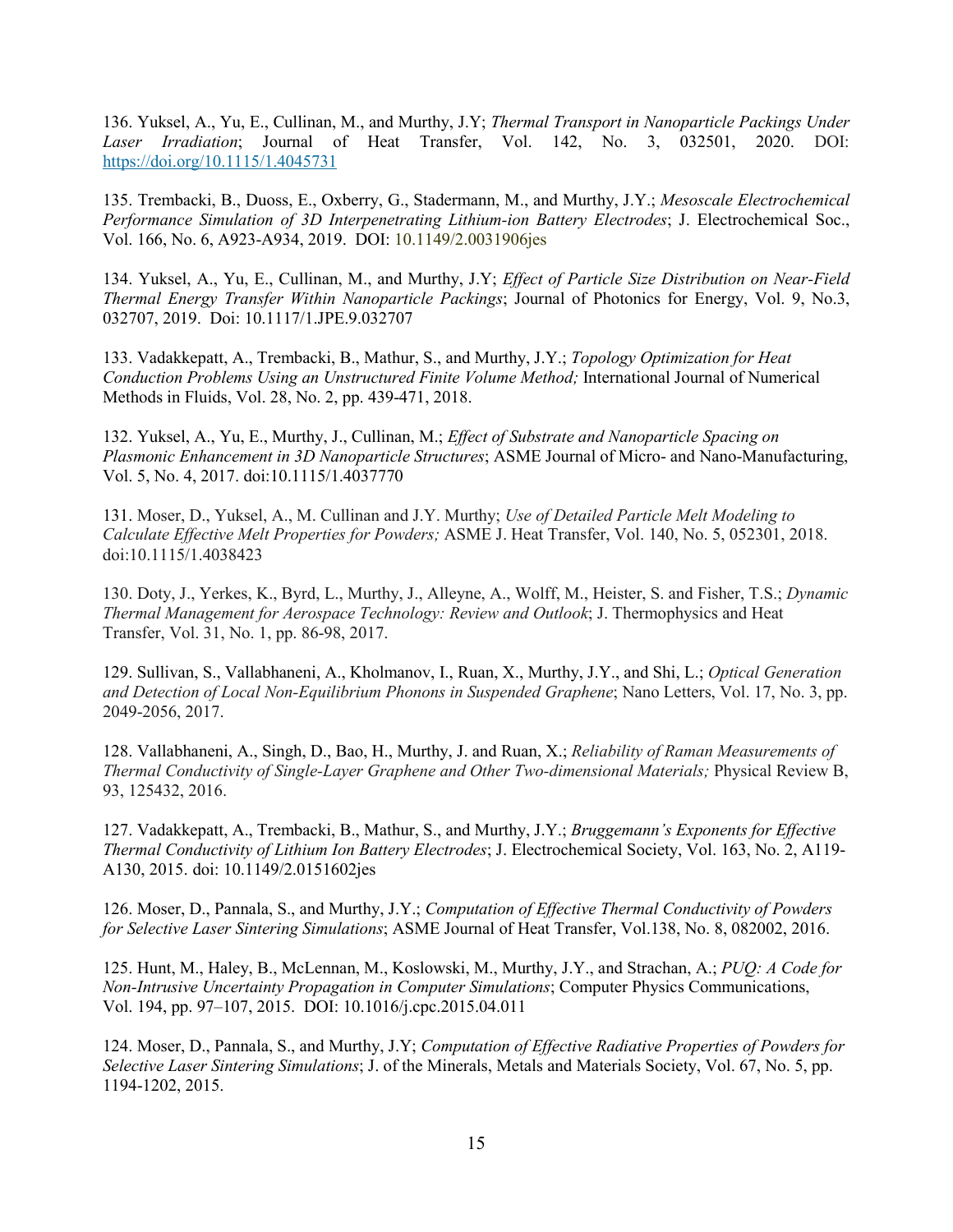136. Yuksel, A., Yu, E., Cullinan, M., and Murthy, J.Y; *Thermal Transport in Nanoparticle Packings Under Laser Irradiation*; Journal of Heat Transfer, Vol. 142, No. 3, 032501, 2020. DOI: https://doi.org/10.1115/1.4045731

135. Trembacki, B., Duoss, E., Oxberry, G., Stadermann, M., and Murthy, J.Y.; *Mesoscale Electrochemical Performance Simulation of 3D Interpenetrating Lithium-ion Battery Electrodes*; J. Electrochemical Soc., Vol. 166, No. 6, A923-A934, 2019. DOI: 10.1149/2.0031906jes

134. Yuksel, A., Yu, E., Cullinan, M., and Murthy, J.Y; *Effect of Particle Size Distribution on Near-Field Thermal Energy Transfer Within Nanoparticle Packings*; Journal of Photonics for Energy, Vol. 9, No.3, 032707, 2019. Doi: 10.1117/1.JPE.9.032707

133. Vadakkepatt, A., Trembacki, B., Mathur, S., and Murthy, J.Y.; *Topology Optimization for Heat Conduction Problems Using an Unstructured Finite Volume Method;* International Journal of Numerical Methods in Fluids, Vol. 28, No. 2, pp. 439-471, 2018.

132. Yuksel, A., Yu, E., Murthy, J., Cullinan, M.; *Effect of Substrate and Nanoparticle Spacing on Plasmonic Enhancement in 3D Nanoparticle Structures*; ASME Journal of Micro- and Nano-Manufacturing, Vol. 5, No. 4, 2017. doi:10.1115/1.4037770

131. Moser, D., Yuksel, A., M. Cullinan and J.Y. Murthy; *Use of Detailed Particle Melt Modeling to Calculate Effective Melt Properties for Powders;* ASME J. Heat Transfer, Vol. 140, No. 5, 052301, 2018. doi:10.1115/1.4038423

130. Doty, J., Yerkes, K., Byrd, L., Murthy, J., Alleyne, A., Wolff, M., Heister, S. and Fisher, T.S.; *Dynamic Thermal Management for Aerospace Technology: Review and Outlook*; J. Thermophysics and Heat Transfer, Vol. 31, No. 1, pp. 86-98, 2017.

129. Sullivan, S., Vallabhaneni, A., Kholmanov, I., Ruan, X., Murthy, J.Y., and Shi, L.; *Optical Generation and Detection of Local Non-Equilibrium Phonons in Suspended Graphene*; Nano Letters, Vol. 17, No. 3, pp. 2049-2056, 2017.

128. Vallabhaneni, A., Singh, D., Bao, H., Murthy, J. and Ruan, X.; *Reliability of Raman Measurements of Thermal Conductivity of Single-Layer Graphene and Other Two-dimensional Materials;* Physical Review B, 93, 125432, 2016.

127. Vadakkepatt, A., Trembacki, B., Mathur, S., and Murthy, J.Y.; *Bruggemann's Exponents for Effective Thermal Conductivity of Lithium Ion Battery Electrodes*; J. Electrochemical Society, Vol. 163, No. 2, A119-A130, 2015. doi: 10.1149/2.0151602jes

126. Moser, D., Pannala, S., and Murthy, J.Y.; *Computation of Effective Thermal Conductivity of Powders for Selective Laser Sintering Simulations*; ASME Journal of Heat Transfer, Vol.138, No. 8, 082002, 2016.

125. Hunt, M., Haley, B., McLennan, M., Koslowski, M., Murthy, J.Y., and Strachan, A.; *PUQ: A Code for Non-Intrusive Uncertainty Propagation in Computer Simulations*; Computer Physics Communications, Vol. 194, pp. 97–107, 2015. DOI: 10.1016/j.cpc.2015.04.011

124. Moser, D., Pannala, S., and Murthy, J.Y; *Computation of Effective Radiative Properties of Powders for Selective Laser Sintering Simulations*; J. of the Minerals, Metals and Materials Society, Vol. 67, No. 5, pp. 1194-1202, 2015.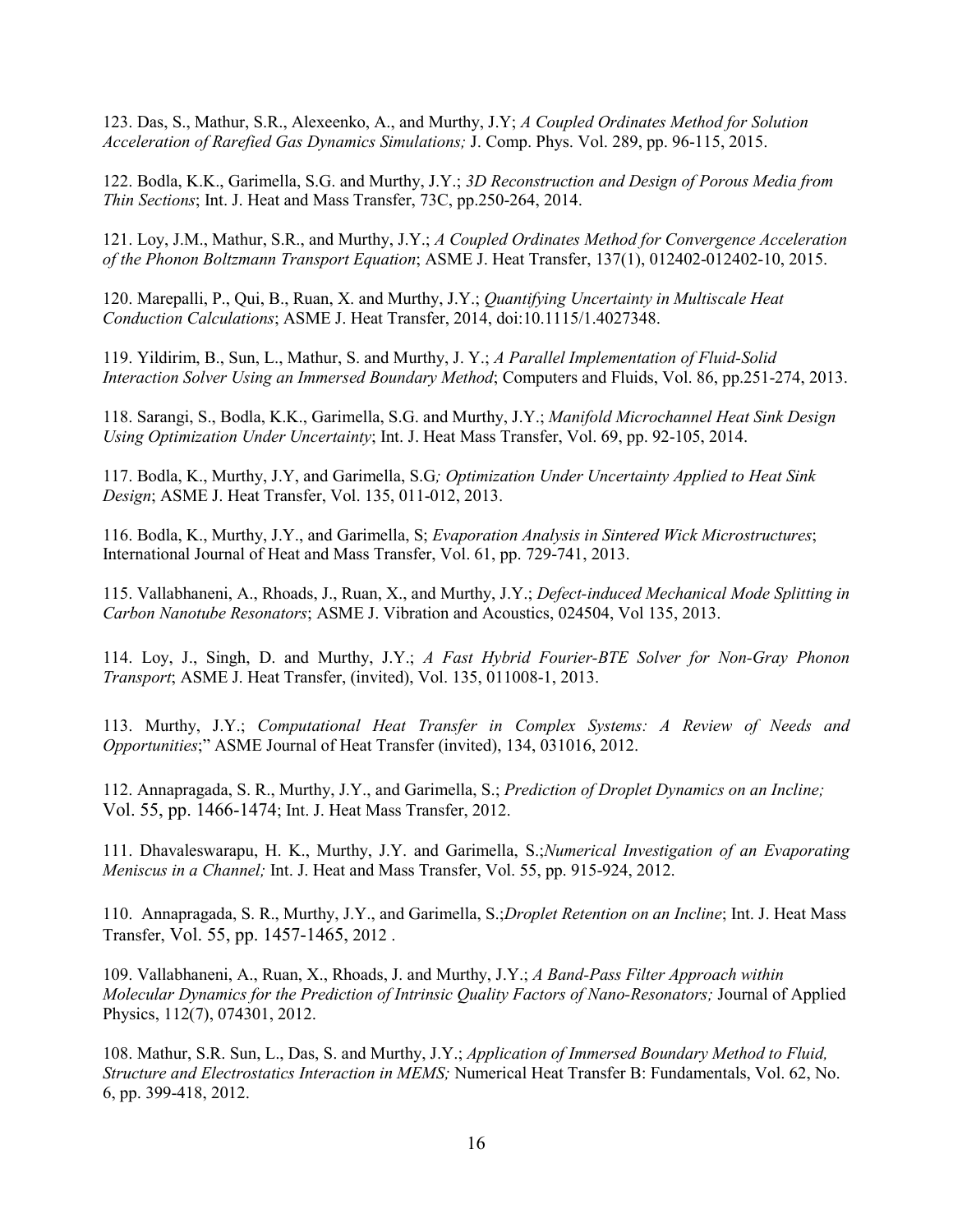123. Das, S., Mathur, S.R., Alexeenko, A., and Murthy, J.Y; *A Coupled Ordinates Method for Solution Acceleration of Rarefied Gas Dynamics Simulations;* J. Comp. Phys. Vol. 289, pp. 96-115, 2015.

122. Bodla, K.K., Garimella, S.G. and Murthy, J.Y.; *3D Reconstruction and Design of Porous Media from Thin Sections*; Int. J. Heat and Mass Transfer, 73C, pp.250-264, 2014.

121. Loy, J.M., Mathur, S.R., and Murthy, J.Y.; *A Coupled Ordinates Method for Convergence Acceleration of the Phonon Boltzmann Transport Equation*; ASME J. Heat Transfer, 137(1), 012402-012402-10, 2015.

120. Marepalli, P., Qui, B., Ruan, X. and Murthy, J.Y.; *Quantifying Uncertainty in Multiscale Heat Conduction Calculations*; ASME J. Heat Transfer, 2014, doi:10.1115/1.4027348.

119. Yildirim, B., Sun, L., Mathur, S. and Murthy, J. Y.; *A Parallel Implementation of Fluid-Solid Interaction Solver Using an Immersed Boundary Method*; Computers and Fluids, Vol. 86, pp.251-274, 2013.

118. Sarangi, S., Bodla, K.K., Garimella, S.G. and Murthy, J.Y.; *Manifold Microchannel Heat Sink Design Using Optimization Under Uncertainty*; Int. J. Heat Mass Transfer, Vol. 69, pp. 92-105, 2014.

117. Bodla, K., Murthy, J.Y, and Garimella, S.G*; Optimization Under Uncertainty Applied to Heat Sink Design*; ASME J. Heat Transfer, Vol. 135, 011-012, 2013.

116. Bodla, K., Murthy, J.Y., and Garimella, S; *Evaporation Analysis in Sintered Wick Microstructures*; International Journal of Heat and Mass Transfer, Vol. 61, pp. 729-741, 2013.

115. Vallabhaneni, A., Rhoads, J., Ruan, X., and Murthy, J.Y.; *Defect-induced Mechanical Mode Splitting in Carbon Nanotube Resonators*; ASME J. Vibration and Acoustics, 024504, Vol 135, 2013.

114. Loy, J., Singh, D. and Murthy, J.Y.; *A Fast Hybrid Fourier-BTE Solver for Non-Gray Phonon Transport*; ASME J. Heat Transfer, (invited), Vol. 135, 011008-1, 2013.

113. Murthy, J.Y.; *Computational Heat Transfer in Complex Systems: A Review of Needs and Opportunities*;" ASME Journal of Heat Transfer (invited), 134, 031016, 2012.

112. Annapragada, S. R., Murthy, J.Y., and Garimella, S.; *Prediction of Droplet Dynamics on an Incline;* Vol. 55, pp. 1466-1474; Int. J. Heat Mass Transfer, 2012.

111. Dhavaleswarapu, H. K., Murthy, J.Y. and Garimella, S.;*Numerical Investigation of an Evaporating Meniscus in a Channel;* Int. J. Heat and Mass Transfer, Vol. 55, pp. 915-924, 2012.

110. Annapragada, S. R., Murthy, J.Y., and Garimella, S.;*Droplet Retention on an Incline*; Int. J. Heat Mass Transfer, Vol. 55, pp. 1457-1465, 2012 .

109. Vallabhaneni, A., Ruan, X., Rhoads, J. and Murthy, J.Y.; *A Band-Pass Filter Approach within Molecular Dynamics for the Prediction of Intrinsic Quality Factors of Nano-Resonators;* Journal of Applied Physics, 112(7), 074301, 2012.

108. Mathur, S.R. Sun, L., Das, S. and Murthy, J.Y.; *Application of Immersed Boundary Method to Fluid, Structure and Electrostatics Interaction in MEMS;* Numerical Heat Transfer B: Fundamentals, Vol. 62, No. 6, pp. 399-418, 2012.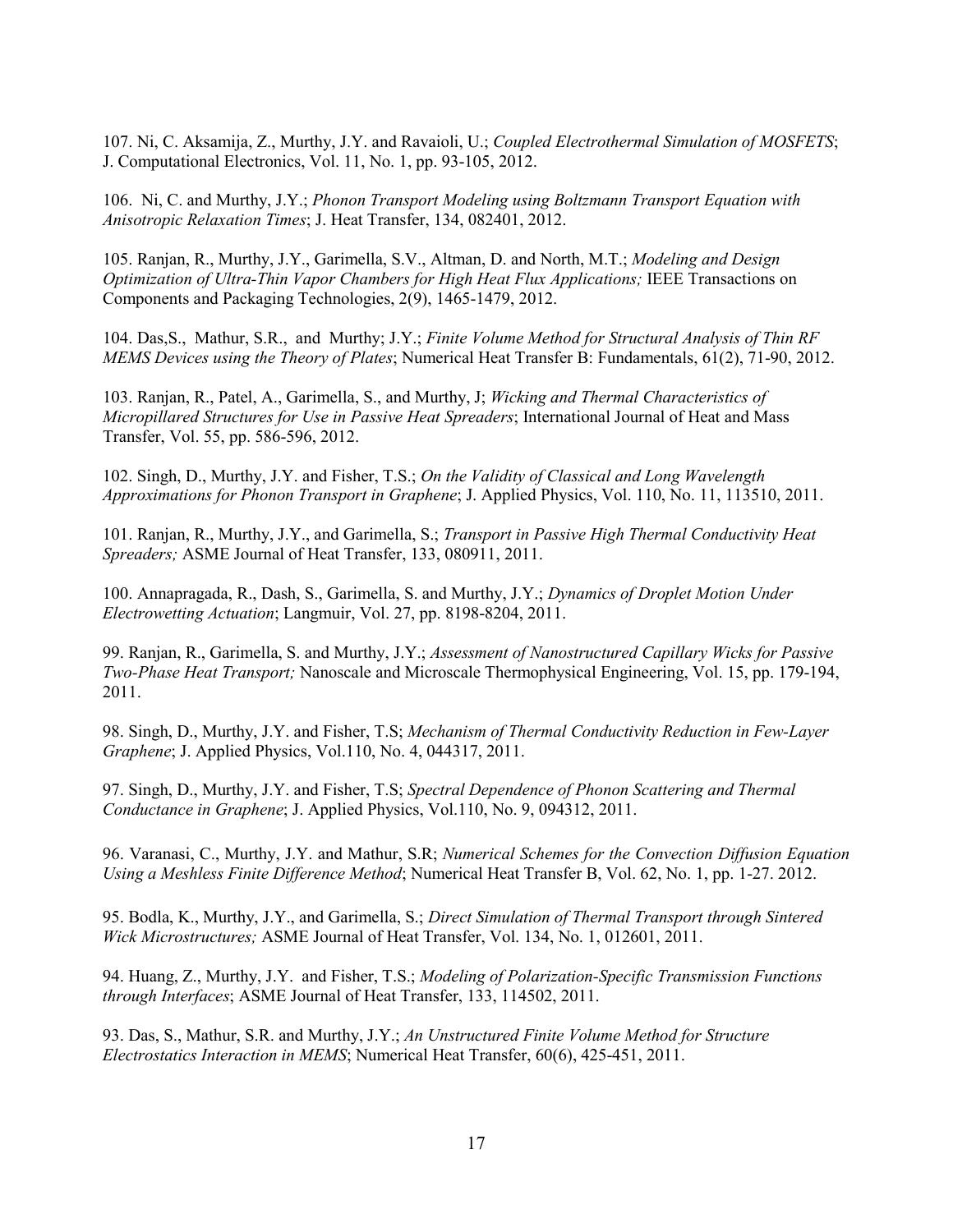107. Ni, C. Aksamija, Z., Murthy, J.Y. and Ravaioli, U.; *Coupled Electrothermal Simulation of MOSFETS*; J. Computational Electronics, Vol. 11, No. 1, pp. 93-105, 2012.

106. Ni, C. and Murthy, J.Y.; *Phonon Transport Modeling using Boltzmann Transport Equation with Anisotropic Relaxation Times*; J. Heat Transfer, 134, 082401, 2012.

105. Ranjan, R., Murthy, J.Y., Garimella, S.V., Altman, D. and North, M.T.; *Modeling and Design Optimization of Ultra-Thin Vapor Chambers for High Heat Flux Applications;* IEEE Transactions on Components and Packaging Technologies, 2(9), 1465-1479, 2012.

104. Das,S., Mathur, S.R., and Murthy; J.Y.; *Finite Volume Method for Structural Analysis of Thin RF MEMS Devices using the Theory of Plates*; Numerical Heat Transfer B: Fundamentals, 61(2), 71-90, 2012.

103. Ranjan, R., Patel, A., Garimella, S., and Murthy, J; *Wicking and Thermal Characteristics of Micropillared Structures for Use in Passive Heat Spreaders*; International Journal of Heat and Mass Transfer, Vol. 55, pp. 586-596, 2012.

102. Singh, D., Murthy, J.Y. and Fisher, T.S.; *On the Validity of Classical and Long Wavelength Approximations for Phonon Transport in Graphene*; J. Applied Physics, Vol. 110, No. 11, 113510, 2011.

101. Ranjan, R., Murthy, J.Y., and Garimella, S.; *Transport in Passive High Thermal Conductivity Heat Spreaders;* ASME Journal of Heat Transfer, 133, 080911, 2011.

100. Annapragada, R., Dash, S., Garimella, S. and Murthy, J.Y.; *Dynamics of Droplet Motion Under Electrowetting Actuation*; Langmuir, Vol. 27, pp. 8198-8204, 2011.

99. Ranjan, R., Garimella, S. and Murthy, J.Y.; *Assessment of Nanostructured Capillary Wicks for Passive Two-Phase Heat Transport;* Nanoscale and Microscale Thermophysical Engineering, Vol. 15, pp. 179-194, 2011.

98. Singh, D., Murthy, J.Y. and Fisher, T.S; *Mechanism of Thermal Conductivity Reduction in Few-Layer Graphene*; J. Applied Physics, Vol.110, No. 4, 044317, 2011.

97. Singh, D., Murthy, J.Y. and Fisher, T.S; *Spectral Dependence of Phonon Scattering and Thermal Conductance in Graphene*; J. Applied Physics, Vol.110, No. 9, 094312, 2011.

96. Varanasi, C., Murthy, J.Y. and Mathur, S.R; *Numerical Schemes for the Convection Diffusion Equation Using a Meshless Finite Difference Method*; Numerical Heat Transfer B, Vol. 62, No. 1, pp. 1-27. 2012.

95. Bodla, K., Murthy, J.Y., and Garimella, S.; *Direct Simulation of Thermal Transport through Sintered Wick Microstructures;* ASME Journal of Heat Transfer, Vol. 134, No. 1, 012601, 2011.

94. Huang, Z., Murthy, J.Y. and Fisher, T.S.; *Modeling of Polarization-Specific Transmission Functions through Interfaces*; ASME Journal of Heat Transfer, 133, 114502, 2011.

93. Das, S., Mathur, S.R. and Murthy, J.Y.; *An Unstructured Finite Volume Method for Structure Electrostatics Interaction in MEMS*; Numerical Heat Transfer, 60(6), 425-451, 2011.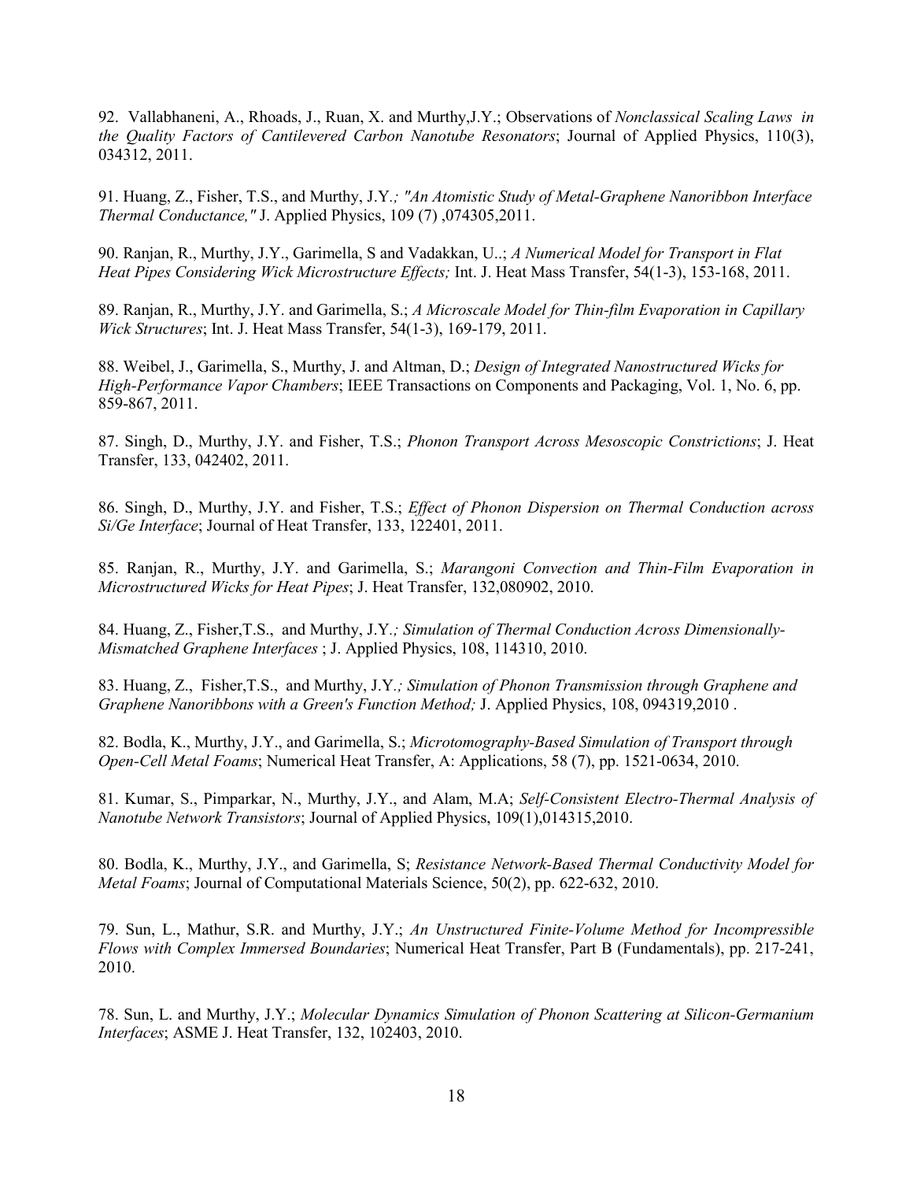92. Vallabhaneni, A., Rhoads, J., Ruan, X. and Murthy,J.Y.; Observations of *Nonclassical Scaling Laws in the Quality Factors of Cantilevered Carbon Nanotube Resonators*; Journal of Applied Physics, 110(3), 034312, 2011.

91. Huang, Z., Fisher, T.S., and Murthy, J.Y.*; "An Atomistic Study of Metal-Graphene Nanoribbon Interface Thermal Conductance,"* J. Applied Physics, 109 (7) ,074305,2011.

90. Ranjan, R., Murthy, J.Y., Garimella, S and Vadakkan, U..; *A Numerical Model for Transport in Flat Heat Pipes Considering Wick Microstructure Effects;* Int. J. Heat Mass Transfer, 54(1-3), 153-168, 2011.

89. Ranjan, R., Murthy, J.Y. and Garimella, S.; *A Microscale Model for Thin-film Evaporation in Capillary Wick Structures*; Int. J. Heat Mass Transfer, 54(1-3), 169-179, 2011.

88. Weibel, J., Garimella, S., Murthy, J. and Altman, D.; *Design of Integrated Nanostructured Wicks for High-Performance Vapor Chambers*; IEEE Transactions on Components and Packaging, Vol. 1, No. 6, pp. 859-867, 2011.

87. Singh, D., Murthy, J.Y. and Fisher, T.S.; *Phonon Transport Across Mesoscopic Constrictions*; J. Heat Transfer, 133, 042402, 2011.

86. Singh, D., Murthy, J.Y. and Fisher, T.S.; *Effect of Phonon Dispersion on Thermal Conduction across Si/Ge Interface*; Journal of Heat Transfer, 133, 122401, 2011.

85. Ranjan, R., Murthy, J.Y. and Garimella, S.; *Marangoni Convection and Thin-Film Evaporation in Microstructured Wicks for Heat Pipes*; J. Heat Transfer, 132,080902, 2010.

84. Huang, Z., Fisher,T.S., and Murthy, J.Y.*; Simulation of Thermal Conduction Across Dimensionally-Mismatched Graphene Interfaces* ; J. Applied Physics, 108, 114310, 2010.

83. Huang, Z., Fisher,T.S., and Murthy, J.Y.*; Simulation of Phonon Transmission through Graphene and Graphene Nanoribbons with a Green's Function Method;* J. Applied Physics, 108, 094319,2010 .

82. Bodla, K., Murthy, J.Y., and Garimella, S.; *Microtomography-Based Simulation of Transport through Open-Cell Metal Foams*; Numerical Heat Transfer, A: Applications, 58 (7), pp. 1521-0634, 2010.

81. Kumar, S., Pimparkar, N., Murthy, J.Y., and Alam, M.A; *Self-Consistent Electro-Thermal Analysis of Nanotube Network Transistors*; Journal of Applied Physics, 109(1),014315,2010.

80. Bodla, K., Murthy, J.Y., and Garimella, S; *Resistance Network-Based Thermal Conductivity Model for Metal Foams*; Journal of Computational Materials Science, 50(2), pp. 622-632, 2010.

79. Sun, L., Mathur, S.R. and Murthy, J.Y.; *An Unstructured Finite-Volume Method for Incompressible Flows with Complex Immersed Boundaries*; Numerical Heat Transfer, Part B (Fundamentals), pp. 217-241, 2010.

78. Sun, L. and Murthy, J.Y.; *Molecular Dynamics Simulation of Phonon Scattering at Silicon-Germanium Interfaces*; ASME J. Heat Transfer, 132, 102403, 2010.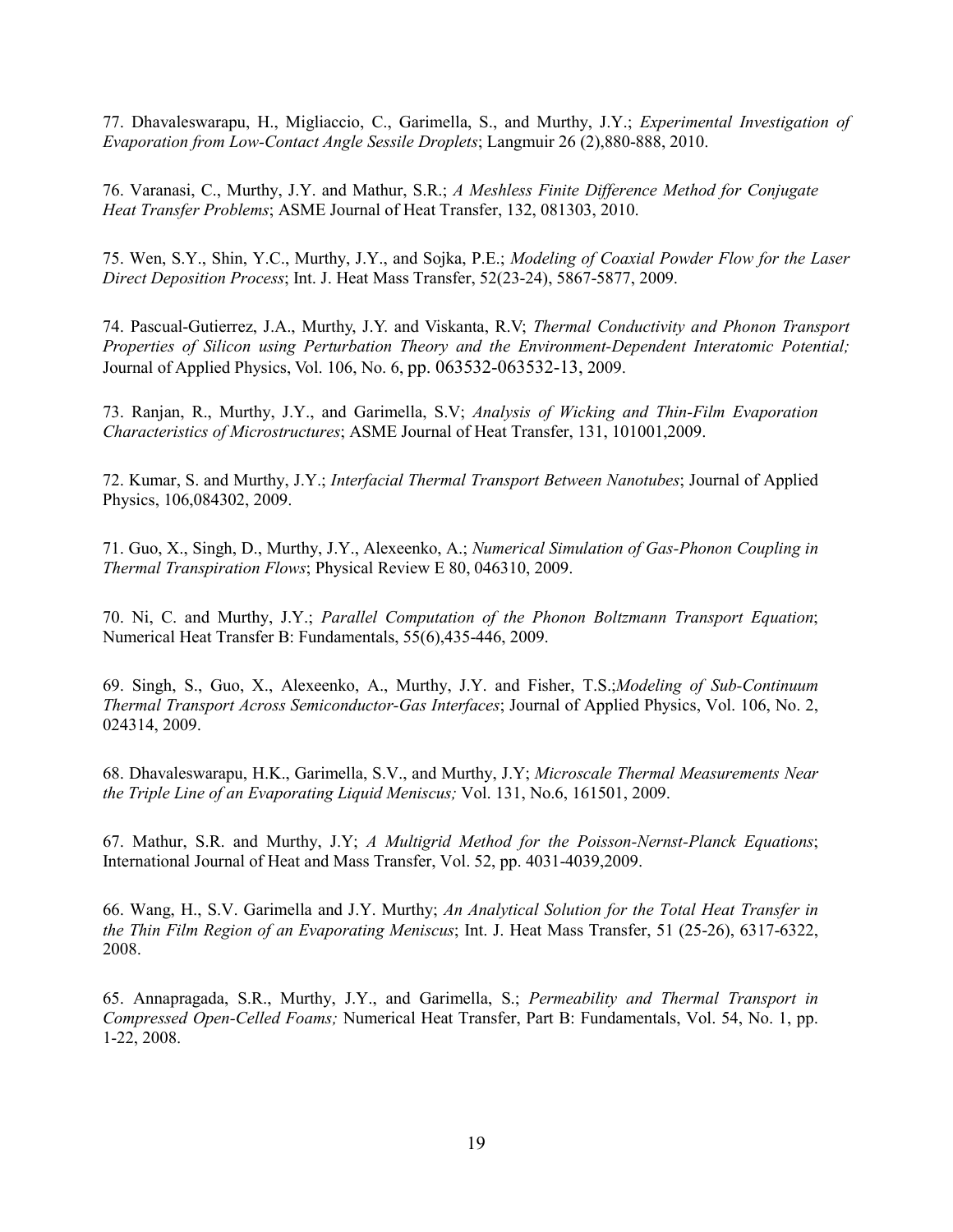77. Dhavaleswarapu, H., Migliaccio, C., Garimella, S., and Murthy, J.Y.; *Experimental Investigation of Evaporation from Low-Contact Angle Sessile Droplets*; Langmuir 26 (2),880-888, 2010.

76. Varanasi, C., Murthy, J.Y. and Mathur, S.R.; *A Meshless Finite Difference Method for Conjugate Heat Transfer Problems*; ASME Journal of Heat Transfer, 132, 081303, 2010.

75. Wen, S.Y., Shin, Y.C., Murthy, J.Y., and Sojka, P.E.; *Modeling of Coaxial Powder Flow for the Laser Direct Deposition Process*; Int. J. Heat Mass Transfer, 52(23-24), 5867-5877, 2009.

74. Pascual-Gutierrez, J.A., Murthy, J.Y. and Viskanta, R.V; *Thermal Conductivity and Phonon Transport Properties of Silicon using Perturbation Theory and the Environment-Dependent Interatomic Potential;* Journal of Applied Physics, Vol. 106, No. 6, pp. 063532-063532-13, 2009.

73. Ranjan, R., Murthy, J.Y., and Garimella, S.V; *Analysis of Wicking and Thin-Film Evaporation Characteristics of Microstructures*; ASME Journal of Heat Transfer, 131, 101001,2009.

72. Kumar, S. and Murthy, J.Y.; *Interfacial Thermal Transport Between Nanotubes*; Journal of Applied Physics, 106,084302, 2009.

71. Guo, X., Singh, D., Murthy, J.Y., Alexeenko, A.; *Numerical Simulation of Gas-Phonon Coupling in Thermal Transpiration Flows*; Physical Review E 80, 046310, 2009.

70. Ni, C. and Murthy, J.Y.; *Parallel Computation of the Phonon Boltzmann Transport Equation*; Numerical Heat Transfer B: Fundamentals, 55(6),435-446, 2009.

69. Singh, S., Guo, X., Alexeenko, A., Murthy, J.Y. and Fisher, T.S.;*Modeling of Sub-Continuum Thermal Transport Across Semiconductor-Gas Interfaces*; Journal of Applied Physics, Vol. 106, No. 2, 024314, 2009.

68. Dhavaleswarapu, H.K., Garimella, S.V., and Murthy, J.Y; *Microscale Thermal Measurements Near the Triple Line of an Evaporating Liquid Meniscus;* Vol. 131, No.6, 161501, 2009.

67. Mathur, S.R. and Murthy, J.Y; *A Multigrid Method for the Poisson-Nernst-Planck Equations*; International Journal of Heat and Mass Transfer, Vol. 52, pp. 4031-4039,2009.

66. Wang, H., S.V. Garimella and J.Y. Murthy; *An Analytical Solution for the Total Heat Transfer in the Thin Film Region of an Evaporating Meniscus*; Int. J. Heat Mass Transfer, 51 (25-26), 6317-6322, 2008.

65. Annapragada, S.R., Murthy, J.Y., and Garimella, S.; *Permeability and Thermal Transport in Compressed Open-Celled Foams;* Numerical Heat Transfer, Part B: Fundamentals, Vol. 54, No. 1, pp. 1-22, 2008.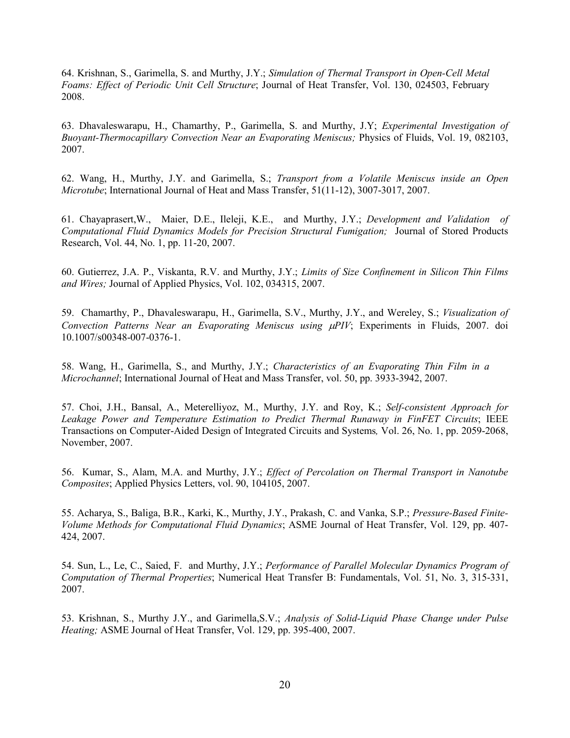64. Krishnan, S., Garimella, S. and Murthy, J.Y.; *Simulation of Thermal Transport in Open-Cell Metal Foams: Effect of Periodic Unit Cell Structure*; Journal of Heat Transfer, Vol. 130, 024503, February 2008.

63. Dhavaleswarapu, H., Chamarthy, P., Garimella, S. and Murthy, J.Y; *Experimental Investigation of Buoyant-Thermocapillary Convection Near an Evaporating Meniscus;* Physics of Fluids, Vol. 19, 082103, 2007.

62. Wang, H., Murthy, J.Y. and Garimella, S.; *Transport from a Volatile Meniscus inside an Open Microtube*; International Journal of Heat and Mass Transfer, 51(11-12), 3007-3017, 2007.

61. Chayaprasert,W., Maier, D.E., Ileleji, K.E., and Murthy, J.Y.; *Development and Validation of Computational Fluid Dynamics Models for Precision Structural Fumigation;* Journal of Stored Products Research, Vol. 44, No. 1, pp. 11-20, 2007.

60. Gutierrez, J.A. P., Viskanta, R.V. and Murthy, J.Y.; *Limits of Size Confinement in Silicon Thin Films and Wires;* Journal of Applied Physics, Vol. 102, 034315, 2007.

59. Chamarthy, P., Dhavaleswarapu, H., Garimella, S.V., Murthy, J.Y., and Wereley, S.; *Visualization of Convection Patterns Near an Evaporating Meniscus using μPIV*; Experiments in Fluids, 2007. doi 10.1007/s00348-007-0376-1.

58. Wang, H., Garimella, S., and Murthy, J.Y.; *Characteristics of an Evaporating Thin Film in a Microchannel*; International Journal of Heat and Mass Transfer, vol. 50, pp. 3933-3942, 2007.

57. Choi, J.H., Bansal, A., Meterelliyoz, M., Murthy, J.Y. and Roy, K.; *Self-consistent Approach for Leakage Power and Temperature Estimation to Predict Thermal Runaway in FinFET Circuits*; IEEE Transactions on Computer-Aided Design of Integrated Circuits and Systems*,* Vol. 26, No. 1, pp. 2059-2068, November, 2007.

56. Kumar, S., Alam, M.A. and Murthy, J.Y.; *Effect of Percolation on Thermal Transport in Nanotube Composites*; Applied Physics Letters, vol. 90, 104105, 2007.

55. Acharya, S., Baliga, B.R., Karki, K., Murthy, J.Y., Prakash, C. and Vanka, S.P.; *Pressure-Based Finite-Volume Methods for Computational Fluid Dynamics*; ASME Journal of Heat Transfer, Vol. 129, pp. 407-424, 2007.

54. Sun, L., Le, C., Saied, F. and Murthy, J.Y.; *Performance of Parallel Molecular Dynamics Program of Computation of Thermal Properties*; Numerical Heat Transfer B: Fundamentals, Vol. 51, No. 3, 315-331, 2007.

53. Krishnan, S., Murthy J.Y., and Garimella,S.V.; *Analysis of Solid-Liquid Phase Change under Pulse Heating;* ASME Journal of Heat Transfer, Vol. 129, pp. 395-400, 2007.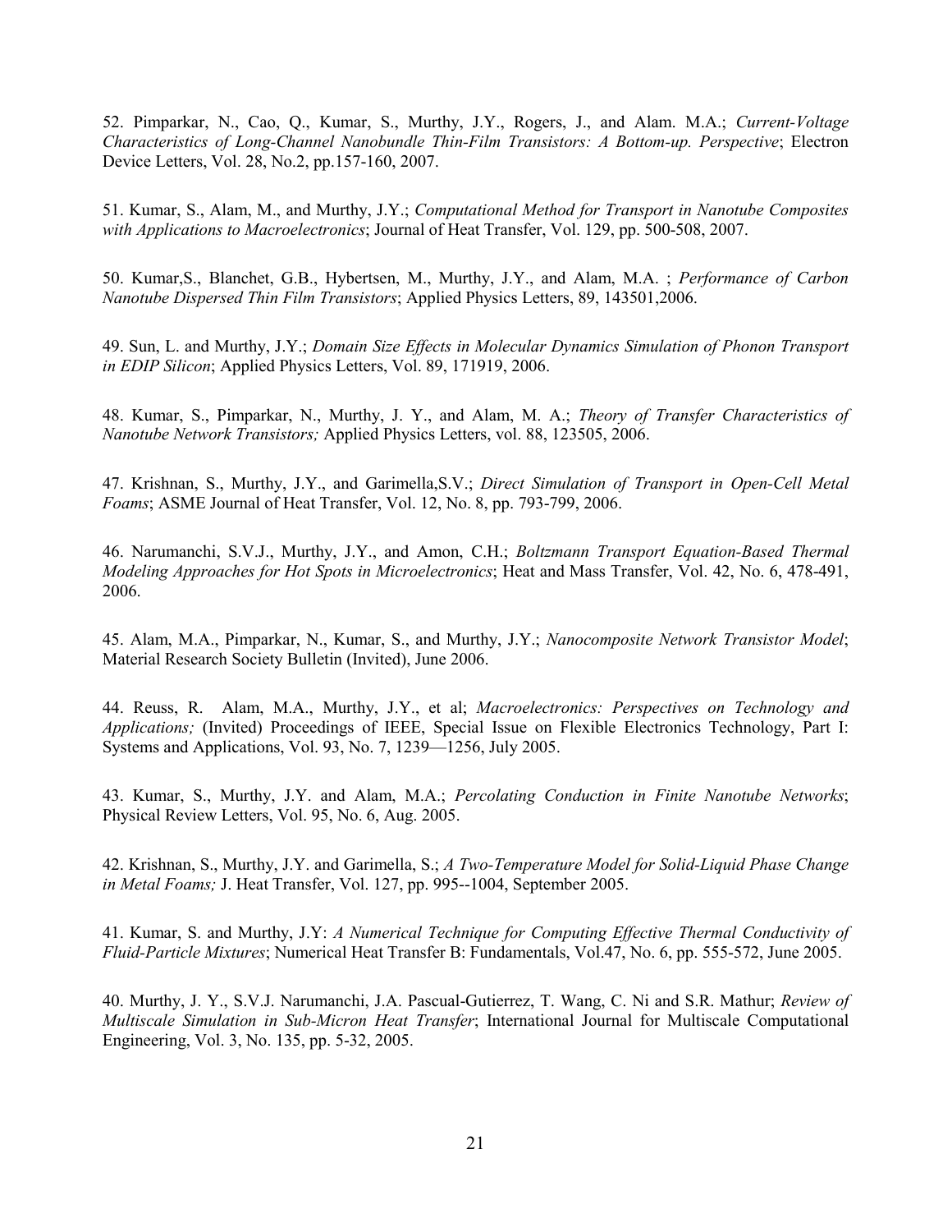52. Pimparkar, N., Cao, Q., Kumar, S., Murthy, J.Y., Rogers, J., and Alam. M.A.; *Current-Voltage Characteristics of Long-Channel Nanobundle Thin-Film Transistors: A Bottom-up. Perspective*; Electron Device Letters, Vol. 28, No.2, pp.157-160, 2007.

51. Kumar, S., Alam, M., and Murthy, J.Y.; *Computational Method for Transport in Nanotube Composites with Applications to Macroelectronics*; Journal of Heat Transfer, Vol. 129, pp. 500-508, 2007.

50. Kumar,S., Blanchet, G.B., Hybertsen, M., Murthy, J.Y., and Alam, M.A. ; *Performance of Carbon Nanotube Dispersed Thin Film Transistors*; Applied Physics Letters, 89, 143501,2006.

49. Sun, L. and Murthy, J.Y.; *Domain Size Effects in Molecular Dynamics Simulation of Phonon Transport in EDIP Silicon*; Applied Physics Letters, Vol. 89, 171919, 2006.

48. Kumar, S., Pimparkar, N., Murthy, J. Y., and Alam, M. A.; *Theory of Transfer Characteristics of Nanotube Network Transistors;* Applied Physics Letters, vol. 88, 123505, 2006.

47. Krishnan, S., Murthy, J.Y., and Garimella,S.V.; *Direct Simulation of Transport in Open-Cell Metal Foams*; ASME Journal of Heat Transfer, Vol. 12, No. 8, pp. 793-799, 2006.

46. Narumanchi, S.V.J., Murthy, J.Y., and Amon, C.H.; *Boltzmann Transport Equation-Based Thermal Modeling Approaches for Hot Spots in Microelectronics*; Heat and Mass Transfer, Vol. 42, No. 6, 478-491, 2006.

45. Alam, M.A., Pimparkar, N., Kumar, S., and Murthy, J.Y.; *Nanocomposite Network Transistor Model*; Material Research Society Bulletin (Invited), June 2006.

44. Reuss, R. Alam, M.A., Murthy, J.Y., et al; *Macroelectronics: Perspectives on Technology and Applications;* (Invited) Proceedings of IEEE, Special Issue on Flexible Electronics Technology, Part I: Systems and Applications, Vol. 93, No. 7, 1239—1256, July 2005.

43. Kumar, S., Murthy, J.Y. and Alam, M.A.; *Percolating Conduction in Finite Nanotube Networks*; Physical Review Letters, Vol. 95, No. 6, Aug. 2005.

42. Krishnan, S., Murthy, J.Y. and Garimella, S.; *A Two-Temperature Model for Solid-Liquid Phase Change in Metal Foams;* J. Heat Transfer, Vol. 127, pp. 995--1004, September 2005.

41. Kumar, S. and Murthy, J.Y: *A Numerical Technique for Computing Effective Thermal Conductivity of Fluid-Particle Mixtures*; Numerical Heat Transfer B: Fundamentals, Vol.47, No. 6, pp. 555-572, June 2005.

40. Murthy, J. Y., S.V.J. Narumanchi, J.A. Pascual-Gutierrez, T. Wang, C. Ni and S.R. Mathur; *Review of Multiscale Simulation in Sub-Micron Heat Transfer*; International Journal for Multiscale Computational Engineering, Vol. 3, No. 135, pp. 5-32, 2005.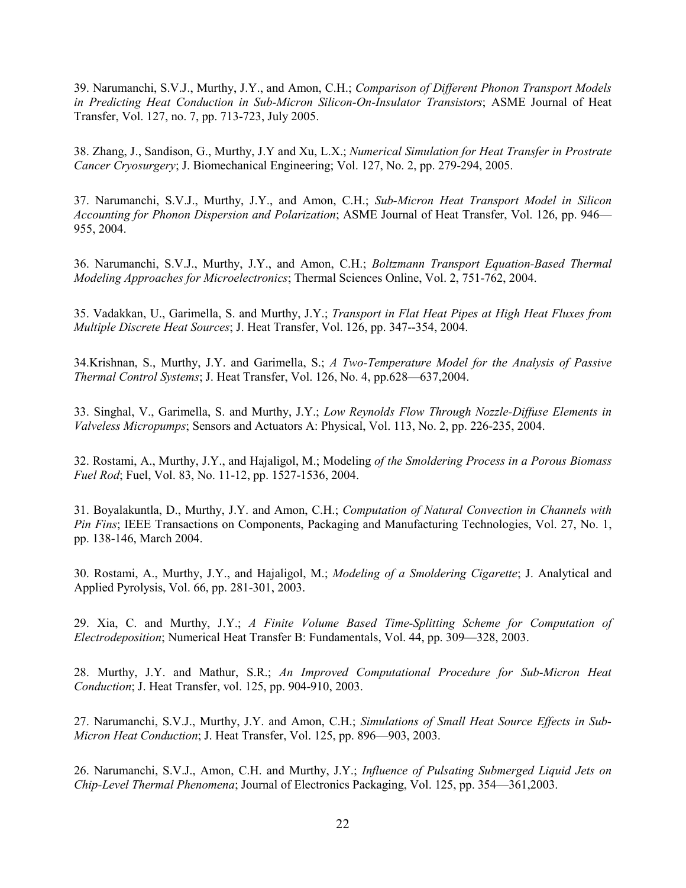39. Narumanchi, S.V.J., Murthy, J.Y., and Amon, C.H.; *Comparison of Different Phonon Transport Models in Predicting Heat Conduction in Sub-Micron Silicon-On-Insulator Transistors*; ASME Journal of Heat Transfer, Vol. 127, no. 7, pp. 713-723, July 2005.

38. Zhang, J., Sandison, G., Murthy, J.Y and Xu, L.X.; *Numerical Simulation for Heat Transfer in Prostrate Cancer Cryosurgery*; J. Biomechanical Engineering; Vol. 127, No. 2, pp. 279-294, 2005.

37. Narumanchi, S.V.J., Murthy, J.Y., and Amon, C.H.; *Sub-Micron Heat Transport Model in Silicon Accounting for Phonon Dispersion and Polarization*; ASME Journal of Heat Transfer, Vol. 126, pp. 946—955, 2004.

36. Narumanchi, S.V.J., Murthy, J.Y., and Amon, C.H.; *Boltzmann Transport Equation-Based Thermal Modeling Approaches for Microelectronics*; Thermal Sciences Online, Vol. 2, 751-762, 2004.

35. Vadakkan, U., Garimella, S. and Murthy, J.Y.; *Transport in Flat Heat Pipes at High Heat Fluxes from Multiple Discrete Heat Sources*; J. Heat Transfer, Vol. 126, pp. 347--354, 2004.

34.Krishnan, S., Murthy, J.Y. and Garimella, S.; *A Two-Temperature Model for the Analysis of Passive Thermal Control Systems*; J. Heat Transfer, Vol. 126, No. 4, pp.628—637,2004.

33. Singhal, V., Garimella, S. and Murthy, J.Y.; *Low Reynolds Flow Through Nozzle-Diffuse Elements in Valveless Micropumps*; Sensors and Actuators A: Physical, Vol. 113, No. 2, pp. 226-235, 2004.

32. Rostami, A., Murthy, J.Y., and Hajaligol, M.; Modeling *of the Smoldering Process in a Porous Biomass Fuel Rod*; Fuel, Vol. 83, No. 11-12, pp. 1527-1536, 2004.

31. Boyalakuntla, D., Murthy, J.Y. and Amon, C.H.; *Computation of Natural Convection in Channels with Pin Fins*; IEEE Transactions on Components, Packaging and Manufacturing Technologies, Vol. 27, No. 1, pp. 138-146, March 2004.

30. Rostami, A., Murthy, J.Y., and Hajaligol, M.; *Modeling of a Smoldering Cigarette*; J. Analytical and Applied Pyrolysis, Vol. 66, pp. 281-301, 2003.

29. Xia, C. and Murthy, J.Y.; *A Finite Volume Based Time-Splitting Scheme for Computation of Electrodeposition*; Numerical Heat Transfer B: Fundamentals, Vol. 44, pp. 309—328, 2003.

28. Murthy, J.Y. and Mathur, S.R.; *An Improved Computational Procedure for Sub-Micron Heat Conduction*; J. Heat Transfer, vol. 125, pp. 904-910, 2003.

27. Narumanchi, S.V.J., Murthy, J.Y. and Amon, C.H.; *Simulations of Small Heat Source Effects in Sub-Micron Heat Conduction*; J. Heat Transfer, Vol. 125, pp. 896—903, 2003.

26. Narumanchi, S.V.J., Amon, C.H. and Murthy, J.Y.; *Influence of Pulsating Submerged Liquid Jets on Chip-Level Thermal Phenomena*; Journal of Electronics Packaging, Vol. 125, pp. 354—361,2003.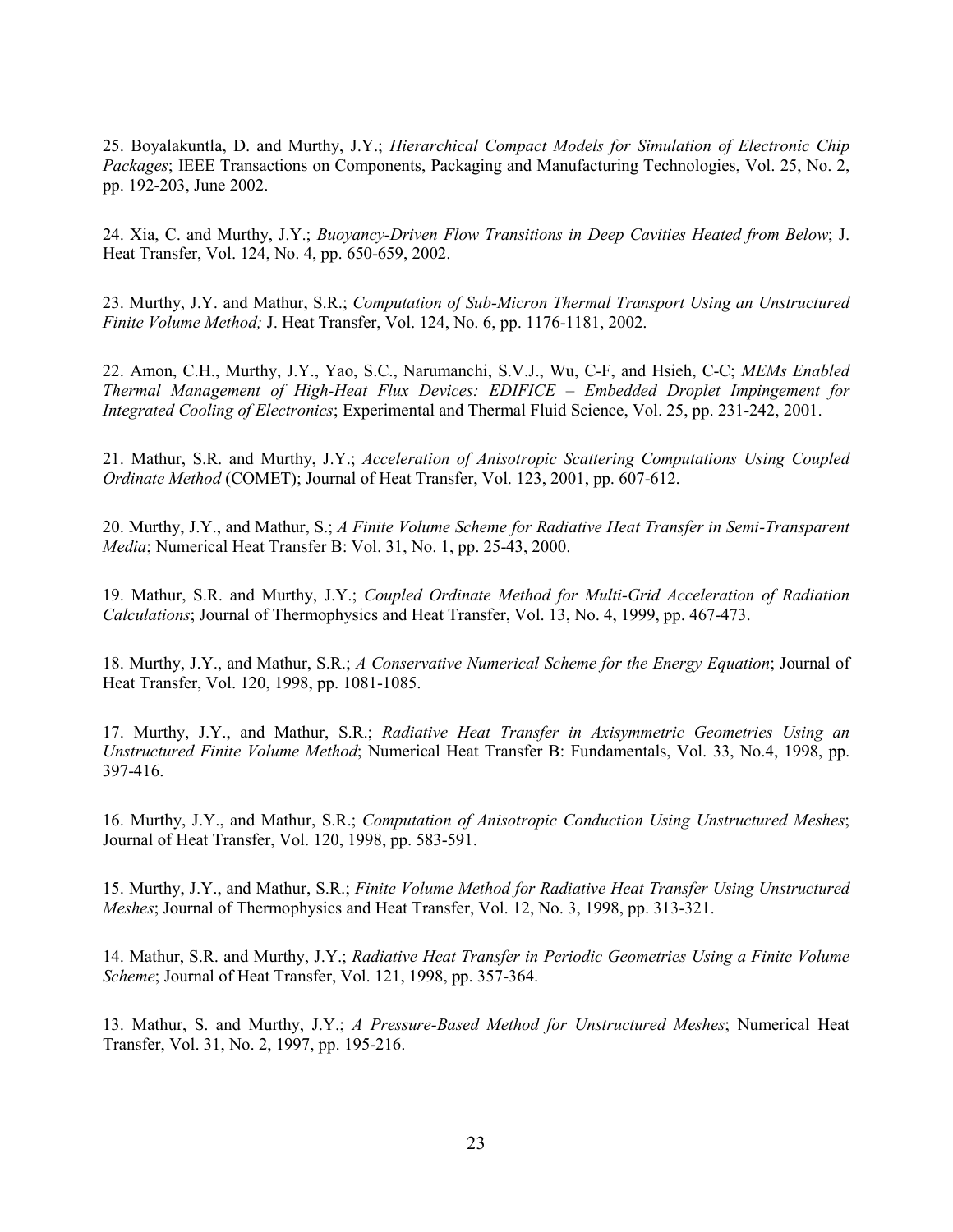25. Boyalakuntla, D. and Murthy, J.Y.; *Hierarchical Compact Models for Simulation of Electronic Chip Packages*; IEEE Transactions on Components, Packaging and Manufacturing Technologies, Vol. 25, No. 2, pp. 192-203, June 2002.

24. Xia, C. and Murthy, J.Y.; *Buoyancy-Driven Flow Transitions in Deep Cavities Heated from Below*; J. Heat Transfer, Vol. 124, No. 4, pp. 650-659, 2002.

23. Murthy, J.Y. and Mathur, S.R.; *Computation of Sub-Micron Thermal Transport Using an Unstructured Finite Volume Method;* J. Heat Transfer, Vol. 124, No. 6, pp. 1176-1181, 2002.

22. Amon, C.H., Murthy, J.Y., Yao, S.C., Narumanchi, S.V.J., Wu, C-F, and Hsieh, C-C; *MEMs Enabled Thermal Management of High-Heat Flux Devices: EDIFICE – Embedded Droplet Impingement for Integrated Cooling of Electronics*; Experimental and Thermal Fluid Science, Vol. 25, pp. 231-242, 2001.

21. Mathur, S.R. and Murthy, J.Y.; *Acceleration of Anisotropic Scattering Computations Using Coupled Ordinate Method* (COMET); Journal of Heat Transfer, Vol. 123, 2001, pp. 607-612.

20. Murthy, J.Y., and Mathur, S.; *A Finite Volume Scheme for Radiative Heat Transfer in Semi-Transparent Media*; Numerical Heat Transfer B: Vol. 31, No. 1, pp. 25-43, 2000.

19. Mathur, S.R. and Murthy, J.Y.; *Coupled Ordinate Method for Multi-Grid Acceleration of Radiation Calculations*; Journal of Thermophysics and Heat Transfer, Vol. 13, No. 4, 1999, pp. 467-473.

18. Murthy, J.Y., and Mathur, S.R.; *A Conservative Numerical Scheme for the Energy Equation*; Journal of Heat Transfer, Vol. 120, 1998, pp. 1081-1085.

17. Murthy, J.Y., and Mathur, S.R.; *Radiative Heat Transfer in Axisymmetric Geometries Using an Unstructured Finite Volume Method*; Numerical Heat Transfer B: Fundamentals, Vol. 33, No.4, 1998, pp. 397-416.

16. Murthy, J.Y., and Mathur, S.R.; *Computation of Anisotropic Conduction Using Unstructured Meshes*; Journal of Heat Transfer, Vol. 120, 1998, pp. 583-591.

15. Murthy, J.Y., and Mathur, S.R.; *Finite Volume Method for Radiative Heat Transfer Using Unstructured Meshes*; Journal of Thermophysics and Heat Transfer, Vol. 12, No. 3, 1998, pp. 313-321.

14. Mathur, S.R. and Murthy, J.Y.; *Radiative Heat Transfer in Periodic Geometries Using a Finite Volume Scheme*; Journal of Heat Transfer, Vol. 121, 1998, pp. 357-364.

13. Mathur, S. and Murthy, J.Y.; *A Pressure-Based Method for Unstructured Meshes*; Numerical Heat Transfer, Vol. 31, No. 2, 1997, pp. 195-216.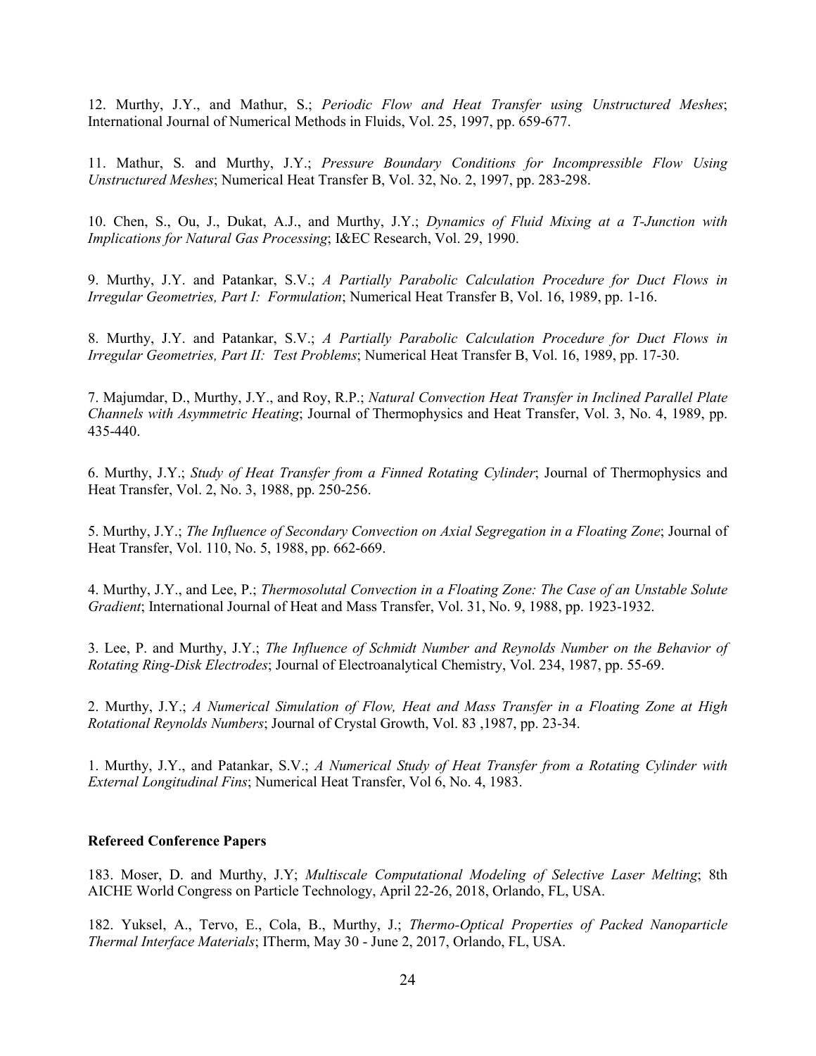12. Murthy, J.Y., and Mathur, S.; *Periodic Flow and Heat Transfer using Unstructured Meshes*; International Journal of Numerical Methods in Fluids, Vol. 25, 1997, pp. 659-677.

11. Mathur, S. and Murthy, J.Y.; *Pressure Boundary Conditions for Incompressible Flow Using Unstructured Meshes*; Numerical Heat Transfer B, Vol. 32, No. 2, 1997, pp. 283-298.

10. Chen, S., Ou, J., Dukat, A.J., and Murthy, J.Y.; *Dynamics of Fluid Mixing at a T-Junction with Implications for Natural Gas Processing*; I&EC Research, Vol. 29, 1990.

9. Murthy, J.Y. and Patankar, S.V.; *A Partially Parabolic Calculation Procedure for Duct Flows in Irregular Geometries, Part I: Formulation*; Numerical Heat Transfer B, Vol. 16, 1989, pp. 1-16.

8. Murthy, J.Y. and Patankar, S.V.; *A Partially Parabolic Calculation Procedure for Duct Flows in Irregular Geometries, Part II: Test Problems*; Numerical Heat Transfer B, Vol. 16, 1989, pp. 17-30.

7. Majumdar, D., Murthy, J.Y., and Roy, R.P.; *Natural Convection Heat Transfer in Inclined Parallel Plate Channels with Asymmetric Heating*; Journal of Thermophysics and Heat Transfer, Vol. 3, No. 4, 1989, pp. 435-440.

6. Murthy, J.Y.; *Study of Heat Transfer from a Finned Rotating Cylinder*; Journal of Thermophysics and Heat Transfer, Vol. 2, No. 3, 1988, pp. 250-256.

5. Murthy, J.Y.; *The Influence of Secondary Convection on Axial Segregation in a Floating Zone*; Journal of Heat Transfer, Vol. 110, No. 5, 1988, pp. 662-669.

4. Murthy, J.Y., and Lee, P.; *Thermosolutal Convection in a Floating Zone: The Case of an Unstable Solute Gradient*; International Journal of Heat and Mass Transfer, Vol. 31, No. 9, 1988, pp. 1923-1932.

3. Lee, P. and Murthy, J.Y.; *The Influence of Schmidt Number and Reynolds Number on the Behavior of Rotating Ring-Disk Electrodes*; Journal of Electroanalytical Chemistry, Vol. 234, 1987, pp. 55-69.

2. Murthy, J.Y.; *A Numerical Simulation of Flow, Heat and Mass Transfer in a Floating Zone at High Rotational Reynolds Numbers*; Journal of Crystal Growth, Vol. 83 ,1987, pp. 23-34.

1. Murthy, J.Y., and Patankar, S.V.; *A Numerical Study of Heat Transfer from a Rotating Cylinder with External Longitudinal Fins*; Numerical Heat Transfer, Vol 6, No. 4, 1983.

**Refereed Conference Papers**

183. Moser, D. and Murthy, J.Y; *Multiscale Computational Modeling of Selective Laser Melting*; 8th AICHE World Congress on Particle Technology, April 22-26, 2018, Orlando, FL, USA.

182. Yuksel, A., Tervo, E., Cola, B., Murthy, J.; *Thermo-Optical Properties of Packed Nanoparticle Thermal Interface Materials*; ITherm, May 30 - June 2, 2017, Orlando, FL, USA.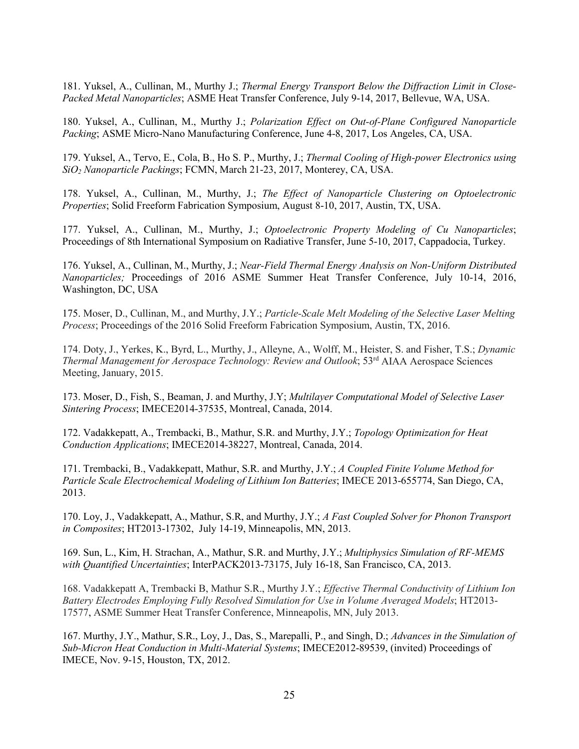181. Yuksel, A., Cullinan, M., Murthy J.; *Thermal Energy Transport Below the Diffraction Limit in Close-Packed Metal Nanoparticles*; ASME Heat Transfer Conference, July 9-14, 2017, Bellevue, WA, USA.

180. Yuksel, A., Cullinan, M., Murthy J.; *Polarization Effect on Out-of-Plane Configured Nanoparticle Packing*; ASME Micro-Nano Manufacturing Conference, June 4-8, 2017, Los Angeles, CA, USA.

179. Yuksel, A., Tervo, E., Cola, B., Ho S. P., Murthy, J.; *Thermal Cooling of High-power Electronics using $SiO_2$ Nanoparticle Packings*; FCMN, March 21-23, 2017, Monterey, CA, USA.

178. Yuksel, A., Cullinan, M., Murthy, J.; *The Effect of Nanoparticle Clustering on Optoelectronic Properties*; Solid Freeform Fabrication Symposium, August 8-10, 2017, Austin, TX, USA.

177. Yuksel, A., Cullinan, M., Murthy, J.; *Optoelectronic Property Modeling of Cu Nanoparticles*; Proceedings of 8th International Symposium on Radiative Transfer, June 5-10, 2017, Cappadocia, Turkey.

176. Yuksel, A., Cullinan, M., Murthy, J.; *Near-Field Thermal Energy Analysis on Non-Uniform Distributed Nanoparticles;* Proceedings of 2016 ASME Summer Heat Transfer Conference, July 10-14, 2016, Washington, DC, USA

175. Moser, D., Cullinan, M., and Murthy, J.Y.; *Particle-Scale Melt Modeling of the Selective Laser Melting Process*; Proceedings of the 2016 Solid Freeform Fabrication Symposium, Austin, TX, 2016.

174. Doty, J., Yerkes, K., Byrd, L., Murthy, J., Alleyne, A., Wolff, M., Heister, S. and Fisher, T.S.; *Dynamic Thermal Management for Aerospace Technology: Review and Outlook*; 53rd AIAA Aerospace Sciences Meeting, January, 2015.

173. Moser, D., Fish, S., Beaman, J. and Murthy, J.Y; *Multilayer Computational Model of Selective Laser Sintering Process*; IMECE2014-37535, Montreal, Canada, 2014.

172. Vadakkepatt, A., Trembacki, B., Mathur, S.R. and Murthy, J.Y.; *Topology Optimization for Heat Conduction Applications*; IMECE2014-38227, Montreal, Canada, 2014.

171. Trembacki, B., Vadakkepatt, Mathur, S.R. and Murthy, J.Y.; *A Coupled Finite Volume Method for Particle Scale Electrochemical Modeling of Lithium Ion Batteries*; IMECE 2013-655774, San Diego, CA, 2013.

170. Loy, J., Vadakkepatt, A., Mathur, S.R, and Murthy, J.Y.; *A Fast Coupled Solver for Phonon Transport in Composites*; HT2013-17302, July 14-19, Minneapolis, MN, 2013.

169. Sun, L., Kim, H. Strachan, A., Mathur, S.R. and Murthy, J.Y.; *Multiphysics Simulation of RF-MEMS with Quantified Uncertainties*; InterPACK2013-73175, July 16-18, San Francisco, CA, 2013.

168. Vadakkepatt A, Trembacki B, Mathur S.R., Murthy J.Y.; *Effective Thermal Conductivity of Lithium Ion Battery Electrodes Employing Fully Resolved Simulation for Use in Volume Averaged Models*; HT2013-17577, ASME Summer Heat Transfer Conference, Minneapolis, MN, July 2013.

167. Murthy, J.Y., Mathur, S.R., Loy, J., Das, S., Marepalli, P., and Singh, D.; *Advances in the Simulation of Sub-Micron Heat Conduction in Multi-Material Systems*; IMECE2012-89539, (invited) Proceedings of IMECE, Nov. 9-15, Houston, TX, 2012.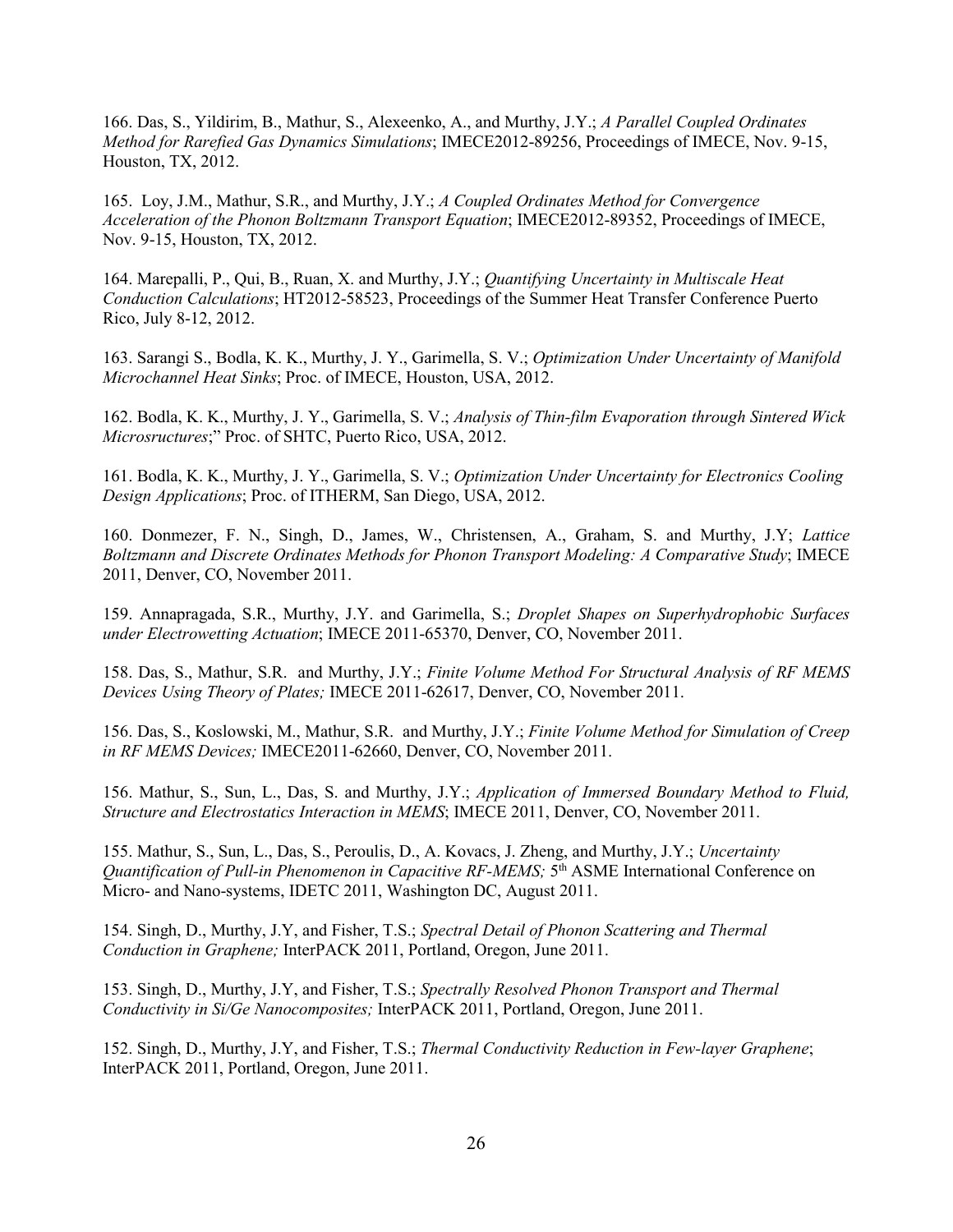166. Das, S., Yildirim, B., Mathur, S., Alexeenko, A., and Murthy, J.Y.; *A Parallel Coupled Ordinates Method for Rarefied Gas Dynamics Simulations*; IMECE2012-89256, Proceedings of IMECE, Nov. 9-15, Houston, TX, 2012.

165. Loy, J.M., Mathur, S.R., and Murthy, J.Y.; *A Coupled Ordinates Method for Convergence Acceleration of the Phonon Boltzmann Transport Equation*; IMECE2012-89352, Proceedings of IMECE, Nov. 9-15, Houston, TX, 2012.

164. Marepalli, P., Qui, B., Ruan, X. and Murthy, J.Y.; *Quantifying Uncertainty in Multiscale Heat Conduction Calculations*; HT2012-58523, Proceedings of the Summer Heat Transfer Conference Puerto Rico, July 8-12, 2012.

163. Sarangi S., Bodla, K. K., Murthy, J. Y., Garimella, S. V.; *Optimization Under Uncertainty of Manifold Microchannel Heat Sinks*; Proc. of IMECE, Houston, USA, 2012.

162. Bodla, K. K., Murthy, J. Y., Garimella, S. V.; *Analysis of Thin-film Evaporation through Sintered Wick Microsructures*;" Proc. of SHTC, Puerto Rico, USA, 2012.

161. Bodla, K. K., Murthy, J. Y., Garimella, S. V.; *Optimization Under Uncertainty for Electronics Cooling Design Applications*; Proc. of ITHERM, San Diego, USA, 2012.

160. Donmezer, F. N., Singh, D., James, W., Christensen, A., Graham, S. and Murthy, J.Y; *Lattice Boltzmann and Discrete Ordinates Methods for Phonon Transport Modeling: A Comparative Study*; IMECE 2011, Denver, CO, November 2011.

159. Annapragada, S.R., Murthy, J.Y. and Garimella, S.; *Droplet Shapes on Superhydrophobic Surfaces under Electrowetting Actuation*; IMECE 2011-65370, Denver, CO, November 2011.

158. Das, S., Mathur, S.R. and Murthy, J.Y.; *Finite Volume Method For Structural Analysis of RF MEMS Devices Using Theory of Plates;* IMECE 2011-62617, Denver, CO, November 2011.

156. Das, S., Koslowski, M., Mathur, S.R. and Murthy, J.Y.; *Finite Volume Method for Simulation of Creep in RF MEMS Devices;* IMECE2011-62660, Denver, CO, November 2011.

156. Mathur, S., Sun, L., Das, S. and Murthy, J.Y.; *Application of Immersed Boundary Method to Fluid, Structure and Electrostatics Interaction in MEMS*; IMECE 2011, Denver, CO, November 2011.

155. Mathur, S., Sun, L., Das, S., Peroulis, D., A. Kovacs, J. Zheng, and Murthy, J.Y.; *Uncertainty Quantification of Pull-in Phenomenon in Capacitive RF-MEMS;* 5th ASME International Conference on Micro- and Nano-systems, IDETC 2011, Washington DC, August 2011.

154. Singh, D., Murthy, J.Y, and Fisher, T.S.; *Spectral Detail of Phonon Scattering and Thermal Conduction in Graphene;* InterPACK 2011, Portland, Oregon, June 2011.

153. Singh, D., Murthy, J.Y, and Fisher, T.S.; *Spectrally Resolved Phonon Transport and Thermal Conductivity in Si/Ge Nanocomposites;* InterPACK 2011, Portland, Oregon, June 2011.

152. Singh, D., Murthy, J.Y, and Fisher, T.S.; *Thermal Conductivity Reduction in Few-layer Graphene*; InterPACK 2011, Portland, Oregon, June 2011.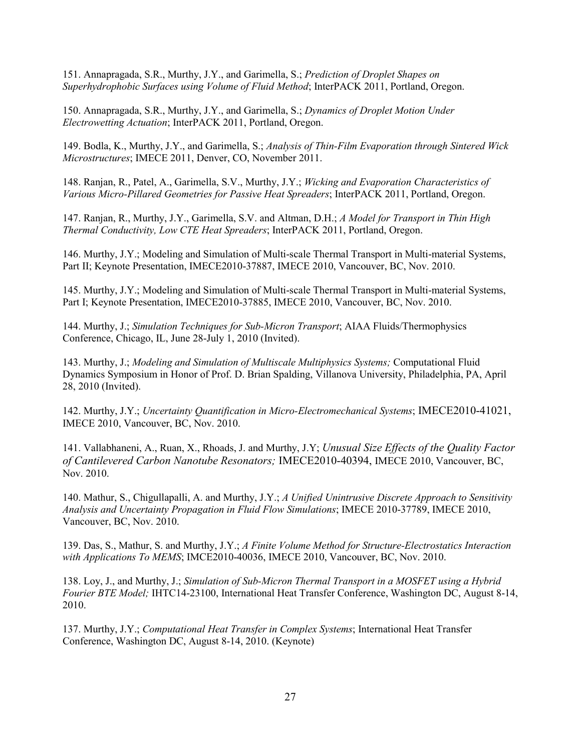151. Annapragada, S.R., Murthy, J.Y., and Garimella, S.; *Prediction of Droplet Shapes on Superhydrophobic Surfaces using Volume of Fluid Method*; InterPACK 2011, Portland, Oregon.

150. Annapragada, S.R., Murthy, J.Y., and Garimella, S.; *Dynamics of Droplet Motion Under Electrowetting Actuation*; InterPACK 2011, Portland, Oregon.

149. Bodla, K., Murthy, J.Y., and Garimella, S.; *Analysis of Thin-Film Evaporation through Sintered Wick Microstructures*; IMECE 2011, Denver, CO, November 2011.

148. Ranjan, R., Patel, A., Garimella, S.V., Murthy, J.Y.; *Wicking and Evaporation Characteristics of Various Micro-Pillared Geometries for Passive Heat Spreaders*; InterPACK 2011, Portland, Oregon.

147. Ranjan, R., Murthy, J.Y., Garimella, S.V. and Altman, D.H.; *A Model for Transport in Thin High Thermal Conductivity, Low CTE Heat Spreaders*; InterPACK 2011, Portland, Oregon.

146. Murthy, J.Y.; Modeling and Simulation of Multi-scale Thermal Transport in Multi-material Systems, Part II; Keynote Presentation, IMECE2010-37887, IMECE 2010, Vancouver, BC, Nov. 2010.

145. Murthy, J.Y.; Modeling and Simulation of Multi-scale Thermal Transport in Multi-material Systems, Part I; Keynote Presentation, IMECE2010-37885, IMECE 2010, Vancouver, BC, Nov. 2010.

144. Murthy, J.; *Simulation Techniques for Sub-Micron Transport*; AIAA Fluids/Thermophysics Conference, Chicago, IL, June 28-July 1, 2010 (Invited).

143. Murthy, J.; *Modeling and Simulation of Multiscale Multiphysics Systems;* Computational Fluid Dynamics Symposium in Honor of Prof. D. Brian Spalding, Villanova University, Philadelphia, PA, April 28, 2010 (Invited).

142. Murthy, J.Y.; *Uncertainty Quantification in Micro-Electromechanical Systems*; IMECE2010-41021, IMECE 2010, Vancouver, BC, Nov. 2010.

141. Vallabhaneni, A., Ruan, X., Rhoads, J. and Murthy, J.Y; *Unusual Size Effects of the Quality Factor of Cantilevered Carbon Nanotube Resonators;* IMECE2010-40394, IMECE 2010, Vancouver, BC, Nov. 2010.

140. Mathur, S., Chigullapalli, A. and Murthy, J.Y.; *A Unified Unintrusive Discrete Approach to Sensitivity Analysis and Uncertainty Propagation in Fluid Flow Simulations*; IMECE 2010-37789, IMECE 2010, Vancouver, BC, Nov. 2010.

139. Das, S., Mathur, S. and Murthy, J.Y.; *A Finite Volume Method for Structure-Electrostatics Interaction with Applications To MEMS*; IMCE2010-40036, IMECE 2010, Vancouver, BC, Nov. 2010.

138. Loy, J., and Murthy, J.; *Simulation of Sub-Micron Thermal Transport in a MOSFET using a Hybrid Fourier BTE Model;* IHTC14-23100, International Heat Transfer Conference, Washington DC, August 8-14, 2010.

137. Murthy, J.Y.; *Computational Heat Transfer in Complex Systems*; International Heat Transfer Conference, Washington DC, August 8-14, 2010. (Keynote)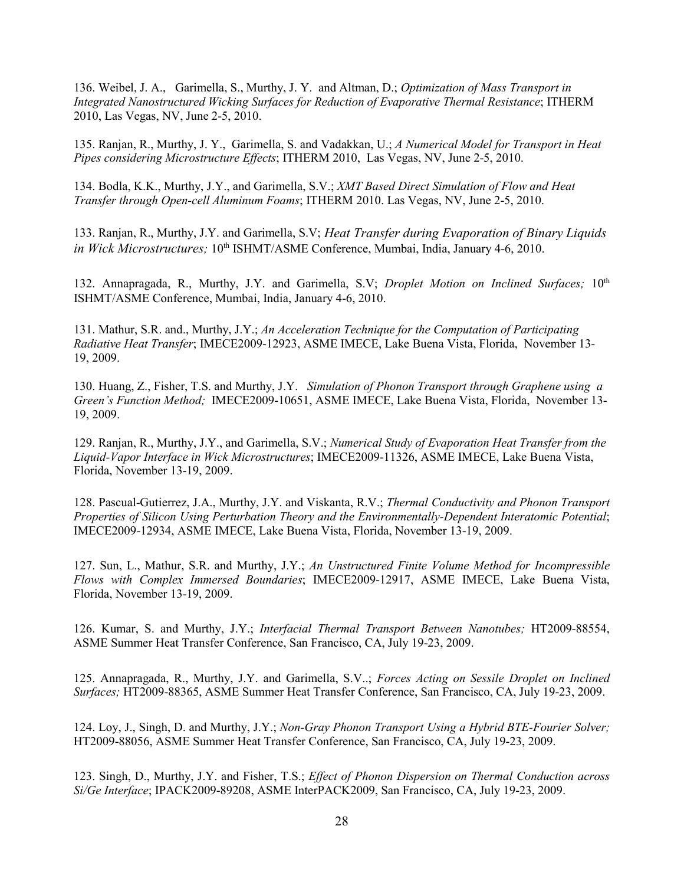136. Weibel, J. A., Garimella, S., Murthy, J. Y. and Altman, D.; *Optimization of Mass Transport in Integrated Nanostructured Wicking Surfaces for Reduction of Evaporative Thermal Resistance*; ITHERM 2010, Las Vegas, NV, June 2-5, 2010.

135. Ranjan, R., Murthy, J. Y., Garimella, S. and Vadakkan, U.; *A Numerical Model for Transport in Heat Pipes considering Microstructure Effects*; ITHERM 2010, Las Vegas, NV, June 2-5, 2010.

134. Bodla, K.K., Murthy, J.Y., and Garimella, S.V.; *XMT Based Direct Simulation of Flow and Heat Transfer through Open-cell Aluminum Foams*; ITHERM 2010. Las Vegas, NV, June 2-5, 2010.

133. Ranjan, R., Murthy, J.Y. and Garimella, S.V; *Heat Transfer during Evaporation of Binary Liquids in Wick Microstructures;* 10th ISHMT/ASME Conference, Mumbai, India, January 4-6, 2010.

132. Annapragada, R., Murthy, J.Y. and Garimella, S.V; *Droplet Motion on Inclined Surfaces;* 10th ISHMT/ASME Conference, Mumbai, India, January 4-6, 2010.

131. Mathur, S.R. and., Murthy, J.Y.; *An Acceleration Technique for the Computation of Participating Radiative Heat Transfer*; IMECE2009-12923, ASME IMECE, Lake Buena Vista, Florida, November 13-19, 2009.

130. Huang, Z., Fisher, T.S. and Murthy, J.Y. *Simulation of Phonon Transport through Graphene using a Green's Function Method;* IMECE2009-10651, ASME IMECE, Lake Buena Vista, Florida, November 13-19, 2009.

129. Ranjan, R., Murthy, J.Y., and Garimella, S.V.; *Numerical Study of Evaporation Heat Transfer from the Liquid-Vapor Interface in Wick Microstructures*; IMECE2009-11326, ASME IMECE, Lake Buena Vista, Florida, November 13-19, 2009.

128. Pascual-Gutierrez, J.A., Murthy, J.Y. and Viskanta, R.V.; *Thermal Conductivity and Phonon Transport Properties of Silicon Using Perturbation Theory and the Environmentally-Dependent Interatomic Potential*; IMECE2009-12934, ASME IMECE, Lake Buena Vista, Florida, November 13-19, 2009.

127. Sun, L., Mathur, S.R. and Murthy, J.Y.; *An Unstructured Finite Volume Method for Incompressible Flows with Complex Immersed Boundaries*; IMECE2009-12917, ASME IMECE, Lake Buena Vista, Florida, November 13-19, 2009.

126. Kumar, S. and Murthy, J.Y.; *Interfacial Thermal Transport Between Nanotubes;* HT2009-88554, ASME Summer Heat Transfer Conference, San Francisco, CA, July 19-23, 2009.

125. Annapragada, R., Murthy, J.Y. and Garimella, S.V..; *Forces Acting on Sessile Droplet on Inclined Surfaces;* HT2009-88365, ASME Summer Heat Transfer Conference, San Francisco, CA, July 19-23, 2009.

124. Loy, J., Singh, D. and Murthy, J.Y.; *Non-Gray Phonon Transport Using a Hybrid BTE-Fourier Solver;* HT2009-88056, ASME Summer Heat Transfer Conference, San Francisco, CA, July 19-23, 2009.

123. Singh, D., Murthy, J.Y. and Fisher, T.S.; *Effect of Phonon Dispersion on Thermal Conduction across Si/Ge Interface*; IPACK2009-89208, ASME InterPACK2009, San Francisco, CA, July 19-23, 2009.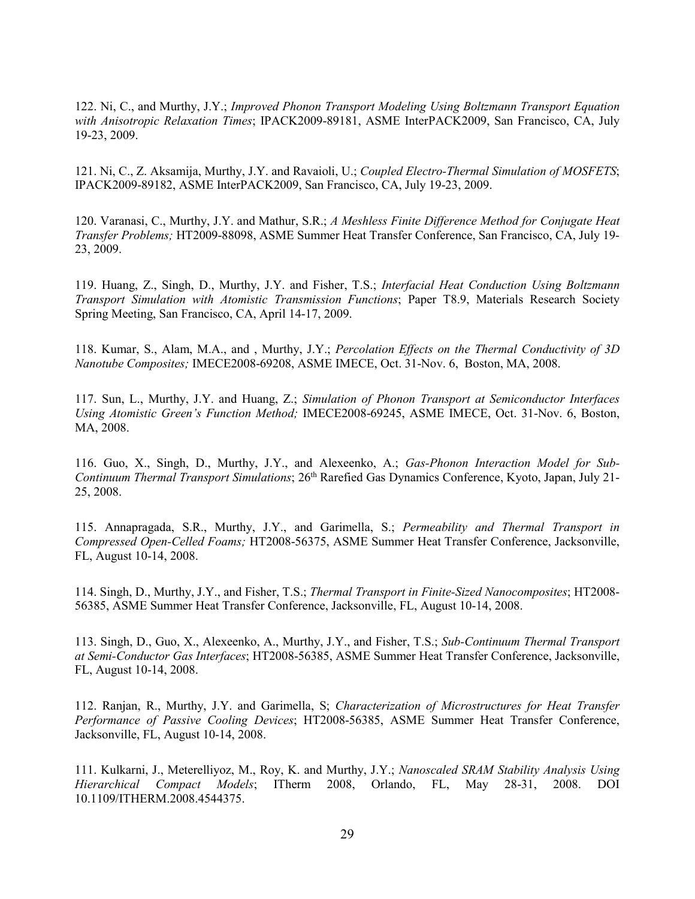122. Ni, C., and Murthy, J.Y.; *Improved Phonon Transport Modeling Using Boltzmann Transport Equation with Anisotropic Relaxation Times*; IPACK2009-89181, ASME InterPACK2009, San Francisco, CA, July 19-23, 2009.

121. Ni, C., Z. Aksamija, Murthy, J.Y. and Ravaioli, U.; *Coupled Electro-Thermal Simulation of MOSFETS*; IPACK2009-89182, ASME InterPACK2009, San Francisco, CA, July 19-23, 2009.

120. Varanasi, C., Murthy, J.Y. and Mathur, S.R.; *A Meshless Finite Difference Method for Conjugate Heat Transfer Problems;* HT2009-88098, ASME Summer Heat Transfer Conference, San Francisco, CA, July 19-23, 2009.

119. Huang, Z., Singh, D., Murthy, J.Y. and Fisher, T.S.; *Interfacial Heat Conduction Using Boltzmann Transport Simulation with Atomistic Transmission Functions*; Paper T8.9, Materials Research Society Spring Meeting, San Francisco, CA, April 14-17, 2009.

118. Kumar, S., Alam, M.A., and , Murthy, J.Y.; *Percolation Effects on the Thermal Conductivity of 3D Nanotube Composites;* IMECE2008-69208, ASME IMECE, Oct. 31-Nov. 6, Boston, MA, 2008.

117. Sun, L., Murthy, J.Y. and Huang, Z.; *Simulation of Phonon Transport at Semiconductor Interfaces Using Atomistic Green's Function Method;* IMECE2008-69245, ASME IMECE, Oct. 31-Nov. 6, Boston, MA, 2008.

116. Guo, X., Singh, D., Murthy, J.Y., and Alexeenko, A.; *Gas-Phonon Interaction Model for Sub-Continuum Thermal Transport Simulations*; 26th Rarefied Gas Dynamics Conference, Kyoto, Japan, July 21-25, 2008.

115. Annapragada, S.R., Murthy, J.Y., and Garimella, S.; *Permeability and Thermal Transport in Compressed Open-Celled Foams;* HT2008-56375, ASME Summer Heat Transfer Conference, Jacksonville, FL, August 10-14, 2008.

114. Singh, D., Murthy, J.Y., and Fisher, T.S.; *Thermal Transport in Finite-Sized Nanocomposites*; HT2008-56385, ASME Summer Heat Transfer Conference, Jacksonville, FL, August 10-14, 2008.

113. Singh, D., Guo, X., Alexeenko, A., Murthy, J.Y., and Fisher, T.S.; *Sub-Continuum Thermal Transport at Semi-Conductor Gas Interfaces*; HT2008-56385, ASME Summer Heat Transfer Conference, Jacksonville, FL, August 10-14, 2008.

112. Ranjan, R., Murthy, J.Y. and Garimella, S; *Characterization of Microstructures for Heat Transfer Performance of Passive Cooling Devices*; HT2008-56385, ASME Summer Heat Transfer Conference, Jacksonville, FL, August 10-14, 2008.

111. Kulkarni, J., Meterelliyoz, M., Roy, K. and Murthy, J.Y.; *Nanoscaled SRAM Stability Analysis Using Hierarchical Compact Models*; ITherm 2008, Orlando, FL, May 28-31, 2008. DOI 10.1109/ITHERM.2008.4544375.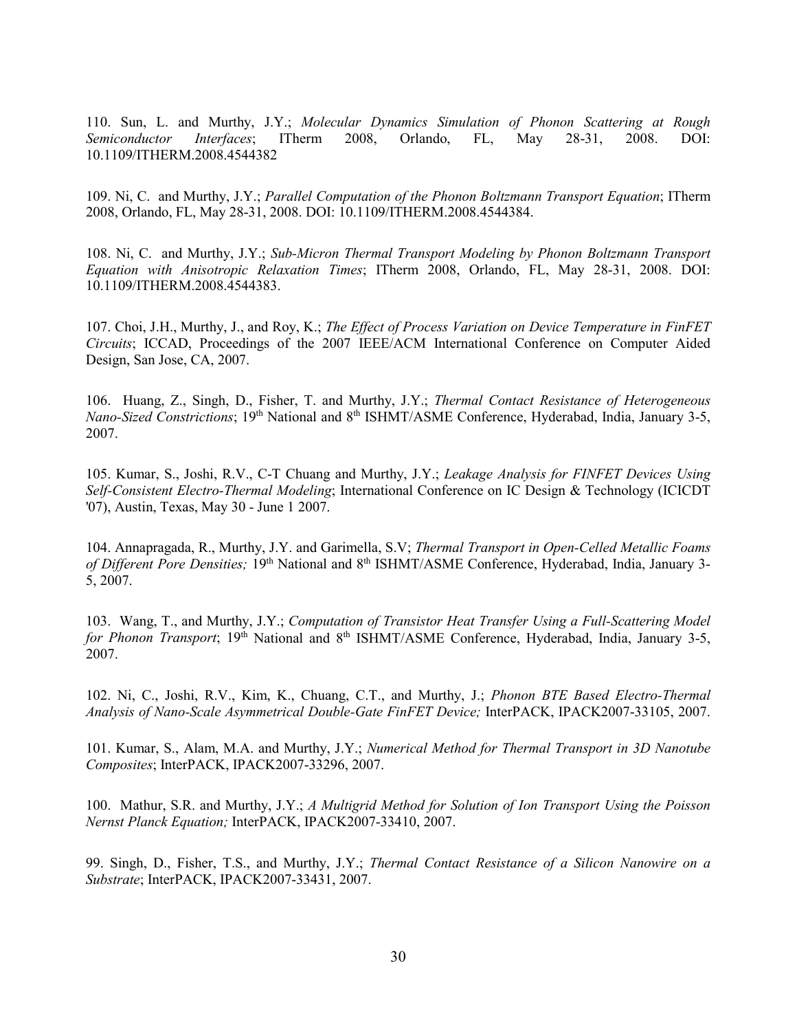110. Sun, L. and Murthy, J.Y.; *Molecular Dynamics Simulation of Phonon Scattering at Rough Semiconductor Interfaces*; ITherm 2008, Orlando, FL, May 28-31, 2008. DOI: 10.1109/ITHERM.2008.4544382

109. Ni, C. and Murthy, J.Y.; *Parallel Computation of the Phonon Boltzmann Transport Equation*; ITherm 2008, Orlando, FL, May 28-31, 2008. DOI: 10.1109/ITHERM.2008.4544384.

108. Ni, C. and Murthy, J.Y.; *Sub-Micron Thermal Transport Modeling by Phonon Boltzmann Transport Equation with Anisotropic Relaxation Times*; ITherm 2008, Orlando, FL, May 28-31, 2008. DOI: 10.1109/ITHERM.2008.4544383.

107. Choi, J.H., Murthy, J., and Roy, K.; *The Effect of Process Variation on Device Temperature in FinFET Circuits*; ICCAD, Proceedings of the 2007 IEEE/ACM International Conference on Computer Aided Design, San Jose, CA, 2007.

106. Huang, Z., Singh, D., Fisher, T. and Murthy, J.Y.; *Thermal Contact Resistance of Heterogeneous Nano-Sized Constrictions*; 19th National and 8th ISHMT/ASME Conference, Hyderabad, India, January 3-5, 2007.

105. Kumar, S., Joshi, R.V., C-T Chuang and Murthy, J.Y.; *Leakage Analysis for FINFET Devices Using Self-Consistent Electro-Thermal Modeling*; International Conference on IC Design & Technology (ICICDT '07), Austin, Texas, May 30 - June 1 2007.

104. Annapragada, R., Murthy, J.Y. and Garimella, S.V; *Thermal Transport in Open-Celled Metallic Foams of Different Pore Densities;* 19th National and 8th ISHMT/ASME Conference, Hyderabad, India, January 3-5, 2007.

103. Wang, T., and Murthy, J.Y.; *Computation of Transistor Heat Transfer Using a Full-Scattering Model for Phonon Transport*; 19th National and 8th ISHMT/ASME Conference, Hyderabad, India, January 3-5, 2007.

102. Ni, C., Joshi, R.V., Kim, K., Chuang, C.T., and Murthy, J.; *Phonon BTE Based Electro-Thermal Analysis of Nano-Scale Asymmetrical Double-Gate FinFET Device;* InterPACK, IPACK2007-33105, 2007.

101. Kumar, S., Alam, M.A. and Murthy, J.Y.; *Numerical Method for Thermal Transport in 3D Nanotube Composites*; InterPACK, IPACK2007-33296, 2007.

100. Mathur, S.R. and Murthy, J.Y.; *A Multigrid Method for Solution of Ion Transport Using the Poisson Nernst Planck Equation;* InterPACK, IPACK2007-33410, 2007.

99. Singh, D., Fisher, T.S., and Murthy, J.Y.; *Thermal Contact Resistance of a Silicon Nanowire on a Substrate*; InterPACK, IPACK2007-33431, 2007.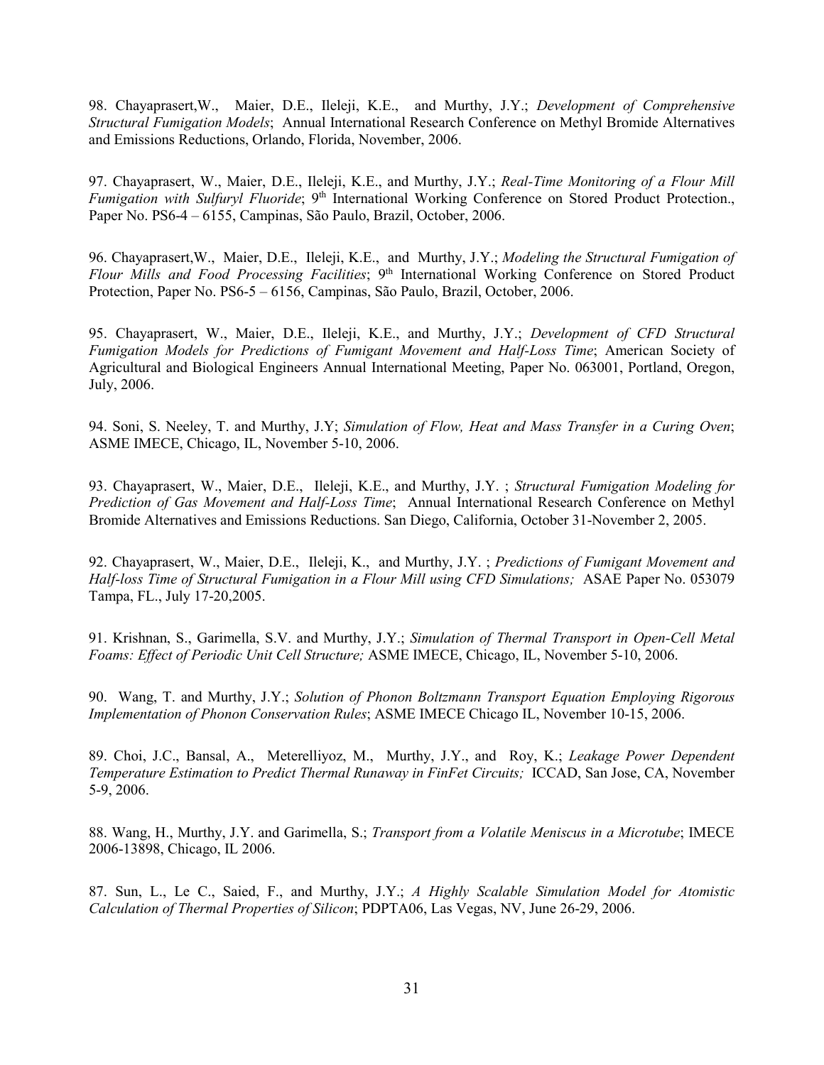98. Chayaprasert,W., Maier, D.E., Ileleji, K.E., and Murthy, J.Y.; *Development of Comprehensive Structural Fumigation Models*; Annual International Research Conference on Methyl Bromide Alternatives and Emissions Reductions, Orlando, Florida, November, 2006.

97. Chayaprasert, W., Maier, D.E., Ileleji, K.E., and Murthy, J.Y.; *Real-Time Monitoring of a Flour Mill Fumigation with Sulfuryl Fluoride*; 9th International Working Conference on Stored Product Protection., Paper No. PS6-4 – 6155, Campinas, São Paulo, Brazil, October, 2006.

96. Chayaprasert,W., Maier, D.E., Ileleji, K.E., and Murthy, J.Y.; *Modeling the Structural Fumigation of Flour Mills and Food Processing Facilities*; 9th International Working Conference on Stored Product Protection, Paper No. PS6-5 – 6156, Campinas, São Paulo, Brazil, October, 2006.

95. Chayaprasert, W., Maier, D.E., Ileleji, K.E., and Murthy, J.Y.; *Development of CFD Structural Fumigation Models for Predictions of Fumigant Movement and Half-Loss Time*; American Society of Agricultural and Biological Engineers Annual International Meeting, Paper No. 063001, Portland, Oregon, July, 2006.

94. Soni, S. Neeley, T. and Murthy, J.Y; *Simulation of Flow, Heat and Mass Transfer in a Curing Oven*; ASME IMECE, Chicago, IL, November 5-10, 2006.

93. Chayaprasert, W., Maier, D.E., Ileleji, K.E., and Murthy, J.Y. ; *Structural Fumigation Modeling for Prediction of Gas Movement and Half-Loss Time*; Annual International Research Conference on Methyl Bromide Alternatives and Emissions Reductions. San Diego, California, October 31-November 2, 2005.

92. Chayaprasert, W., Maier, D.E., Ileleji, K., and Murthy, J.Y. ; *Predictions of Fumigant Movement and Half-loss Time of Structural Fumigation in a Flour Mill using CFD Simulations;* ASAE Paper No. 053079 Tampa, FL., July 17-20,2005.

91. Krishnan, S., Garimella, S.V. and Murthy, J.Y.; *Simulation of Thermal Transport in Open-Cell Metal Foams: Effect of Periodic Unit Cell Structure;* ASME IMECE, Chicago, IL, November 5-10, 2006.

90. Wang, T. and Murthy, J.Y.; *Solution of Phonon Boltzmann Transport Equation Employing Rigorous Implementation of Phonon Conservation Rules*; ASME IMECE Chicago IL, November 10-15, 2006.

89. Choi, J.C., Bansal, A., Meterelliyoz, M., Murthy, J.Y., and Roy, K.; *Leakage Power Dependent Temperature Estimation to Predict Thermal Runaway in FinFet Circuits;* ICCAD, San Jose, CA, November 5-9, 2006.

88. Wang, H., Murthy, J.Y. and Garimella, S.; *Transport from a Volatile Meniscus in a Microtube*; IMECE 2006-13898, Chicago, IL 2006.

87. Sun, L., Le C., Saied, F., and Murthy, J.Y.; *A Highly Scalable Simulation Model for Atomistic Calculation of Thermal Properties of Silicon*; PDPTA06, Las Vegas, NV, June 26-29, 2006.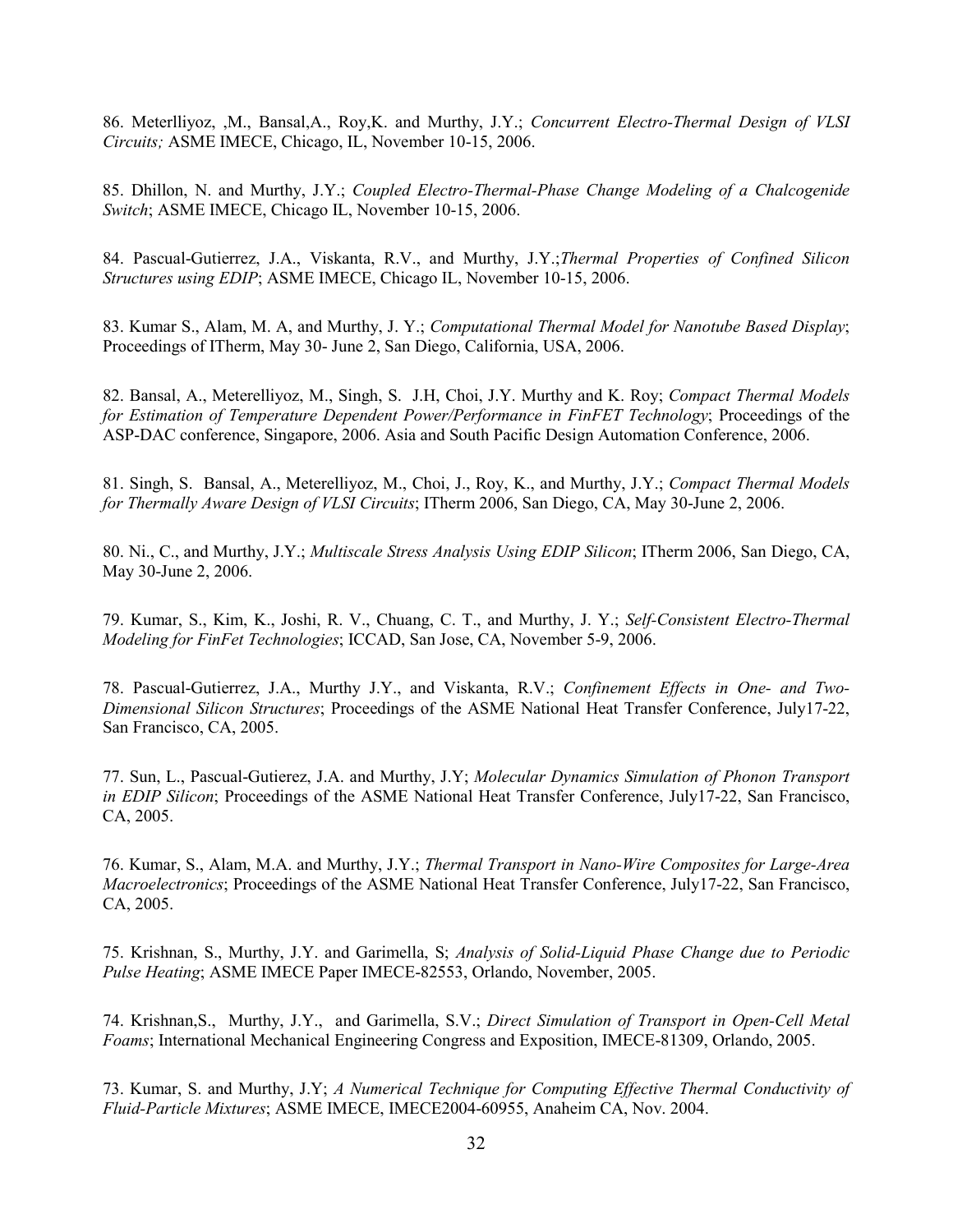86. Meterlliyoz, ,M., Bansal,A., Roy,K. and Murthy, J.Y.; *Concurrent Electro-Thermal Design of VLSI Circuits;* ASME IMECE, Chicago, IL, November 10-15, 2006.

85. Dhillon, N. and Murthy, J.Y.; *Coupled Electro-Thermal-Phase Change Modeling of a Chalcogenide Switch*; ASME IMECE, Chicago IL, November 10-15, 2006.

84. Pascual-Gutierrez, J.A., Viskanta, R.V., and Murthy, J.Y.;*Thermal Properties of Confined Silicon Structures using EDIP*; ASME IMECE, Chicago IL, November 10-15, 2006.

83. Kumar S., Alam, M. A, and Murthy, J. Y.; *Computational Thermal Model for Nanotube Based Display*; Proceedings of ITherm, May 30- June 2, San Diego, California, USA, 2006.

82. Bansal, A., Meterelliyoz, M., Singh, S. J.H, Choi, J.Y. Murthy and K. Roy; *Compact Thermal Models for Estimation of Temperature Dependent Power/Performance in FinFET Technology*; Proceedings of the ASP-DAC conference, Singapore, 2006. Asia and South Pacific Design Automation Conference, 2006.

81. Singh, S. Bansal, A., Meterelliyoz, M., Choi, J., Roy, K., and Murthy, J.Y.; *Compact Thermal Models for Thermally Aware Design of VLSI Circuits*; ITherm 2006, San Diego, CA, May 30-June 2, 2006.

80. Ni., C., and Murthy, J.Y.; *Multiscale Stress Analysis Using EDIP Silicon*; ITherm 2006, San Diego, CA, May 30-June 2, 2006.

79. Kumar, S., Kim, K., Joshi, R. V., Chuang, C. T., and Murthy, J. Y.; *Self-Consistent Electro-Thermal Modeling for FinFet Technologies*; ICCAD, San Jose, CA, November 5-9, 2006.

78. Pascual-Gutierrez, J.A., Murthy J.Y., and Viskanta, R.V.; *Confinement Effects in One- and Two-Dimensional Silicon Structures*; Proceedings of the ASME National Heat Transfer Conference, July17-22, San Francisco, CA, 2005.

77. Sun, L., Pascual-Gutierez, J.A. and Murthy, J.Y; *Molecular Dynamics Simulation of Phonon Transport in EDIP Silicon*; Proceedings of the ASME National Heat Transfer Conference, July17-22, San Francisco, CA, 2005.

76. Kumar, S., Alam, M.A. and Murthy, J.Y.; *Thermal Transport in Nano-Wire Composites for Large-Area Macroelectronics*; Proceedings of the ASME National Heat Transfer Conference, July17-22, San Francisco, CA, 2005.

75. Krishnan, S., Murthy, J.Y. and Garimella, S; *Analysis of Solid-Liquid Phase Change due to Periodic Pulse Heating*; ASME IMECE Paper IMECE-82553, Orlando, November, 2005.

74. Krishnan,S., Murthy, J.Y., and Garimella, S.V.; *Direct Simulation of Transport in Open-Cell Metal Foams*; International Mechanical Engineering Congress and Exposition, IMECE-81309, Orlando, 2005.

73. Kumar, S. and Murthy, J.Y; *A Numerical Technique for Computing Effective Thermal Conductivity of Fluid-Particle Mixtures*; ASME IMECE, IMECE2004-60955, Anaheim CA, Nov. 2004.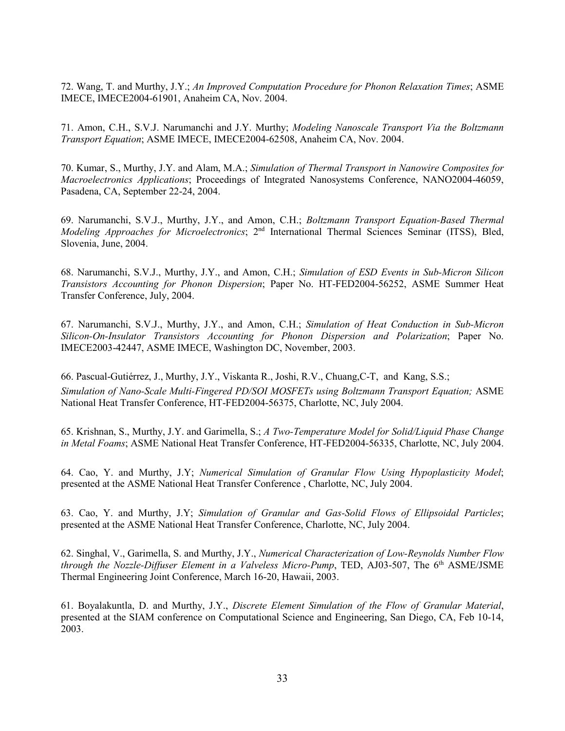72. Wang, T. and Murthy, J.Y.; *An Improved Computation Procedure for Phonon Relaxation Times*; ASME IMECE, IMECE2004-61901, Anaheim CA, Nov. 2004.

71. Amon, C.H., S.V.J. Narumanchi and J.Y. Murthy; *Modeling Nanoscale Transport Via the Boltzmann Transport Equation*; ASME IMECE, IMECE2004-62508, Anaheim CA, Nov. 2004.

70. Kumar, S., Murthy, J.Y. and Alam, M.A.; *Simulation of Thermal Transport in Nanowire Composites for Macroelectronics Applications*; Proceedings of Integrated Nanosystems Conference, NANO2004-46059, Pasadena, CA, September 22-24, 2004.

69. Narumanchi, S.V.J., Murthy, J.Y., and Amon, C.H.; *Boltzmann Transport Equation-Based Thermal Modeling Approaches for Microelectronics*; 2nd International Thermal Sciences Seminar (ITSS), Bled, Slovenia, June, 2004.

68. Narumanchi, S.V.J., Murthy, J.Y., and Amon, C.H.; *Simulation of ESD Events in Sub-Micron Silicon Transistors Accounting for Phonon Dispersion*; Paper No. HT-FED2004-56252, ASME Summer Heat Transfer Conference, July, 2004.

67. Narumanchi, S.V.J., Murthy, J.Y., and Amon, C.H.; *Simulation of Heat Conduction in Sub-Micron Silicon-On-Insulator Transistors Accounting for Phonon Dispersion and Polarization*; Paper No. IMECE2003-42447, ASME IMECE, Washington DC, November, 2003.

66. Pascual-Gutiérrez, J., Murthy, J.Y., Viskanta R., Joshi, R.V., Chuang,C-T, and Kang, S.S.; *Simulation of Nano-Scale Multi-Fingered PD/SOI MOSFETs using Boltzmann Transport Equation;* ASME National Heat Transfer Conference, HT-FED2004-56375, Charlotte, NC, July 2004.

65. Krishnan, S., Murthy, J.Y. and Garimella, S.; *A Two-Temperature Model for Solid/Liquid Phase Change in Metal Foams*; ASME National Heat Transfer Conference, HT-FED2004-56335, Charlotte, NC, July 2004.

64. Cao, Y. and Murthy, J.Y; *Numerical Simulation of Granular Flow Using Hypoplasticity Model*; presented at the ASME National Heat Transfer Conference , Charlotte, NC, July 2004.

63. Cao, Y. and Murthy, J.Y; *Simulation of Granular and Gas-Solid Flows of Ellipsoidal Particles*; presented at the ASME National Heat Transfer Conference, Charlotte, NC, July 2004.

62. Singhal, V., Garimella, S. and Murthy, J.Y., *Numerical Characterization of Low-Reynolds Number Flow through the Nozzle-Diffuser Element in a Valveless Micro-Pump*, TED, AJ03-507, The 6th ASME/JSME Thermal Engineering Joint Conference, March 16-20, Hawaii, 2003.

61. Boyalakuntla, D. and Murthy, J.Y., *Discrete Element Simulation of the Flow of Granular Material*, presented at the SIAM conference on Computational Science and Engineering, San Diego, CA, Feb 10-14, 2003.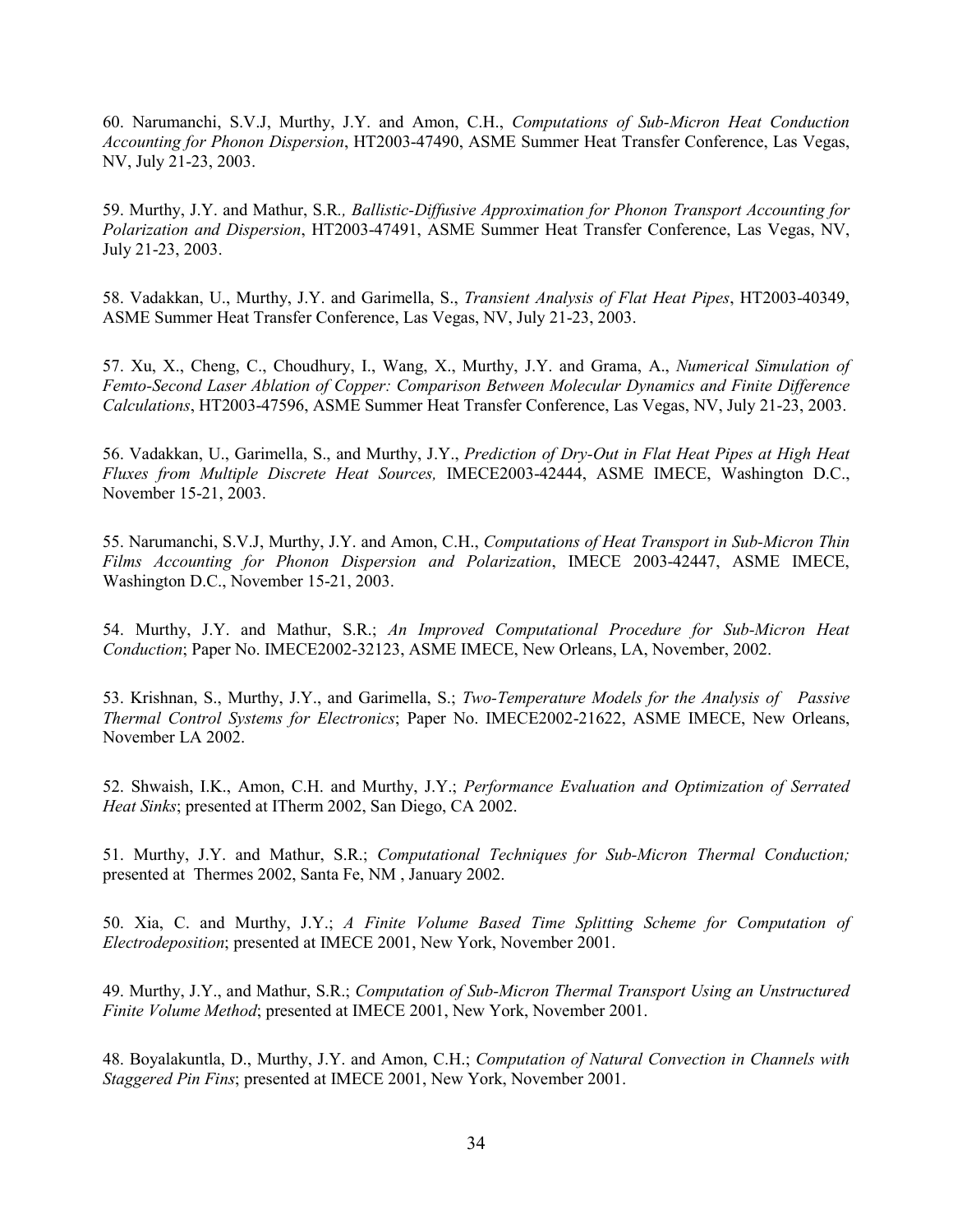60. Narumanchi, S.V.J, Murthy, J.Y. and Amon, C.H., *Computations of Sub-Micron Heat Conduction Accounting for Phonon Dispersion*, HT2003-47490, ASME Summer Heat Transfer Conference, Las Vegas, NV, July 21-23, 2003.

59. Murthy, J.Y. and Mathur, S.R*., Ballistic-Diffusive Approximation for Phonon Transport Accounting for Polarization and Dispersion*, HT2003-47491, ASME Summer Heat Transfer Conference, Las Vegas, NV, July 21-23, 2003.

58. Vadakkan, U., Murthy, J.Y. and Garimella, S., *Transient Analysis of Flat Heat Pipes*, HT2003-40349, ASME Summer Heat Transfer Conference, Las Vegas, NV, July 21-23, 2003.

57. Xu, X., Cheng, C., Choudhury, I., Wang, X., Murthy, J.Y. and Grama, A., *Numerical Simulation of Femto-Second Laser Ablation of Copper: Comparison Between Molecular Dynamics and Finite Difference Calculations*, HT2003-47596, ASME Summer Heat Transfer Conference, Las Vegas, NV, July 21-23, 2003.

56. Vadakkan, U., Garimella, S., and Murthy, J.Y., *Prediction of Dry-Out in Flat Heat Pipes at High Heat Fluxes from Multiple Discrete Heat Sources,* IMECE2003-42444, ASME IMECE, Washington D.C., November 15-21, 2003.

55. Narumanchi, S.V.J, Murthy, J.Y. and Amon, C.H., *Computations of Heat Transport in Sub-Micron Thin Films Accounting for Phonon Dispersion and Polarization*, IMECE 2003-42447, ASME IMECE, Washington D.C., November 15-21, 2003.

54. Murthy, J.Y. and Mathur, S.R.; *An Improved Computational Procedure for Sub-Micron Heat Conduction*; Paper No. IMECE2002-32123, ASME IMECE, New Orleans, LA, November, 2002.

53. Krishnan, S., Murthy, J.Y., and Garimella, S.; *Two-Temperature Models for the Analysis of Passive Thermal Control Systems for Electronics*; Paper No. IMECE2002-21622, ASME IMECE, New Orleans, November LA 2002.

52. Shwaish, I.K., Amon, C.H. and Murthy, J.Y.; *Performance Evaluation and Optimization of Serrated Heat Sinks*; presented at ITherm 2002, San Diego, CA 2002.

51. Murthy, J.Y. and Mathur, S.R.; *Computational Techniques for Sub-Micron Thermal Conduction;* presented at Thermes 2002, Santa Fe, NM , January 2002.

50. Xia, C. and Murthy, J.Y.; *A Finite Volume Based Time Splitting Scheme for Computation of Electrodeposition*; presented at IMECE 2001, New York, November 2001.

49. Murthy, J.Y., and Mathur, S.R.; *Computation of Sub-Micron Thermal Transport Using an Unstructured Finite Volume Method*; presented at IMECE 2001, New York, November 2001.

48. Boyalakuntla, D., Murthy, J.Y. and Amon, C.H.; *Computation of Natural Convection in Channels with Staggered Pin Fins*; presented at IMECE 2001, New York, November 2001.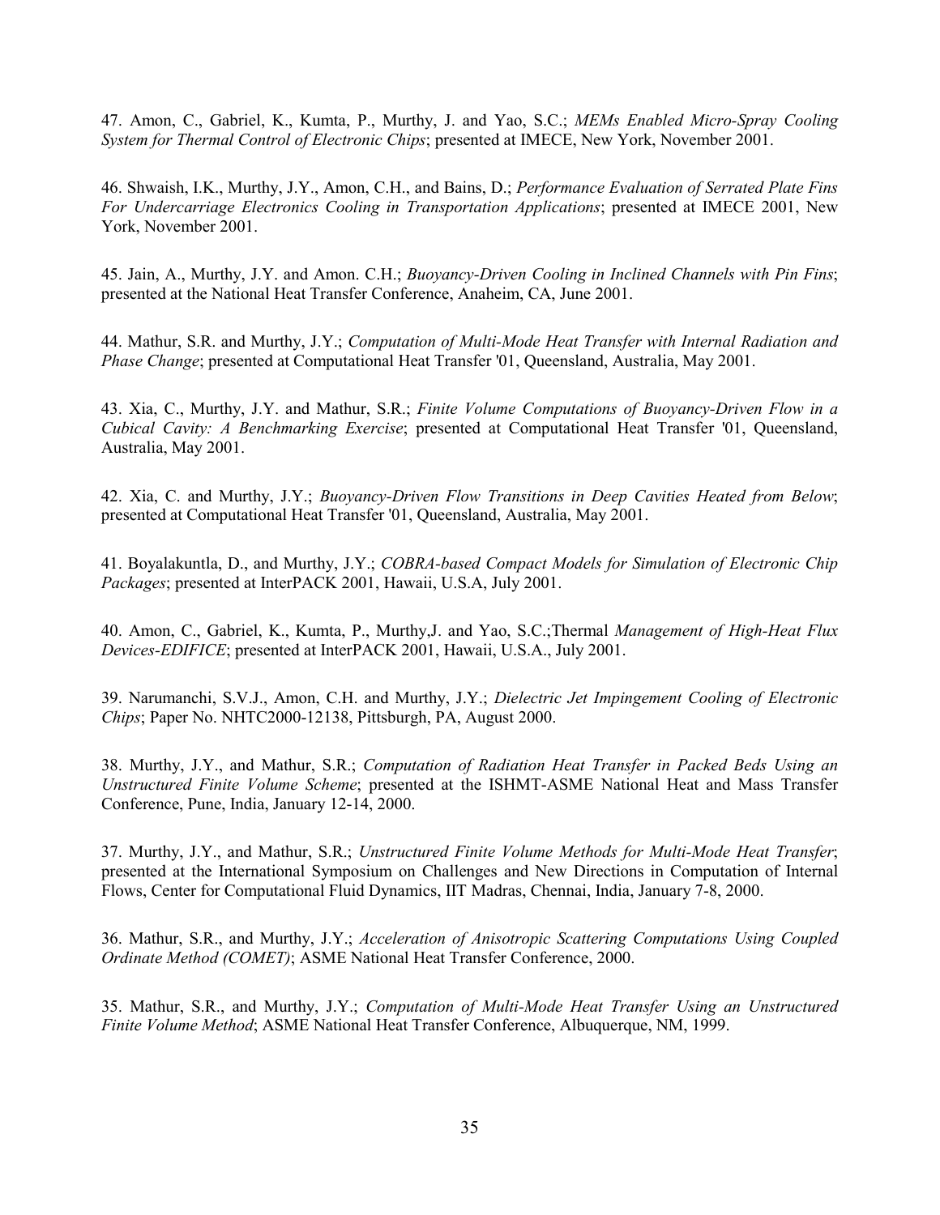47. Amon, C., Gabriel, K., Kumta, P., Murthy, J. and Yao, S.C.; *MEMs Enabled Micro-Spray Cooling System for Thermal Control of Electronic Chips*; presented at IMECE, New York, November 2001.

46. Shwaish, I.K., Murthy, J.Y., Amon, C.H., and Bains, D.; *Performance Evaluation of Serrated Plate Fins For Undercarriage Electronics Cooling in Transportation Applications*; presented at IMECE 2001, New York, November 2001.

45. Jain, A., Murthy, J.Y. and Amon. C.H.; *Buoyancy-Driven Cooling in Inclined Channels with Pin Fins*; presented at the National Heat Transfer Conference, Anaheim, CA, June 2001.

44. Mathur, S.R. and Murthy, J.Y.; *Computation of Multi-Mode Heat Transfer with Internal Radiation and Phase Change*; presented at Computational Heat Transfer '01, Queensland, Australia, May 2001.

43. Xia, C., Murthy, J.Y. and Mathur, S.R.; *Finite Volume Computations of Buoyancy-Driven Flow in a Cubical Cavity: A Benchmarking Exercise*; presented at Computational Heat Transfer '01, Queensland, Australia, May 2001.

42. Xia, C. and Murthy, J.Y.; *Buoyancy-Driven Flow Transitions in Deep Cavities Heated from Below*; presented at Computational Heat Transfer '01, Queensland, Australia, May 2001.

41. Boyalakuntla, D., and Murthy, J.Y.; *COBRA-based Compact Models for Simulation of Electronic Chip Packages*; presented at InterPACK 2001, Hawaii, U.S.A, July 2001.

40. Amon, C., Gabriel, K., Kumta, P., Murthy,J. and Yao, S.C.;Thermal *Management of High-Heat Flux Devices-EDIFICE*; presented at InterPACK 2001, Hawaii, U.S.A., July 2001.

39. Narumanchi, S.V.J., Amon, C.H. and Murthy, J.Y.; *Dielectric Jet Impingement Cooling of Electronic Chips*; Paper No. NHTC2000-12138, Pittsburgh, PA, August 2000.

38. Murthy, J.Y., and Mathur, S.R.; *Computation of Radiation Heat Transfer in Packed Beds Using an Unstructured Finite Volume Scheme*; presented at the ISHMT-ASME National Heat and Mass Transfer Conference, Pune, India, January 12-14, 2000.

37. Murthy, J.Y., and Mathur, S.R.; *Unstructured Finite Volume Methods for Multi-Mode Heat Transfer*; presented at the International Symposium on Challenges and New Directions in Computation of Internal Flows, Center for Computational Fluid Dynamics, IIT Madras, Chennai, India, January 7-8, 2000.

36. Mathur, S.R., and Murthy, J.Y.; *Acceleration of Anisotropic Scattering Computations Using Coupled Ordinate Method (COMET)*; ASME National Heat Transfer Conference, 2000.

35. Mathur, S.R., and Murthy, J.Y.; *Computation of Multi-Mode Heat Transfer Using an Unstructured Finite Volume Method*; ASME National Heat Transfer Conference, Albuquerque, NM, 1999.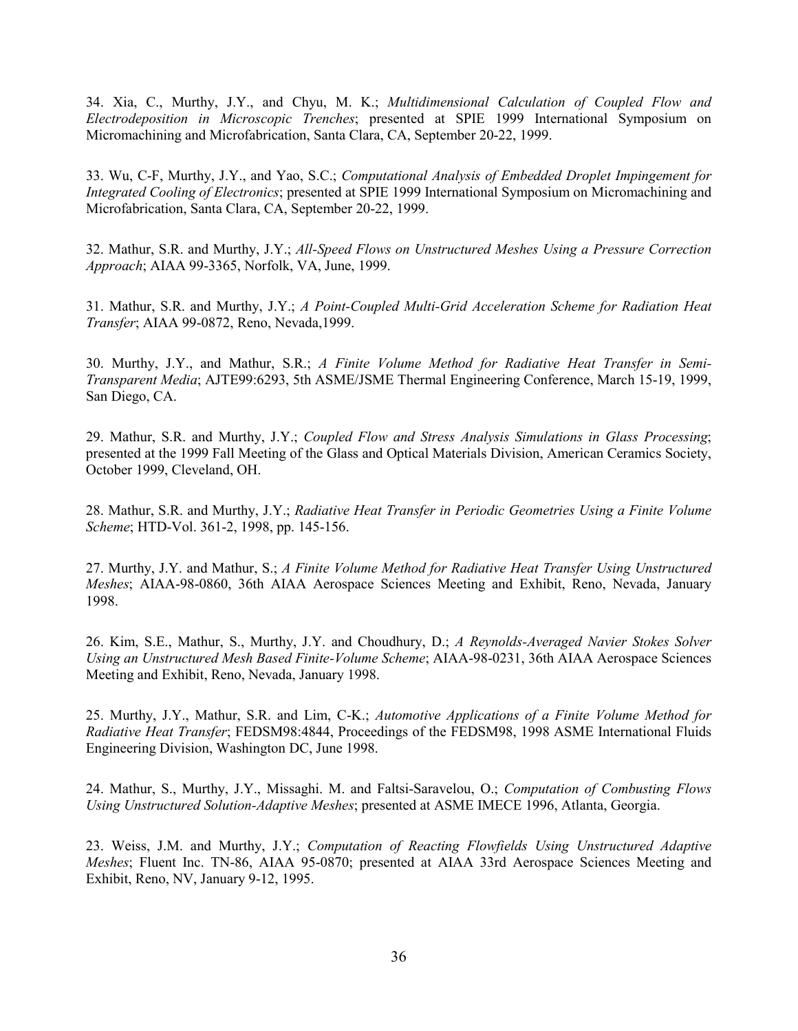34. Xia, C., Murthy, J.Y., and Chyu, M. K.; *Multidimensional Calculation of Coupled Flow and Electrodeposition in Microscopic Trenches*; presented at SPIE 1999 International Symposium on Micromachining and Microfabrication, Santa Clara, CA, September 20-22, 1999.

33. Wu, C-F, Murthy, J.Y., and Yao, S.C.; *Computational Analysis of Embedded Droplet Impingement for Integrated Cooling of Electronics*; presented at SPIE 1999 International Symposium on Micromachining and Microfabrication, Santa Clara, CA, September 20-22, 1999.

32. Mathur, S.R. and Murthy, J.Y.; *All-Speed Flows on Unstructured Meshes Using a Pressure Correction Approach*; AIAA 99-3365, Norfolk, VA, June, 1999.

31. Mathur, S.R. and Murthy, J.Y.; *A Point-Coupled Multi-Grid Acceleration Scheme for Radiation Heat Transfer*; AIAA 99-0872, Reno, Nevada,1999.

30. Murthy, J.Y., and Mathur, S.R.; *A Finite Volume Method for Radiative Heat Transfer in Semi-Transparent Media*; AJTE99:6293, 5th ASME/JSME Thermal Engineering Conference, March 15-19, 1999, San Diego, CA.

29. Mathur, S.R. and Murthy, J.Y.; *Coupled Flow and Stress Analysis Simulations in Glass Processing*; presented at the 1999 Fall Meeting of the Glass and Optical Materials Division, American Ceramics Society, October 1999, Cleveland, OH.

28. Mathur, S.R. and Murthy, J.Y.; *Radiative Heat Transfer in Periodic Geometries Using a Finite Volume Scheme*; HTD-Vol. 361-2, 1998, pp. 145-156.

27. Murthy, J.Y. and Mathur, S.; *A Finite Volume Method for Radiative Heat Transfer Using Unstructured Meshes*; AIAA-98-0860, 36th AIAA Aerospace Sciences Meeting and Exhibit, Reno, Nevada, January 1998.

26. Kim, S.E., Mathur, S., Murthy, J.Y. and Choudhury, D.; *A Reynolds-Averaged Navier Stokes Solver Using an Unstructured Mesh Based Finite-Volume Scheme*; AIAA-98-0231, 36th AIAA Aerospace Sciences Meeting and Exhibit, Reno, Nevada, January 1998.

25. Murthy, J.Y., Mathur, S.R. and Lim, C-K.; *Automotive Applications of a Finite Volume Method for Radiative Heat Transfer*; FEDSM98:4844, Proceedings of the FEDSM98, 1998 ASME International Fluids Engineering Division, Washington DC, June 1998.

24. Mathur, S., Murthy, J.Y., Missaghi. M. and Faltsi-Saravelou, O.; *Computation of Combusting Flows Using Unstructured Solution-Adaptive Meshes*; presented at ASME IMECE 1996, Atlanta, Georgia.

23. Weiss, J.M. and Murthy, J.Y.; *Computation of Reacting Flowfields Using Unstructured Adaptive Meshes*; Fluent Inc. TN-86, AIAA 95-0870; presented at AIAA 33rd Aerospace Sciences Meeting and Exhibit, Reno, NV, January 9-12, 1995.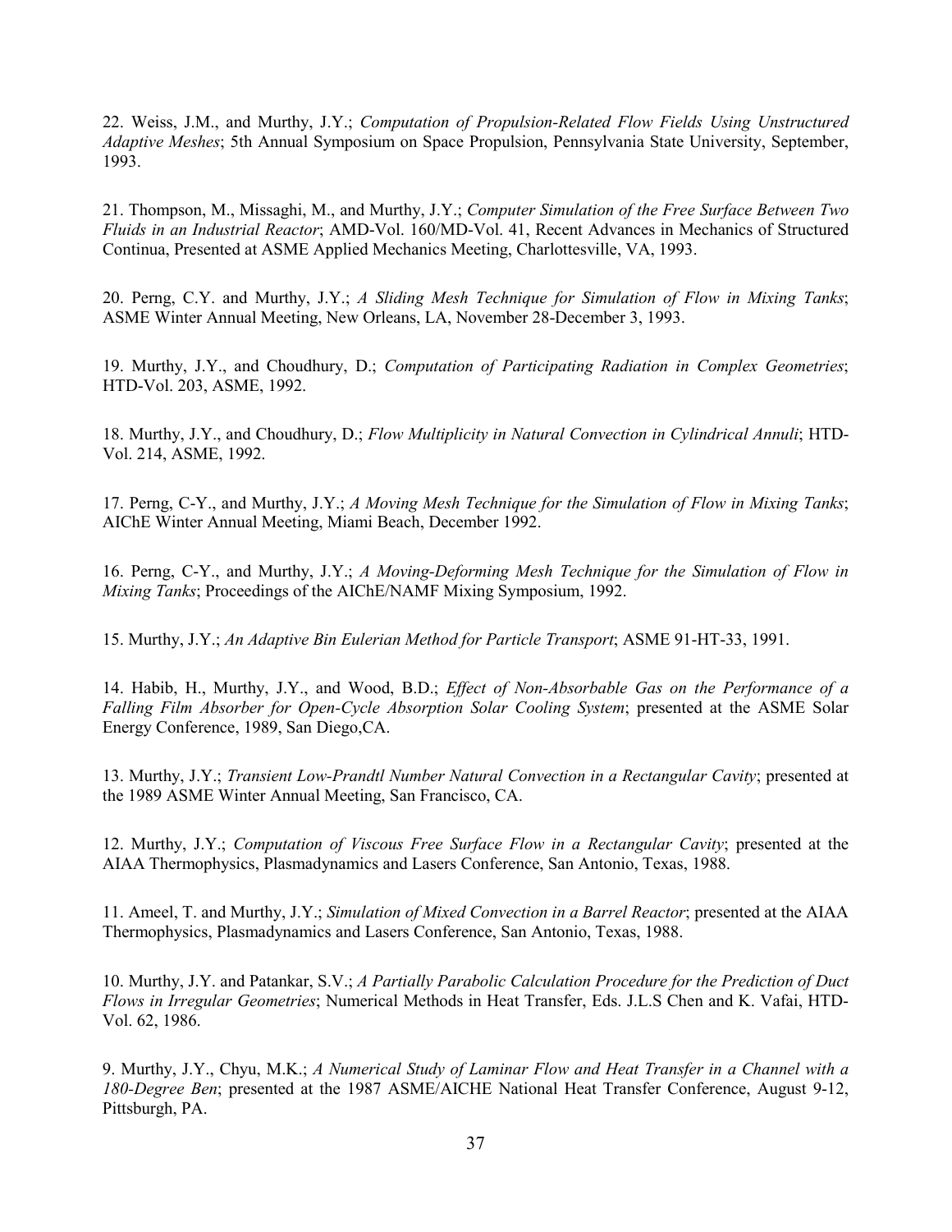22. Weiss, J.M., and Murthy, J.Y.; *Computation of Propulsion-Related Flow Fields Using Unstructured Adaptive Meshes*; 5th Annual Symposium on Space Propulsion, Pennsylvania State University, September, 1993.

21. Thompson, M., Missaghi, M., and Murthy, J.Y.; *Computer Simulation of the Free Surface Between Two Fluids in an Industrial Reactor*; AMD-Vol. 160/MD-Vol. 41, Recent Advances in Mechanics of Structured Continua, Presented at ASME Applied Mechanics Meeting, Charlottesville, VA, 1993.

20. Perng, C.Y. and Murthy, J.Y.; *A Sliding Mesh Technique for Simulation of Flow in Mixing Tanks*; ASME Winter Annual Meeting, New Orleans, LA, November 28-December 3, 1993.

19. Murthy, J.Y., and Choudhury, D.; *Computation of Participating Radiation in Complex Geometries*; HTD-Vol. 203, ASME, 1992.

18. Murthy, J.Y., and Choudhury, D.; *Flow Multiplicity in Natural Convection in Cylindrical Annuli*; HTD-Vol. 214, ASME, 1992.

17. Perng, C-Y., and Murthy, J.Y.; *A Moving Mesh Technique for the Simulation of Flow in Mixing Tanks*; AIChE Winter Annual Meeting, Miami Beach, December 1992.

16. Perng, C-Y., and Murthy, J.Y.; *A Moving-Deforming Mesh Technique for the Simulation of Flow in Mixing Tanks*; Proceedings of the AIChE/NAMF Mixing Symposium, 1992.

15. Murthy, J.Y.; *An Adaptive Bin Eulerian Method for Particle Transport*; ASME 91-HT-33, 1991.

14. Habib, H., Murthy, J.Y., and Wood, B.D.; *Effect of Non-Absorbable Gas on the Performance of a Falling Film Absorber for Open-Cycle Absorption Solar Cooling System*; presented at the ASME Solar Energy Conference, 1989, San Diego,CA.

13. Murthy, J.Y.; *Transient Low-Prandtl Number Natural Convection in a Rectangular Cavity*; presented at the 1989 ASME Winter Annual Meeting, San Francisco, CA.

12. Murthy, J.Y.; *Computation of Viscous Free Surface Flow in a Rectangular Cavity*; presented at the AIAA Thermophysics, Plasmadynamics and Lasers Conference, San Antonio, Texas, 1988.

11. Ameel, T. and Murthy, J.Y.; *Simulation of Mixed Convection in a Barrel Reactor*; presented at the AIAA Thermophysics, Plasmadynamics and Lasers Conference, San Antonio, Texas, 1988.

10. Murthy, J.Y. and Patankar, S.V.; *A Partially Parabolic Calculation Procedure for the Prediction of Duct Flows in Irregular Geometries*; Numerical Methods in Heat Transfer, Eds. J.L.S Chen and K. Vafai, HTD-Vol. 62, 1986.

9. Murthy, J.Y., Chyu, M.K.; *A Numerical Study of Laminar Flow and Heat Transfer in a Channel with a 180-Degree Ben*; presented at the 1987 ASME/AICHE National Heat Transfer Conference, August 9-12, Pittsburgh, PA.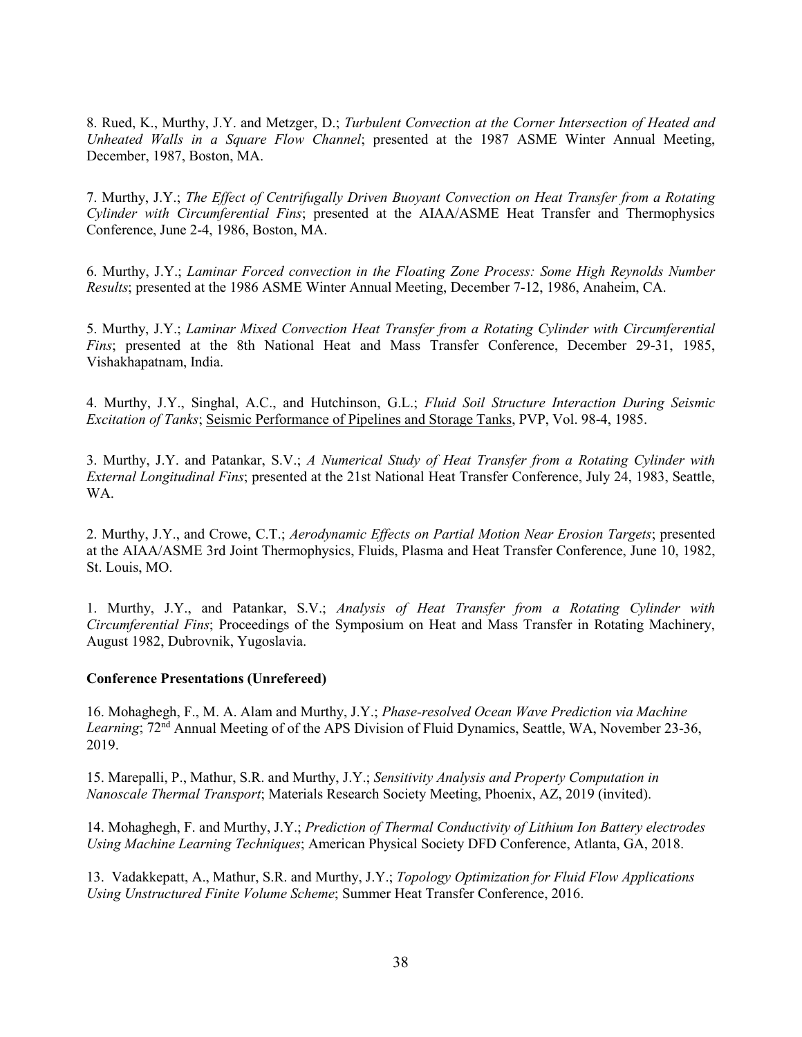8. Rued, K., Murthy, J.Y. and Metzger, D.; *Turbulent Convection at the Corner Intersection of Heated and Unheated Walls in a Square Flow Channel*; presented at the 1987 ASME Winter Annual Meeting, December, 1987, Boston, MA.

7. Murthy, J.Y.; *The Effect of Centrifugally Driven Buoyant Convection on Heat Transfer from a Rotating Cylinder with Circumferential Fins*; presented at the AIAA/ASME Heat Transfer and Thermophysics Conference, June 2-4, 1986, Boston, MA.

6. Murthy, J.Y.; *Laminar Forced convection in the Floating Zone Process: Some High Reynolds Number Results*; presented at the 1986 ASME Winter Annual Meeting, December 7-12, 1986, Anaheim, CA.

5. Murthy, J.Y.; *Laminar Mixed Convection Heat Transfer from a Rotating Cylinder with Circumferential Fins*; presented at the 8th National Heat and Mass Transfer Conference, December 29-31, 1985, Vishakhapatnam, India.

4. Murthy, J.Y., Singhal, A.C., and Hutchinson, G.L.; *Fluid Soil Structure Interaction During Seismic Excitation of Tanks*; Seismic Performance of Pipelines and Storage Tanks, PVP, Vol. 98-4, 1985.

3. Murthy, J.Y. and Patankar, S.V.; *A Numerical Study of Heat Transfer from a Rotating Cylinder with External Longitudinal Fins*; presented at the 21st National Heat Transfer Conference, July 24, 1983, Seattle, WA.

2. Murthy, J.Y., and Crowe, C.T.; *Aerodynamic Effects on Partial Motion Near Erosion Targets*; presented at the AIAA/ASME 3rd Joint Thermophysics, Fluids, Plasma and Heat Transfer Conference, June 10, 1982, St. Louis, MO.

1. Murthy, J.Y., and Patankar, S.V.; *Analysis of Heat Transfer from a Rotating Cylinder with Circumferential Fins*; Proceedings of the Symposium on Heat and Mass Transfer in Rotating Machinery, August 1982, Dubrovnik, Yugoslavia.

**Conference Presentations (Unrefereed)**

16. Mohaghegh, F., M. A. Alam and Murthy, J.Y.; *Phase-resolved Ocean Wave Prediction via Machine Learning*; 72nd Annual Meeting of of the APS Division of Fluid Dynamics, Seattle, WA, November 23-36, 2019.

15. Marepalli, P., Mathur, S.R. and Murthy, J.Y.; *Sensitivity Analysis and Property Computation in Nanoscale Thermal Transport*; Materials Research Society Meeting, Phoenix, AZ, 2019 (invited).

14. Mohaghegh, F. and Murthy, J.Y.; *Prediction of Thermal Conductivity of Lithium Ion Battery electrodes Using Machine Learning Techniques*; American Physical Society DFD Conference, Atlanta, GA, 2018.

13. Vadakkepatt, A., Mathur, S.R. and Murthy, J.Y.; *Topology Optimization for Fluid Flow Applications Using Unstructured Finite Volume Scheme*; Summer Heat Transfer Conference, 2016.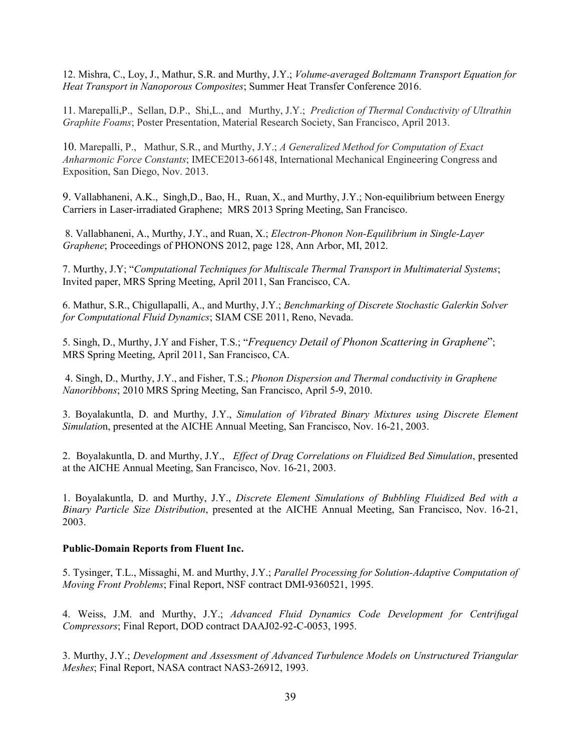12. Mishra, C., Loy, J., Mathur, S.R. and Murthy, J.Y.; *Volume-averaged Boltzmann Transport Equation for Heat Transport in Nanoporous Composites*; Summer Heat Transfer Conference 2016.

11. Marepalli,P., Sellan, D.P., Shi,L., and Murthy, J.Y.; *Prediction of Thermal Conductivity of Ultrathin Graphite Foams*; Poster Presentation, Material Research Society, San Francisco, April 2013.

10. Marepalli, P., Mathur, S.R., and Murthy, J.Y.; *A Generalized Method for Computation of Exact Anharmonic Force Constants*; IMECE2013-66148, International Mechanical Engineering Congress and Exposition, San Diego, Nov. 2013.

9. Vallabhaneni, A.K., Singh,D., Bao, H., Ruan, X., and Murthy, J.Y.; Non-equilibrium between Energy Carriers in Laser-irradiated Graphene; MRS 2013 Spring Meeting, San Francisco.

8. Vallabhaneni, A., Murthy, J.Y., and Ruan, X.; *Electron-Phonon Non-Equilibrium in Single-Layer Graphene*; Proceedings of PHONONS 2012, page 128, Ann Arbor, MI, 2012.

7. Murthy, J.Y; "*Computational Techniques for Multiscale Thermal Transport in Multimaterial Systems*; Invited paper, MRS Spring Meeting, April 2011, San Francisco, CA.

6. Mathur, S.R., Chigullapalli, A., and Murthy, J.Y.; *Benchmarking of Discrete Stochastic Galerkin Solver for Computational Fluid Dynamics*; SIAM CSE 2011, Reno, Nevada.

5. Singh, D., Murthy, J.Y and Fisher, T.S.; "*Frequency Detail of Phonon Scattering in Graphene*"; MRS Spring Meeting, April 2011, San Francisco, CA.

4. Singh, D., Murthy, J.Y., and Fisher, T.S.; *Phonon Dispersion and Thermal conductivity in Graphene Nanoribbons*; 2010 MRS Spring Meeting, San Francisco, April 5-9, 2010.

3. Boyalakuntla, D. and Murthy, J.Y., *Simulation of Vibrated Binary Mixtures using Discrete Element Simulatio*n, presented at the AICHE Annual Meeting, San Francisco, Nov. 16-21, 2003.

2. Boyalakuntla, D. and Murthy, J.Y., *Effect of Drag Correlations on Fluidized Bed Simulation*, presented at the AICHE Annual Meeting, San Francisco, Nov. 16-21, 2003.

1. Boyalakuntla, D. and Murthy, J.Y., *Discrete Element Simulations of Bubbling Fluidized Bed with a Binary Particle Size Distribution*, presented at the AICHE Annual Meeting, San Francisco, Nov. 16-21, 2003.

**Public-Domain Reports from Fluent Inc.**

5. Tysinger, T.L., Missaghi, M. and Murthy, J.Y.; *Parallel Processing for Solution-Adaptive Computation of Moving Front Problems*; Final Report, NSF contract DMI-9360521, 1995.

4. Weiss, J.M. and Murthy, J.Y.; *Advanced Fluid Dynamics Code Development for Centrifugal Compressors*; Final Report, DOD contract DAAJ02-92-C-0053, 1995.

3. Murthy, J.Y.; *Development and Assessment of Advanced Turbulence Models on Unstructured Triangular Meshes*; Final Report, NASA contract NAS3-26912, 1993.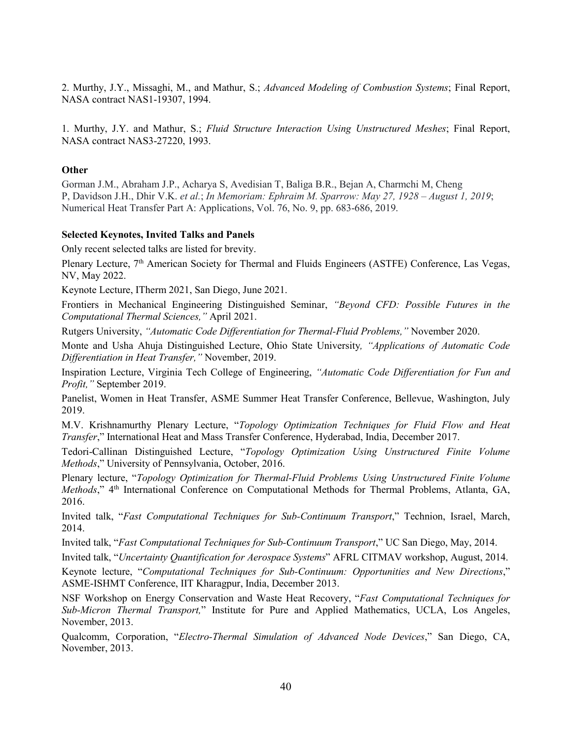2. Murthy, J.Y., Missaghi, M., and Mathur, S.; *Advanced Modeling of Combustion Systems*; Final Report, NASA contract NAS1-19307, 1994.

1. Murthy, J.Y. and Mathur, S.; *Fluid Structure Interaction Using Unstructured Meshes*; Final Report, NASA contract NAS3-27220, 1993.

**Other**

Gorman J.M., Abraham J.P., Acharya S, Avedisian T, Baliga B.R., Bejan A, Charmchi M, Cheng P, Davidson J.H., Dhir V.K. *et al.*; *In Memoriam: Ephraim M. Sparrow: May 27, 1928 – August 1, 2019*; Numerical Heat Transfer Part A: Applications, Vol. 76, No. 9, pp. 683-686, 2019.

**Selected Keynotes, Invited Talks and Panels**

Only recent selected talks are listed for brevity.

Plenary Lecture, 7th American Society for Thermal and Fluids Engineers (ASTFE) Conference, Las Vegas, NV, May 2022.

Keynote Lecture, ITherm 2021, San Diego, June 2021.

Frontiers in Mechanical Engineering Distinguished Seminar, *"Beyond CFD: Possible Futures in the Computational Thermal Sciences,"* April 2021.

Rutgers University, *"Automatic Code Differentiation for Thermal-Fluid Problems,"* November 2020.

Monte and Usha Ahuja Distinguished Lecture, Ohio State University*, "Applications of Automatic Code Differentiation in Heat Transfer,"* November, 2019.

Inspiration Lecture, Virginia Tech College of Engineering, *"Automatic Code Differentiation for Fun and Profit,"* September 2019.

Panelist, Women in Heat Transfer, ASME Summer Heat Transfer Conference, Bellevue, Washington, July 2019.

M.V. Krishnamurthy Plenary Lecture, "*Topology Optimization Techniques for Fluid Flow and Heat Transfer*," International Heat and Mass Transfer Conference, Hyderabad, India, December 2017.

Tedori-Callinan Distinguished Lecture, "*Topology Optimization Using Unstructured Finite Volume Methods*," University of Pennsylvania, October, 2016.

Plenary lecture, "*Topology Optimization for Thermal-Fluid Problems Using Unstructured Finite Volume Methods*," 4th International Conference on Computational Methods for Thermal Problems, Atlanta, GA, 2016.

Invited talk, "*Fast Computational Techniques for Sub-Continuum Transport*," Technion, Israel, March, 2014.

Invited talk, "*Fast Computational Techniques for Sub-Continuum Transport*," UC San Diego, May, 2014.

Invited talk, "*Uncertainty Quantification for Aerospace Systems*" AFRL CITMAV workshop, August, 2014.

Keynote lecture, "*Computational Techniques for Sub-Continuum: Opportunities and New Directions*," ASME-ISHMT Conference, IIT Kharagpur, India, December 2013.

NSF Workshop on Energy Conservation and Waste Heat Recovery, "*Fast Computational Techniques for Sub-Micron Thermal Transport,*" Institute for Pure and Applied Mathematics, UCLA, Los Angeles, November, 2013.

Qualcomm, Corporation, "*Electro-Thermal Simulation of Advanced Node Devices*," San Diego, CA, November, 2013.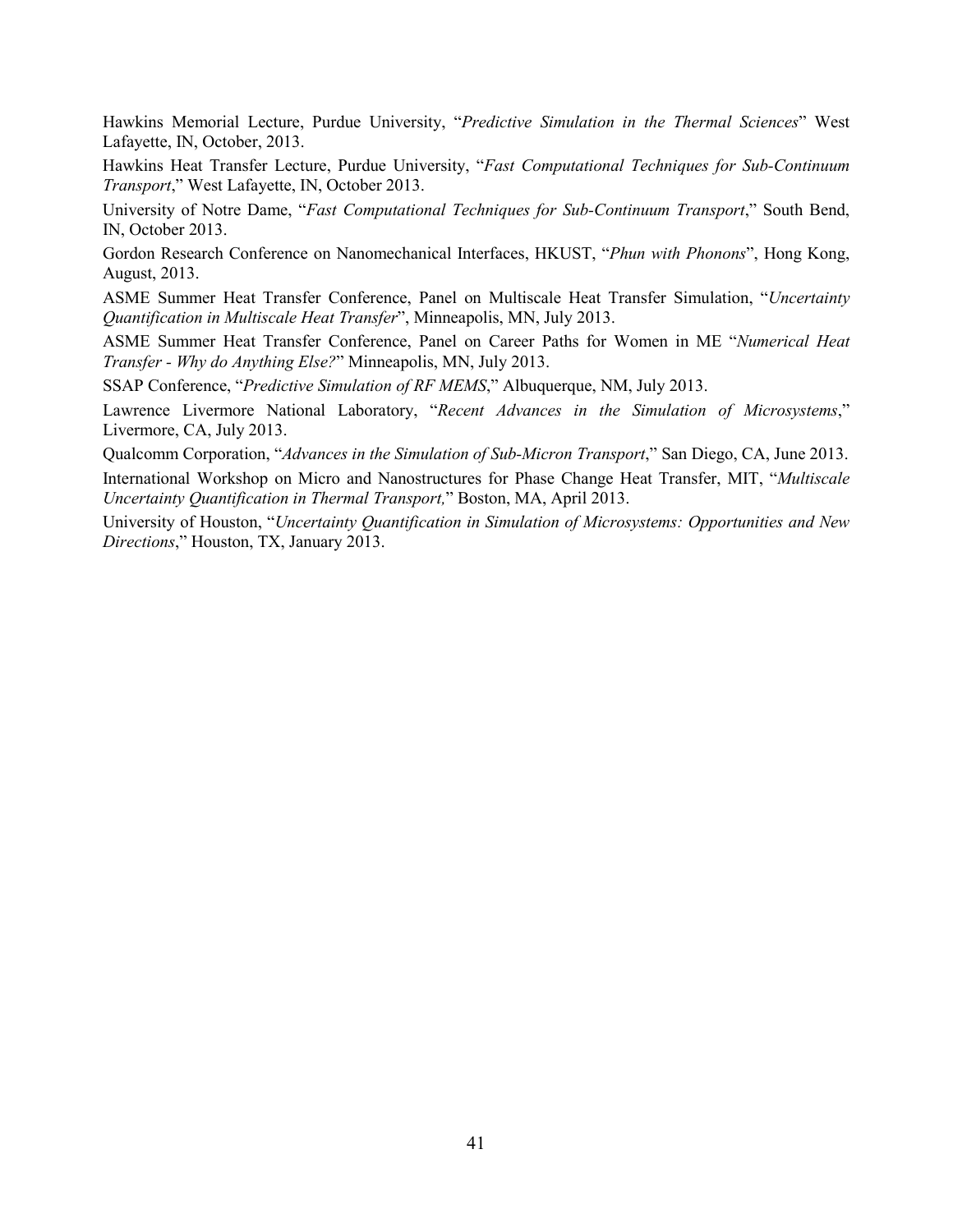Hawkins Memorial Lecture, Purdue University, "*Predictive Simulation in the Thermal Sciences*" West Lafayette, IN, October, 2013.

Hawkins Heat Transfer Lecture, Purdue University, "*Fast Computational Techniques for Sub-Continuum Transport*," West Lafayette, IN, October 2013.

University of Notre Dame, "*Fast Computational Techniques for Sub-Continuum Transport*," South Bend, IN, October 2013.

Gordon Research Conference on Nanomechanical Interfaces, HKUST, "*Phun with Phonons*", Hong Kong, August, 2013.

ASME Summer Heat Transfer Conference, Panel on Multiscale Heat Transfer Simulation, "*Uncertainty Quantification in Multiscale Heat Transfer*", Minneapolis, MN, July 2013.

ASME Summer Heat Transfer Conference, Panel on Career Paths for Women in ME "*Numerical Heat Transfer - Why do Anything Else?*" Minneapolis, MN, July 2013.

SSAP Conference, "*Predictive Simulation of RF MEMS*," Albuquerque, NM, July 2013.

Lawrence Livermore National Laboratory, "*Recent Advances in the Simulation of Microsystems*," Livermore, CA, July 2013.

Qualcomm Corporation, "*Advances in the Simulation of Sub-Micron Transport*," San Diego, CA, June 2013.

International Workshop on Micro and Nanostructures for Phase Change Heat Transfer, MIT, "*Multiscale Uncertainty Quantification in Thermal Transport,*" Boston, MA, April 2013.

University of Houston, "*Uncertainty Quantification in Simulation of Microsystems: Opportunities and New Directions*," Houston, TX, January 2013.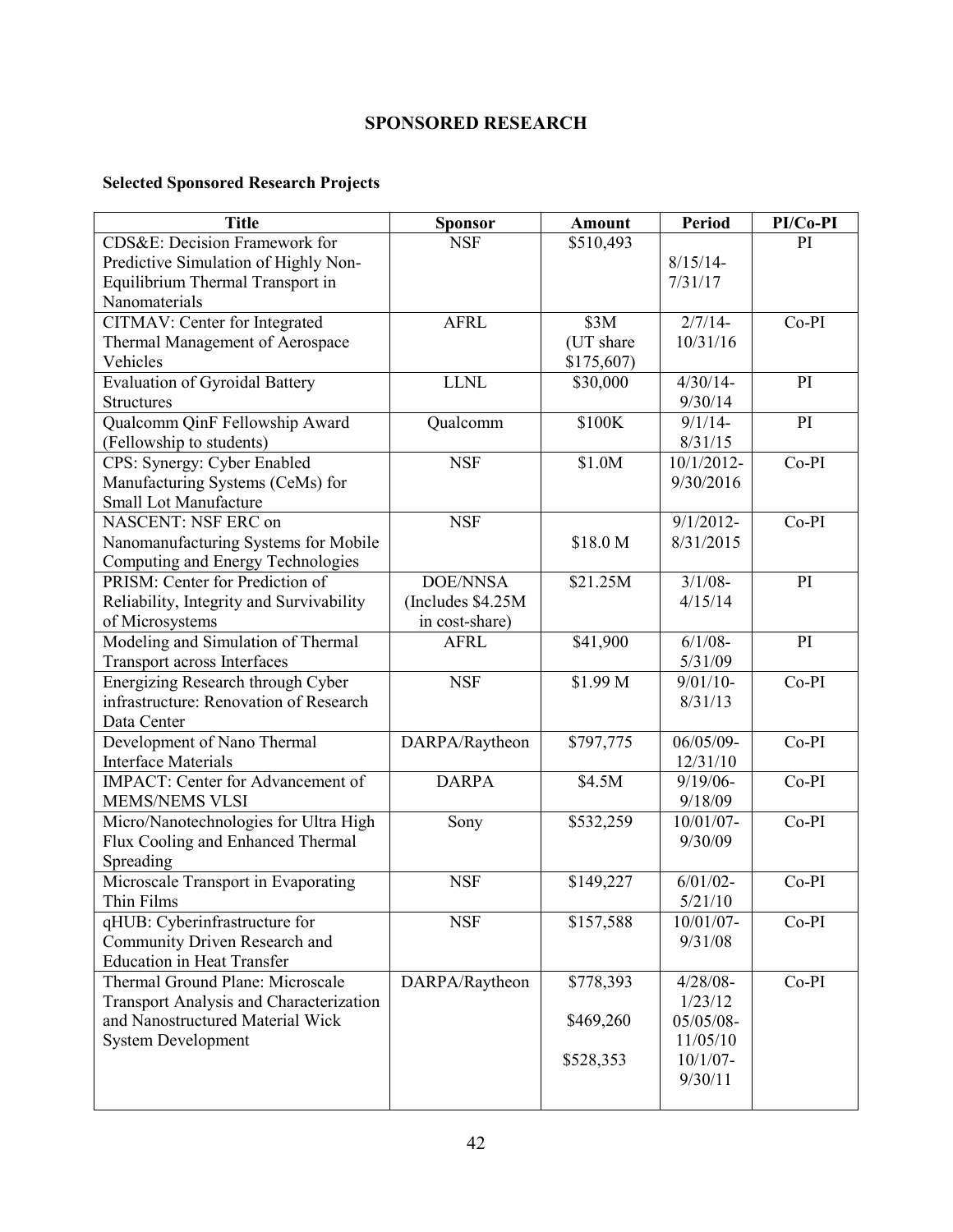# SPONSORED RESEARCH

## Selected Sponsored Research Projects

| Title | Sponsor | Amount | Period | PI/Co-PI |
|---|---|---|---|---|
| CDS&E: Decision Framework for Predictive Simulation of Highly Non-Equilibrium Thermal Transport in Nanomaterials | NSF | \$510,493 | 8/15/14-7/31/17 | PI |
| CITMAV: Center for Integrated Thermal Management of Aerospace Vehicles | AFRL | \$3M (UT share \$175,607) | 2/7/14-10/31/16 | Co-PI |
| Evaluation of Gyroidal Battery Structures | LLNL | \$30,000 | 4/30/14-9/30/14 | PI |
| Qualcomm QinF Fellowship Award (Fellowship to students) | Qualcomm | \$100K | 9/1/14-8/31/15 | PI |
| CPS: Synergy: Cyber Enabled Manufacturing Systems (CeMs) for Small Lot Manufacture | NSF | \$1.0M | 10/1/2012-9/30/2016 | Co-PI |
| NASCENT: NSF ERC on Nanomanufacturing Systems for Mobile Computing and Energy Technologies | NSF | \$18.0 M | 9/1/2012-8/31/2015 | Co-PI |
| PRISM: Center for Prediction of Reliability, Integrity and Survivability of Microsystems | DOE/NNSA (Includes \$4.25M in cost-share) | \$21.25M | 3/1/08-4/15/14 | PI |
| Modeling and Simulation of Thermal Transport across Interfaces | AFRL | \$41,900 | 6/1/08-5/31/09 | PI |
| Energizing Research through Cyber infrastructure: Renovation of Research Data Center | NSF | \$1.99 M | 9/01/10-8/31/13 | Co-PI |
| Development of Nano Thermal Interface Materials | DARPA/Raytheon | \$797,775 | 06/05/09-12/31/10 | Co-PI |
| IMPACT: Center for Advancement of MEMS/NEMS VLSI | DARPA | \$4.5M | 9/19/06-9/18/09 | Co-PI |
| Micro/Nanotechnologies for Ultra High Flux Cooling and Enhanced Thermal Spreading | Sony | \$532,259 | 10/01/07-9/30/09 | Co-PI |
| Microscale Transport in Evaporating Thin Films | NSF | \$149,227 | 6/01/02-5/21/10 | Co-PI |
| qHUB: Cyberinfrastructure for Community Driven Research and Education in Heat Transfer | NSF | \$157,588 | 10/01/07-9/31/08 | Co-PI |
| Thermal Ground Plane: Microscale Transport Analysis and Characterization and Nanostructured Material Wick System Development | DARPA/Raytheon | \$778,393<br>\$469,260<br>\$528,353 | 4/28/08-1/23/12<br>05/05/08-11/05/10<br>10/1/07-9/30/11 | Co-PI |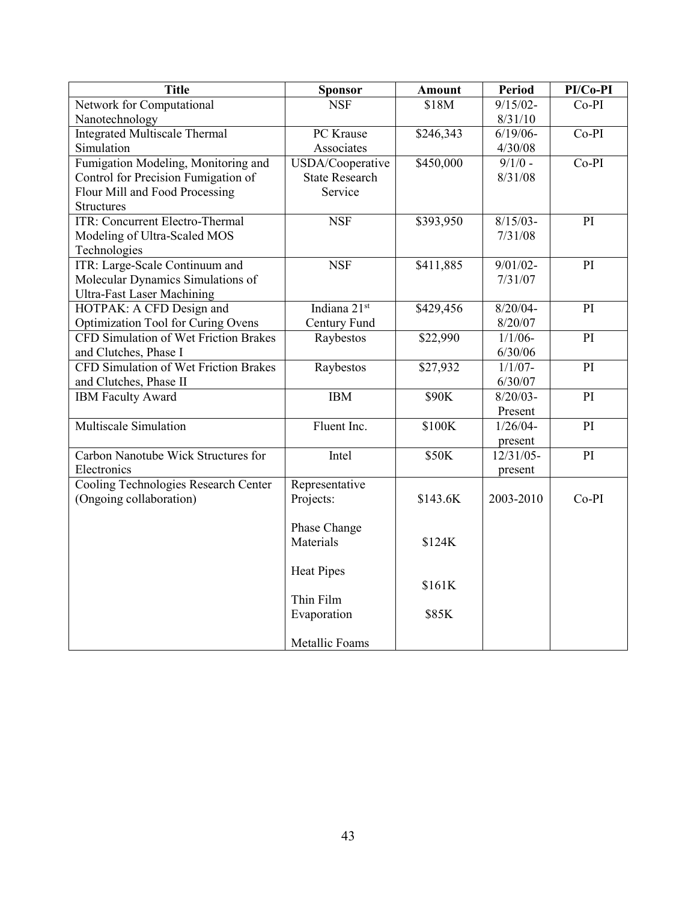| Title | Sponsor | Amount | Period | PI/Co-PI |
|---|---|---|---|---|
| Network for Computational Nanotechnology | NSF | $18M | 9/15/02-8/31/10 | Co-PI |
| Integrated Multiscale Thermal Simulation | PC Krause Associates | $246,343 | 6/19/06-4/30/08 | Co-PI |
| Fumigation Modeling, Monitoring and Control for Precision Fumigation of Flour Mill and Food Processing Structures | USDA/Cooperative State Research Service | $450,000 | 9/1/0 - 8/31/08 | Co-PI |
| ITR: Concurrent Electro-Thermal Modeling of Ultra-Scaled MOS Technologies | NSF | $393,950 | 8/15/03-7/31/08 | PI |
| ITR: Large-Scale Continuum and Molecular Dynamics Simulations of Ultra-Fast Laser Machining | NSF | $411,885 | 9/01/02-7/31/07 | PI |
| HOTPAK: A CFD Design and Optimization Tool for Curing Ovens | Indiana 21st Century Fund | $429,456 | 8/20/04-8/20/07 | PI |
| CFD Simulation of Wet Friction Brakes and Clutches, Phase I | Raybestos | $22,990 | 1/1/06-6/30/06 | PI |
| CFD Simulation of Wet Friction Brakes and Clutches, Phase II | Raybestos | $27,932 | 1/1/07-6/30/07 | PI |
| IBM Faculty Award | IBM | $90K | 8/20/03-Present | PI |
| Multiscale Simulation | Fluent Inc. | $100K | 1/26/04-present | PI |
| Carbon Nanotube Wick Structures for Electronics | Intel | $50K | 12/31/05-present | PI |
| Cooling Technologies Research Center (Ongoing collaboration) | Representative Projects: | $143.6K | 2003-2010 | Co-PI |
| | Phase Change Materials | $124K | | |
| | Heat Pipes | $161K | | |
| | Thin Film Evaporation | $85K | | |
| | Metallic Foams | | | |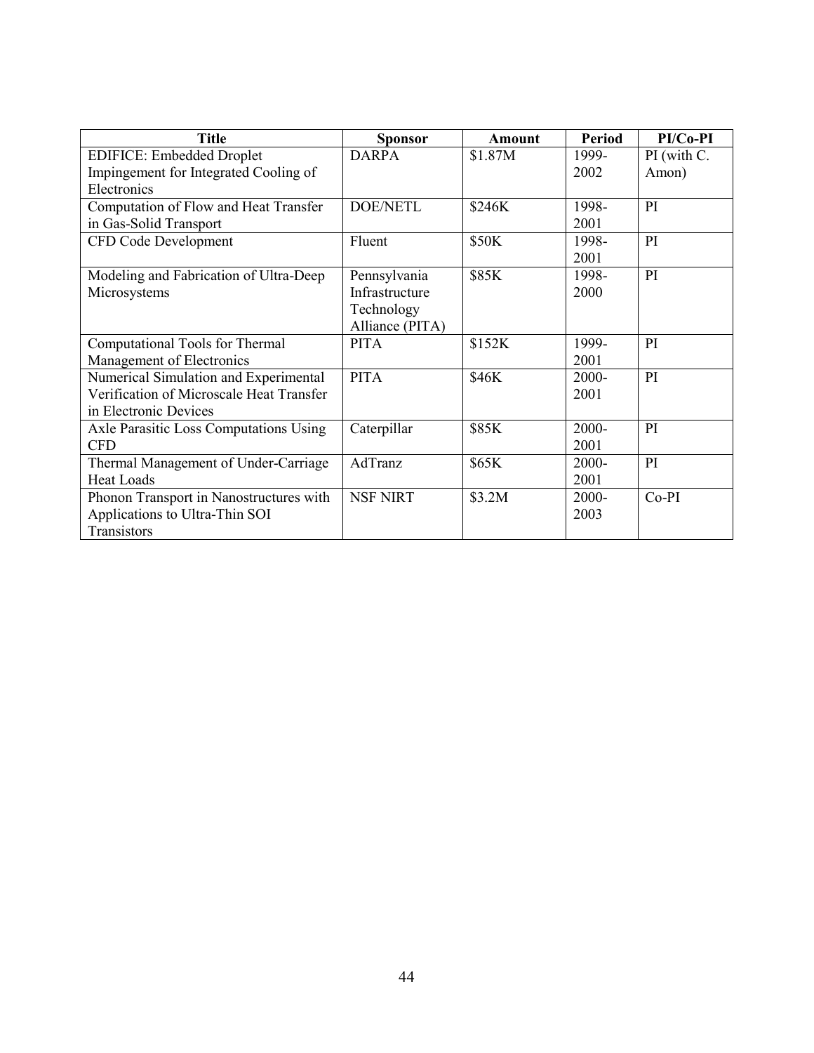| Title | Sponsor | Amount | Period | PI/Co-PI |
|---|---|---|---|---|
| EDIFICE: Embedded Droplet Impingement for Integrated Cooling of Electronics | DARPA | $1.87M | 1999-2002 | PI (with C. Amon) |
| Computation of Flow and Heat Transfer in Gas-Solid Transport | DOE/NETL | $246K | 1998-2001 | PI |
| CFD Code Development | Fluent | $50K | 1998-2001 | PI |
| Modeling and Fabrication of Ultra-Deep Microsystems | Pennsylvania Infrastructure Technology Alliance (PITA) | $85K | 1998-2000 | PI |
| Computational Tools for Thermal Management of Electronics | PITA | $152K | 1999-2001 | PI |
| Numerical Simulation and Experimental Verification of Microscale Heat Transfer in Electronic Devices | PITA | $46K | 2000-2001 | PI |
| Axle Parasitic Loss Computations Using CFD | Caterpillar | $85K | 2000-2001 | PI |
| Thermal Management of Under-Carriage Heat Loads | AdTranz | $65K | 2000-2001 | PI |
| Phonon Transport in Nanostructures with Applications to Ultra-Thin SOI Transistors | NSF NIRT | $3.2M | 2000-2003 | Co-PI |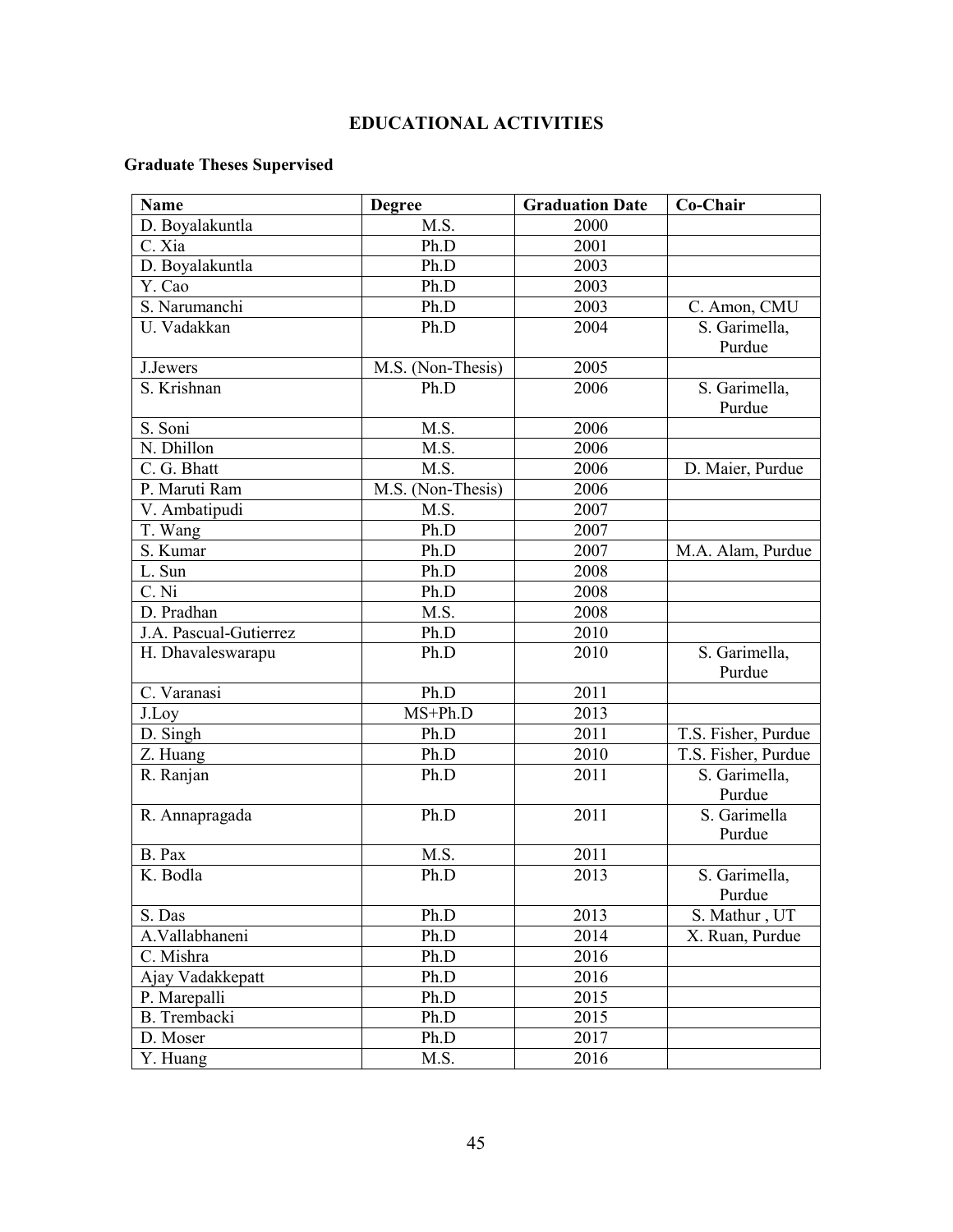# EDUCATIONAL ACTIVITIES

## Graduate Theses Supervised

| Name | Degree | Graduation Date | Co-Chair |
|---|---|---|---|
| D. Boyalakuntla | M.S. | 2000 | |
| C. Xia | Ph.D | 2001 | |
| D. Boyalakuntla | Ph.D | 2003 | |
| Y. Cao | Ph.D | 2003 | |
| S. Narumanchi | Ph.D | 2003 | C. Amon, CMU |
| U. Vadakkan | Ph.D | 2004 | S. Garimella, Purdue |
| J.Jewers | M.S. (Non-Thesis) | 2005 | |
| S. Krishnan | Ph.D | 2006 | S. Garimella, Purdue |
| S. Soni | M.S. | 2006 | |
| N. Dhillon | M.S. | 2006 | |
| C. G. Bhatt | M.S. | 2006 | D. Maier, Purdue |
| P. Maruti Ram | M.S. (Non-Thesis) | 2006 | |
| V. Ambatipudi | M.S. | 2007 | |
| T. Wang | Ph.D | 2007 | |
| S. Kumar | Ph.D | 2007 | M.A. Alam, Purdue |
| L. Sun | Ph.D | 2008 | |
| C. Ni | Ph.D | 2008 | |
| D. Pradhan | M.S. | 2008 | |
| J.A. Pascual-Gutierrez | Ph.D | 2010 | |
| H. Dhavaleswarapu | Ph.D | 2010 | S. Garimella, Purdue |
| C. Varanasi | Ph.D | 2011 | |
| J.Loy | MS+Ph.D | 2013 | |
| D. Singh | Ph.D | 2011 | T.S. Fisher, Purdue |
| Z. Huang | Ph.D | 2010 | T.S. Fisher, Purdue |
| R. Ranjan | Ph.D | 2011 | S. Garimella, Purdue |
| R. Annapragada | Ph.D | 2011 | S. Garimella Purdue |
| B. Pax | M.S. | 2011 | |
| K. Bodla | Ph.D | 2013 | S. Garimella, Purdue |
| S. Das | Ph.D | 2013 | S. Mathur , UT |
| A.Vallabhaneni | Ph.D | 2014 | X. Ruan, Purdue |
| C. Mishra | Ph.D | 2016 | |
| Ajay Vadakkepatt | Ph.D | 2016 | |
| P. Marepalli | Ph.D | 2015 | |
| B. Trembacki | Ph.D | 2015 | |
| D. Moser | Ph.D | 2017 | |
| Y. Huang | M.S. | 2016 | |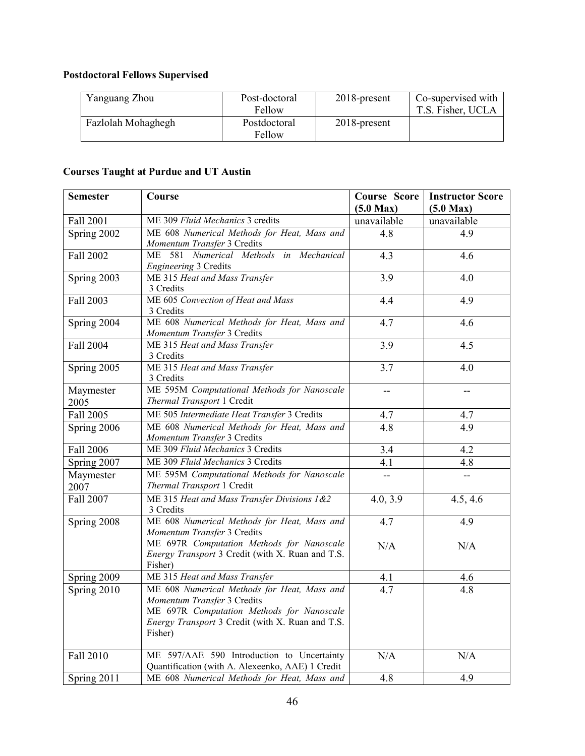**Postdoctoral Fellows Supervised**

| Yanguang Zhou | Post-doctoral Fellow | 2018-present | Co-supervised with T.S. Fisher, UCLA |
|---|---|---|---|
| Fazlolah Mohaghegh | Postdoctoral Fellow | 2018-present | |

**Courses Taught at Purdue and UT Austin**

| Semester | Course | Course Score (5.0 Max) | Instructor Score (5.0 Max) |
|---|---|---|---|
| Fall 2001 | ME 309 *Fluid Mechanics* 3 credits | unavailable | unavailable |
| Spring 2002 | ME 608 *Numerical Methods for Heat, Mass and Momentum Transfer* 3 Credits | 4.8 | 4.9 |
| Fall 2002 | ME 581 *Numerical Methods in Mechanical Engineering* 3 Credits | 4.3 | 4.6 |
| Spring 2003 | ME 315 *Heat and Mass Transfer* 3 Credits | 3.9 | 4.0 |
| Fall 2003 | ME 605 *Convection of Heat and Mass* 3 Credits | 4.4 | 4.9 |
| Spring 2004 | ME 608 *Numerical Methods for Heat, Mass and Momentum Transfer* 3 Credits | 4.7 | 4.6 |
| Fall 2004 | ME 315 *Heat and Mass Transfer* 3 Credits | 3.9 | 4.5 |
| Spring 2005 | ME 315 *Heat and Mass Transfer* 3 Credits | 3.7 | 4.0 |
| Maymester 2005 | ME 595M *Computational Methods for Nanoscale Thermal Transport* 1 Credit | -- | -- |
| Fall 2005 | ME 505 *Intermediate Heat Transfer* 3 Credits | 4.7 | 4.7 |
| Spring 2006 | ME 608 *Numerical Methods for Heat, Mass and Momentum Transfer* 3 Credits | 4.8 | 4.9 |
| Fall 2006 | ME 309 *Fluid Mechanics* 3 Credits | 3.4 | 4.2 |
| Spring 2007 | ME 309 *Fluid Mechanics* 3 Credits | 4.1 | 4.8 |
| Maymester 2007 | ME 595M *Computational Methods for Nanoscale Thermal Transport* 1 Credit | -- | -- |
| Fall 2007 | ME 315 *Heat and Mass Transfer Divisions 1&2* 3 Credits | 4.0, 3.9 | 4.5, 4.6 |
| Spring 2008 | ME 608 *Numerical Methods for Heat, Mass and Momentum Transfer* 3 Credits<br>ME 697R *Computation Methods for Nanoscale Energy Transport* 3 Credit (with X. Ruan and T.S. Fisher) | 4.7<br>N/A | 4.9<br>N/A |
| Spring 2009 | ME 315 *Heat and Mass Transfer* | 4.1 | 4.6 |
| Spring 2010 | ME 608 *Numerical Methods for Heat, Mass and Momentum Transfer* 3 Credits<br>ME 697R *Computation Methods for Nanoscale Energy Transport* 3 Credit (with X. Ruan and T.S. Fisher) | 4.7 | 4.8 |
| Fall 2010 | ME 597/AAE 590 Introduction to Uncertainty Quantification (with A. Alexeenko, AAE) 1 Credit | N/A | N/A |
| Spring 2011 | ME 608 *Numerical Methods for Heat, Mass and* | 4.8 | 4.9 |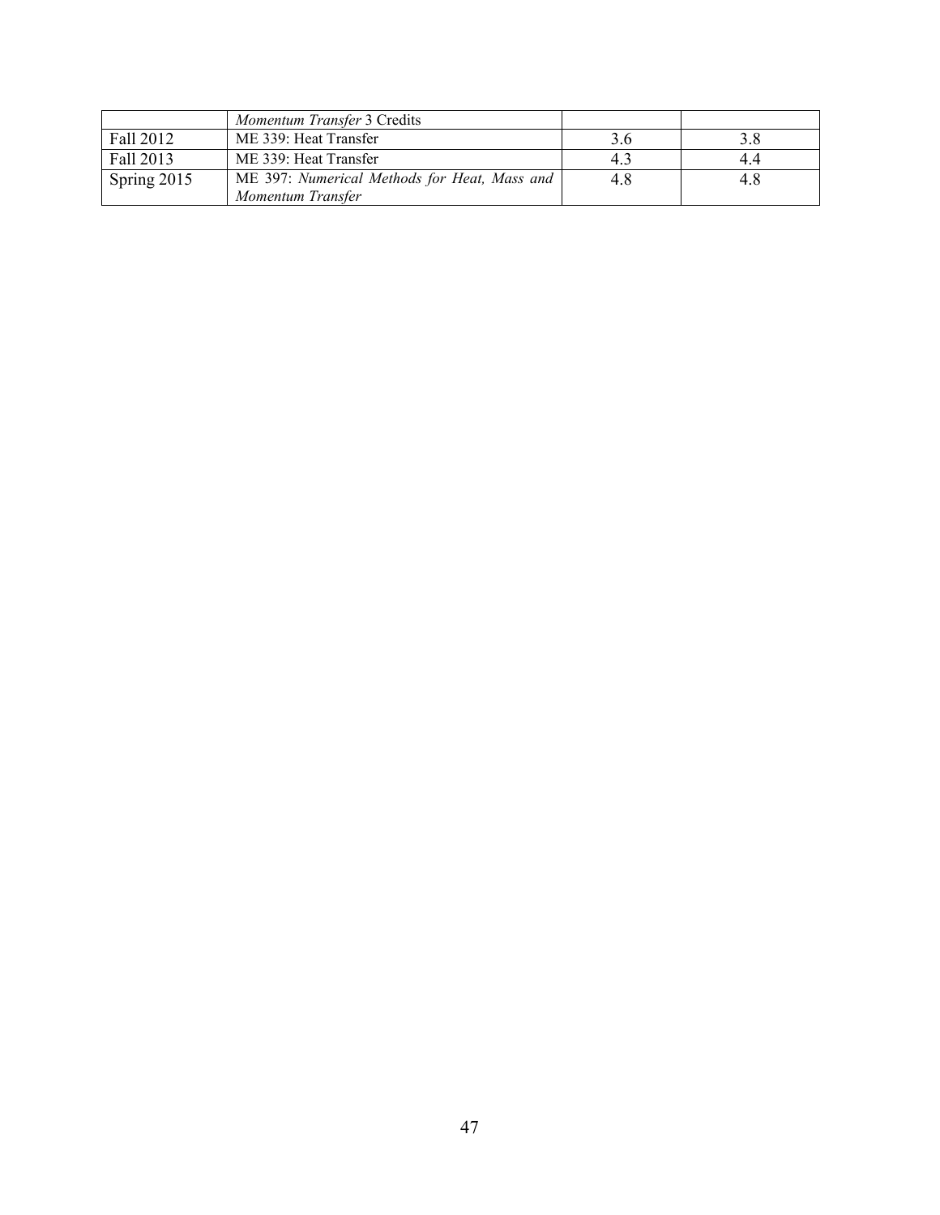| | | | |
|---|---|---|---|
| | *Momentum Transfer* 3 Credits | | |
| Fall 2012 | ME 339: Heat Transfer | 3.6 | 3.8 |
| Fall 2013 | ME 339: Heat Transfer | 4.3 | 4.4 |
| Spring 2015 | ME 397: *Numerical Methods for Heat, Mass and Momentum Transfer* | 4.8 | 4.8 |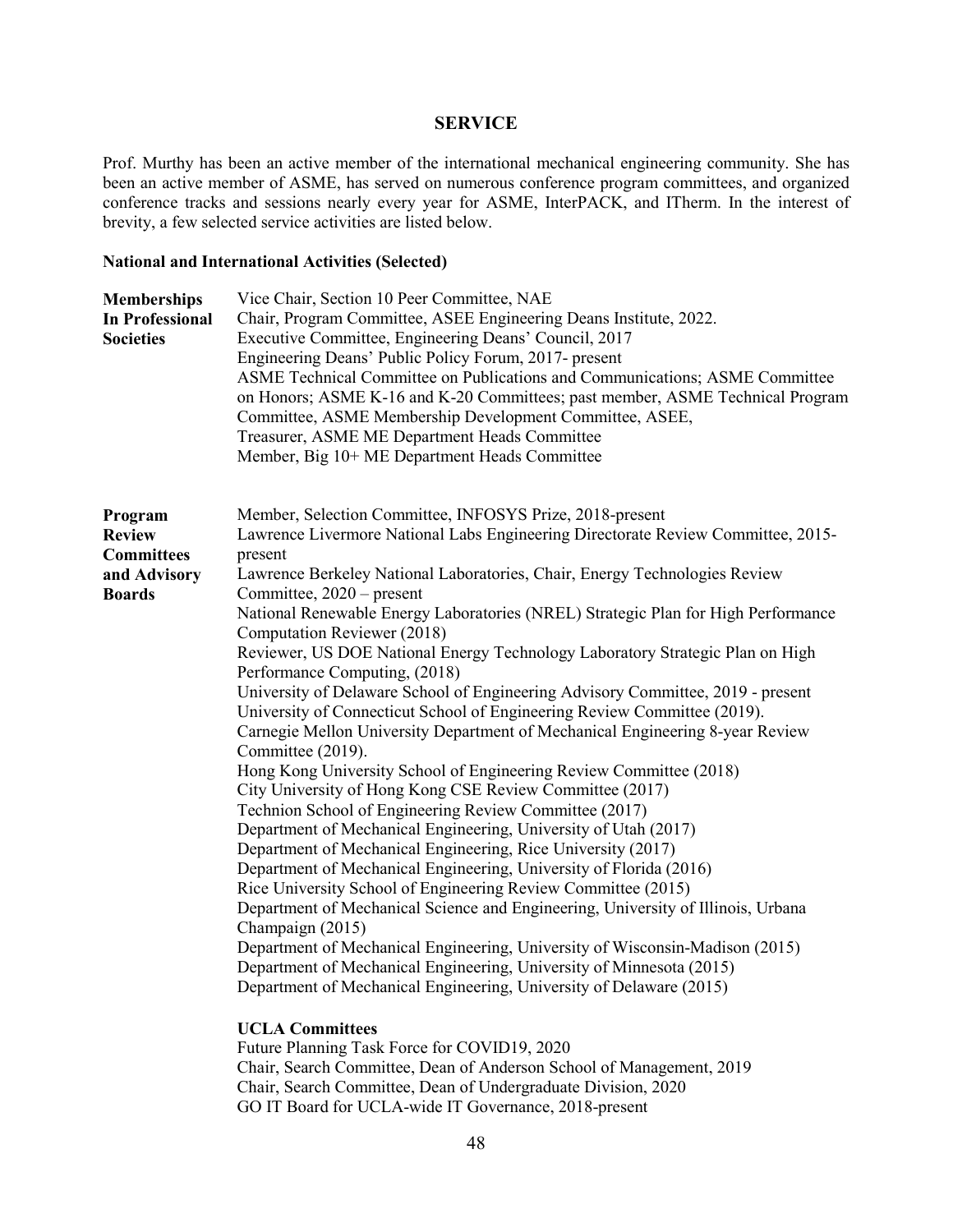## SERVICE

Prof. Murthy has been an active member of the international mechanical engineering community. She has been an active member of ASME, has served on numerous conference program committees, and organized conference tracks and sessions nearly every year for ASME, InterPACK, and ITherm. In the interest of brevity, a few selected service activities are listed below.

### National and International Activities (Selected)

**Memberships In Professional Societies**

Vice Chair, Section 10 Peer Committee, NAE
Chair, Program Committee, ASEE Engineering Deans Institute, 2022.
Executive Committee, Engineering Deans' Council, 2017
Engineering Deans' Public Policy Forum, 2017- present
ASME Technical Committee on Publications and Communications; ASME Committee on Honors; ASME K-16 and K-20 Committees; past member, ASME Technical Program Committee, ASME Membership Development Committee, ASEE,
Treasurer, ASME ME Department Heads Committee
Member, Big 10+ ME Department Heads Committee

**Program Review Committees and Advisory Boards**

Member, Selection Committee, INFOSYS Prize, 2018-present
Lawrence Livermore National Labs Engineering Directorate Review Committee, 2015-present
Lawrence Berkeley National Laboratories, Chair, Energy Technologies Review Committee, 2020 – present
National Renewable Energy Laboratories (NREL) Strategic Plan for High Performance Computation Reviewer (2018)
Reviewer, US DOE National Energy Technology Laboratory Strategic Plan on High Performance Computing, (2018)
University of Delaware School of Engineering Advisory Committee, 2019 - present
University of Connecticut School of Engineering Review Committee (2019).
Carnegie Mellon University Department of Mechanical Engineering 8-year Review Committee (2019).
Hong Kong University School of Engineering Review Committee (2018)
City University of Hong Kong CSE Review Committee (2017)
Technion School of Engineering Review Committee (2017)
Department of Mechanical Engineering, University of Utah (2017)
Department of Mechanical Engineering, Rice University (2017)
Department of Mechanical Engineering, University of Florida (2016)
Rice University School of Engineering Review Committee (2015)
Department of Mechanical Science and Engineering, University of Illinois, Urbana Champaign (2015)
Department of Mechanical Engineering, University of Wisconsin-Madison (2015)
Department of Mechanical Engineering, University of Minnesota (2015)
Department of Mechanical Engineering, University of Delaware (2015)

**UCLA Committees**

Future Planning Task Force for COVID19, 2020
Chair, Search Committee, Dean of Anderson School of Management, 2019
Chair, Search Committee, Dean of Undergraduate Division, 2020
GO IT Board for UCLA-wide IT Governance, 2018-present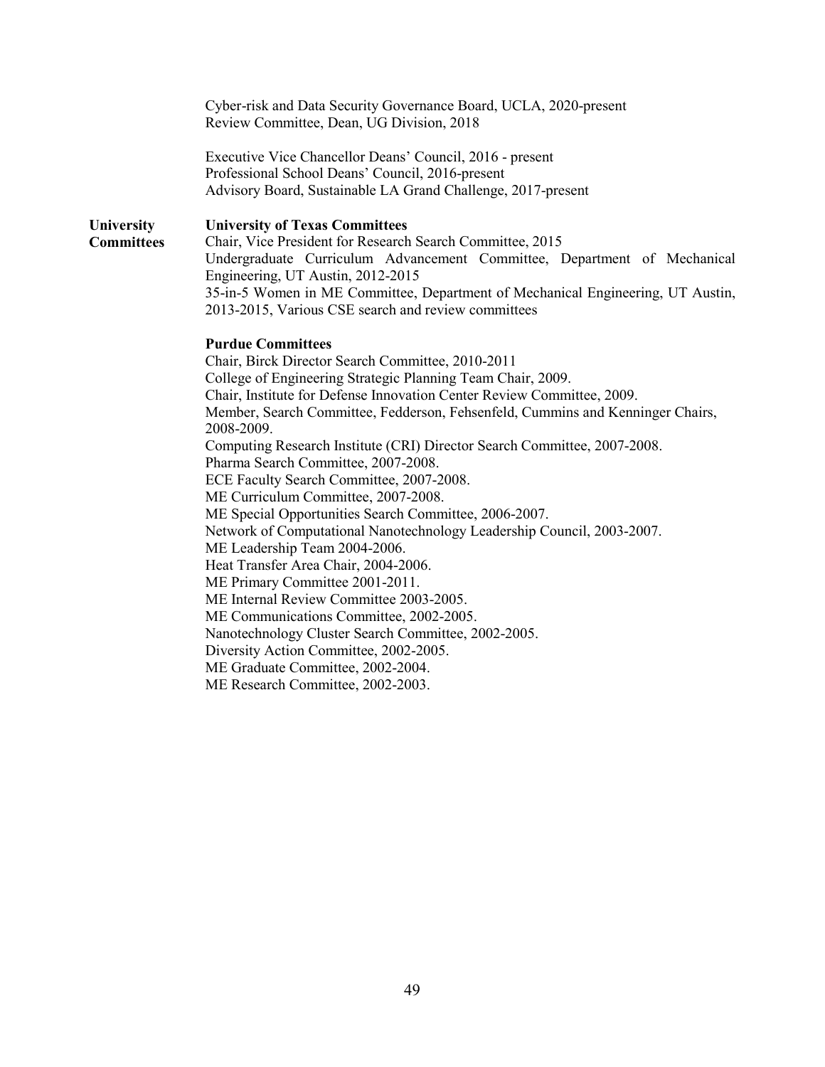Cyber-risk and Data Security Governance Board, UCLA, 2020-present
Review Committee, Dean, UG Division, 2018

Executive Vice Chancellor Deans' Council, 2016 - present
Professional School Deans' Council, 2016-present
Advisory Board, Sustainable LA Grand Challenge, 2017-present

**University Committees**

**University of Texas Committees**

Chair, Vice President for Research Search Committee, 2015
Undergraduate Curriculum Advancement Committee, Department of Mechanical Engineering, UT Austin, 2012-2015
35-in-5 Women in ME Committee, Department of Mechanical Engineering, UT Austin, 2013-2015, Various CSE search and review committees

**Purdue Committees**

Chair, Birck Director Search Committee, 2010-2011
College of Engineering Strategic Planning Team Chair, 2009.
Chair, Institute for Defense Innovation Center Review Committee, 2009.
Member, Search Committee, Fedderson, Fehsenfeld, Cummins and Kenninger Chairs, 2008-2009.
Computing Research Institute (CRI) Director Search Committee, 2007-2008.
Pharma Search Committee, 2007-2008.
ECE Faculty Search Committee, 2007-2008.
ME Curriculum Committee, 2007-2008.
ME Special Opportunities Search Committee, 2006-2007.
Network of Computational Nanotechnology Leadership Council, 2003-2007.
ME Leadership Team 2004-2006.
Heat Transfer Area Chair, 2004-2006.
ME Primary Committee 2001-2011.
ME Internal Review Committee 2003-2005.
ME Communications Committee, 2002-2005.
Nanotechnology Cluster Search Committee, 2002-2005.
Diversity Action Committee, 2002-2005.
ME Graduate Committee, 2002-2004.
ME Research Committee, 2002-2003.